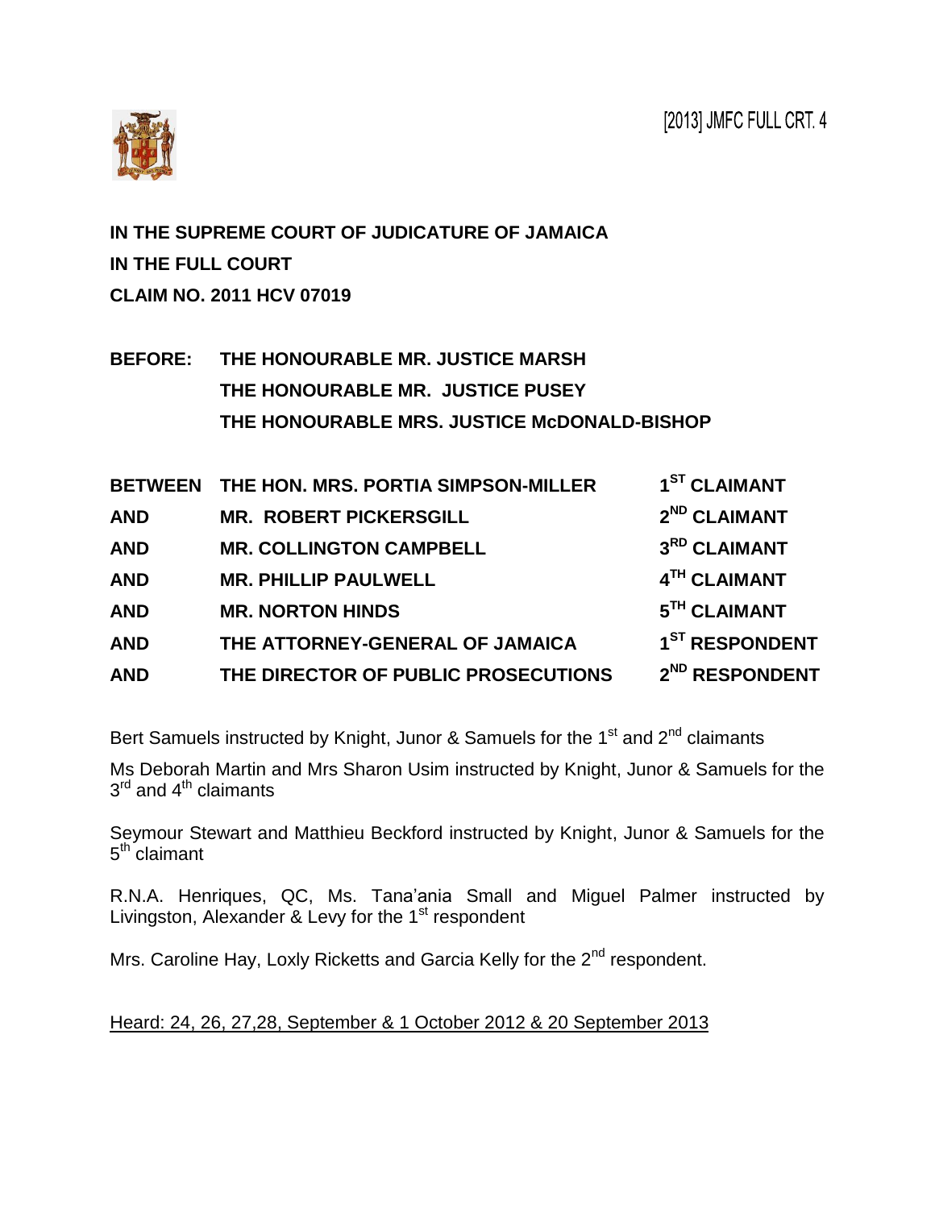[2013] JMFC FULL CRT. 4

**IN THE SUPREME COURT OF JUDICATURE OF JAMAICA**

**IN THE FULL COURT**

**CLAIM NO. 2011 HCV 07019**

**BEFORE: THE HONOURABLE MR. JUSTICE MARSH**
**THE HONOURABLE MR. JUSTICE PUSEY**
**THE HONOURABLE MRS. JUSTICE McDONALD-BISHOP**

| | | |
|---|---|---|
| **BETWEEN** | **THE HON. MRS. PORTIA SIMPSON-MILLER** | **1ST CLAIMANT** |
| **AND** | **MR. ROBERT PICKERSGILL** | **2ND CLAIMANT** |
| **AND** | **MR. COLLINGTON CAMPBELL** | **3RD CLAIMANT** |
| **AND** | **MR. PHILLIP PAULWELL** | **4TH CLAIMANT** |
| **AND** | **MR. NORTON HINDS** | **5TH CLAIMANT** |
| **AND** | **THE ATTORNEY-GENERAL OF JAMAICA** | **1ST RESPONDENT** |
| **AND** | **THE DIRECTOR OF PUBLIC PROSECUTIONS** | **2ND RESPONDENT** |

Bert Samuels instructed by Knight, Junor & Samuels for the 1st and 2nd claimants

Ms Deborah Martin and Mrs Sharon Usim instructed by Knight, Junor & Samuels for the 3rd and 4th claimants

Seymour Stewart and Matthieu Beckford instructed by Knight, Junor & Samuels for the 5th claimant

R.N.A. Henriques, QC, Ms. Tana'ania Small and Miguel Palmer instructed by Livingston, Alexander & Levy for the 1st respondent

Mrs. Caroline Hay, Loxly Ricketts and Garcia Kelly for the 2nd respondent.

Heard: 24, 26, 27,28, September & 1 October 2012 & 20 September 2013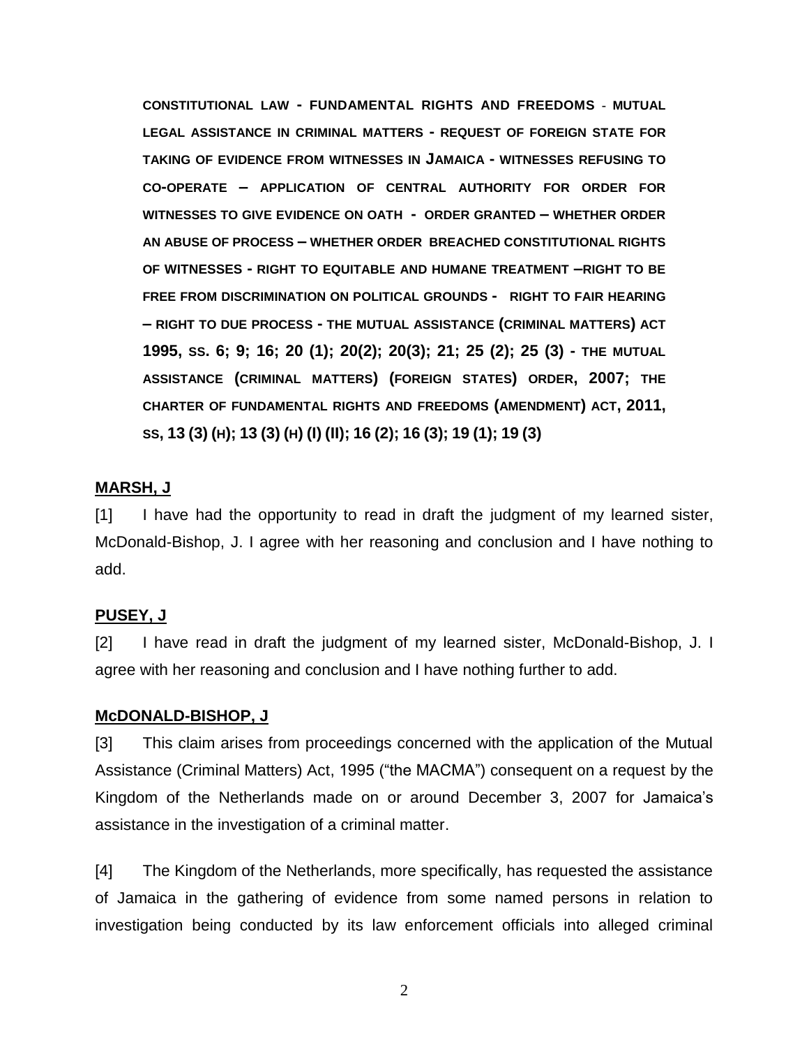**CONSTITUTIONAL LAW - FUNDAMENTAL RIGHTS AND FREEDOMS - MUTUAL LEGAL ASSISTANCE IN CRIMINAL MATTERS - REQUEST OF FOREIGN STATE FOR TAKING OF EVIDENCE FROM WITNESSES IN JAMAICA - WITNESSES REFUSING TO CO-OPERATE – APPLICATION OF CENTRAL AUTHORITY FOR ORDER FOR WITNESSES TO GIVE EVIDENCE ON OATH - ORDER GRANTED – WHETHER ORDER AN ABUSE OF PROCESS – WHETHER ORDER BREACHED CONSTITUTIONAL RIGHTS OF WITNESSES - RIGHT TO EQUITABLE AND HUMANE TREATMENT –RIGHT TO BE FREE FROM DISCRIMINATION ON POLITICAL GROUNDS - RIGHT TO FAIR HEARING – RIGHT TO DUE PROCESS - THE MUTUAL ASSISTANCE (CRIMINAL MATTERS) ACT 1995, SS. 6; 9; 16; 20 (1); 20(2); 20(3); 21; 25 (2); 25 (3) - THE MUTUAL ASSISTANCE (CRIMINAL MATTERS) (FOREIGN STATES) ORDER, 2007; THE CHARTER OF FUNDAMENTAL RIGHTS AND FREEDOMS (AMENDMENT) ACT, 2011, SS, 13 (3) (H); 13 (3) (H) (I) (II); 16 (2); 16 (3); 19 (1); 19 (3)**

## MARSH, J

[1] I have had the opportunity to read in draft the judgment of my learned sister, McDonald-Bishop, J. I agree with her reasoning and conclusion and I have nothing to add.

## PUSEY, J

[2] I have read in draft the judgment of my learned sister, McDonald-Bishop, J. I agree with her reasoning and conclusion and I have nothing further to add.

## McDONALD-BISHOP, J

[3] This claim arises from proceedings concerned with the application of the Mutual Assistance (Criminal Matters) Act, 1995 ("the MACMA") consequent on a request by the Kingdom of the Netherlands made on or around December 3, 2007 for Jamaica's assistance in the investigation of a criminal matter.

[4] The Kingdom of the Netherlands, more specifically, has requested the assistance of Jamaica in the gathering of evidence from some named persons in relation to investigation being conducted by its law enforcement officials into alleged criminal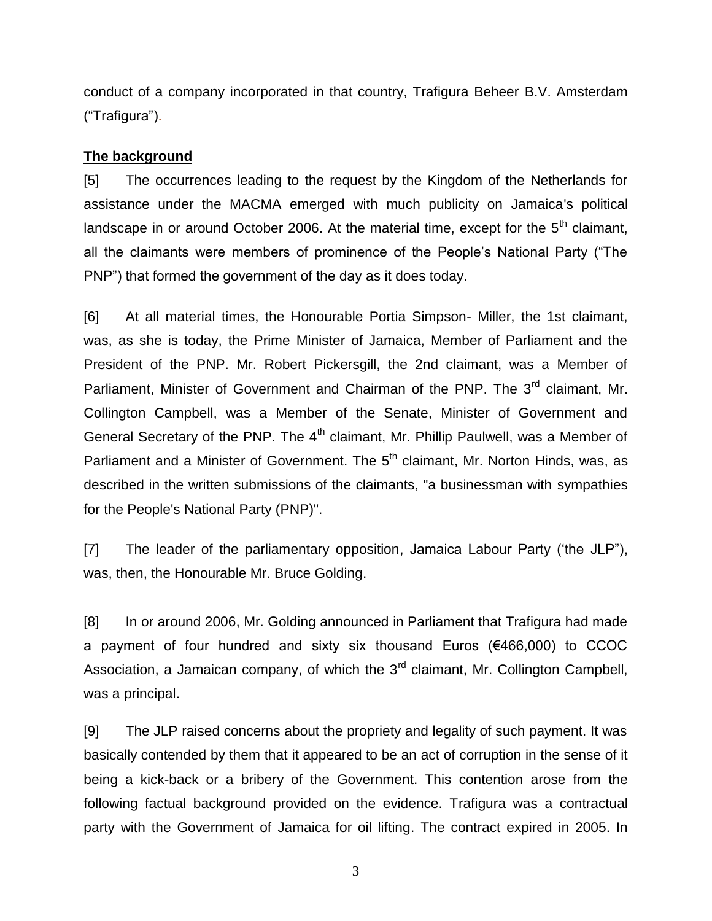conduct of a company incorporated in that country, Trafigura Beheer B.V. Amsterdam ("Trafigura").

**The background**

[5] The occurrences leading to the request by the Kingdom of the Netherlands for assistance under the MACMA emerged with much publicity on Jamaica's political landscape in or around October 2006. At the material time, except for the 5th claimant, all the claimants were members of prominence of the People's National Party ("The PNP") that formed the government of the day as it does today.

[6] At all material times, the Honourable Portia Simpson- Miller, the 1st claimant, was, as she is today, the Prime Minister of Jamaica, Member of Parliament and the President of the PNP. Mr. Robert Pickersgill, the 2nd claimant, was a Member of Parliament, Minister of Government and Chairman of the PNP. The 3rd claimant, Mr. Collington Campbell, was a Member of the Senate, Minister of Government and General Secretary of the PNP. The 4th claimant, Mr. Phillip Paulwell, was a Member of Parliament and a Minister of Government. The 5th claimant, Mr. Norton Hinds, was, as described in the written submissions of the claimants, "a businessman with sympathies for the People's National Party (PNP)".

[7] The leader of the parliamentary opposition, Jamaica Labour Party ('the JLP"), was, then, the Honourable Mr. Bruce Golding.

[8] In or around 2006, Mr. Golding announced in Parliament that Trafigura had made a payment of four hundred and sixty six thousand Euros (€466,000) to CCOC Association, a Jamaican company, of which the 3rd claimant, Mr. Collington Campbell, was a principal.

[9] The JLP raised concerns about the propriety and legality of such payment. It was basically contended by them that it appeared to be an act of corruption in the sense of it being a kick-back or a bribery of the Government. This contention arose from the following factual background provided on the evidence. Trafigura was a contractual party with the Government of Jamaica for oil lifting. The contract expired in 2005. In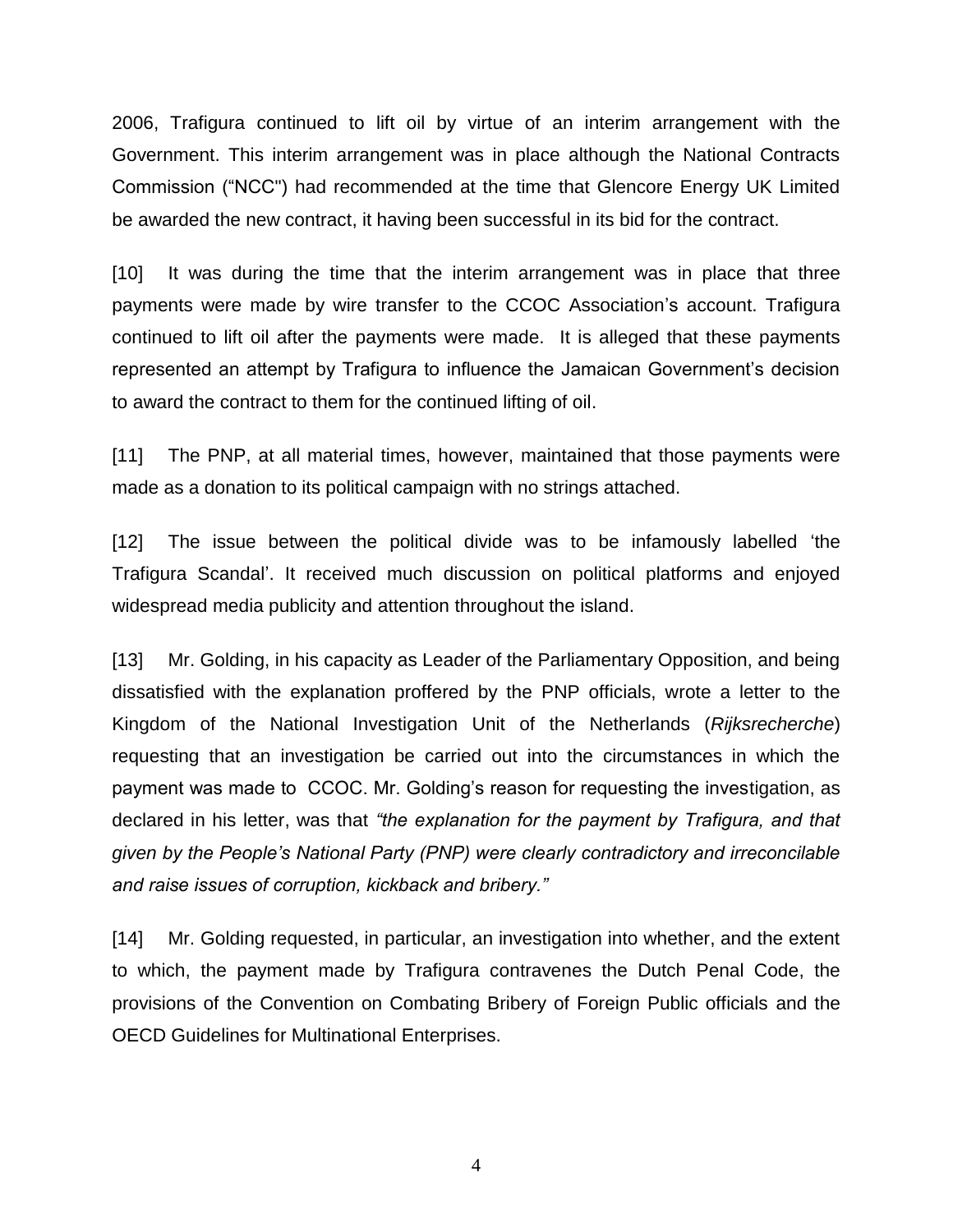2006, Trafigura continued to lift oil by virtue of an interim arrangement with the Government. This interim arrangement was in place although the National Contracts Commission ("NCC") had recommended at the time that Glencore Energy UK Limited be awarded the new contract, it having been successful in its bid for the contract.

[10] It was during the time that the interim arrangement was in place that three payments were made by wire transfer to the CCOC Association's account. Trafigura continued to lift oil after the payments were made. It is alleged that these payments represented an attempt by Trafigura to influence the Jamaican Government's decision to award the contract to them for the continued lifting of oil.

[11] The PNP, at all material times, however, maintained that those payments were made as a donation to its political campaign with no strings attached.

[12] The issue between the political divide was to be infamously labelled 'the Trafigura Scandal'. It received much discussion on political platforms and enjoyed widespread media publicity and attention throughout the island.

[13] Mr. Golding, in his capacity as Leader of the Parliamentary Opposition, and being dissatisfied with the explanation proffered by the PNP officials, wrote a letter to the Kingdom of the National Investigation Unit of the Netherlands (*Rijksrecherche*) requesting that an investigation be carried out into the circumstances in which the payment was made to CCOC. Mr. Golding's reason for requesting the investigation, as declared in his letter, was that *"the explanation for the payment by Trafigura, and that given by the People's National Party (PNP) were clearly contradictory and irreconcilable and raise issues of corruption, kickback and bribery."*

[14] Mr. Golding requested, in particular, an investigation into whether, and the extent to which, the payment made by Trafigura contravenes the Dutch Penal Code, the provisions of the Convention on Combating Bribery of Foreign Public officials and the OECD Guidelines for Multinational Enterprises.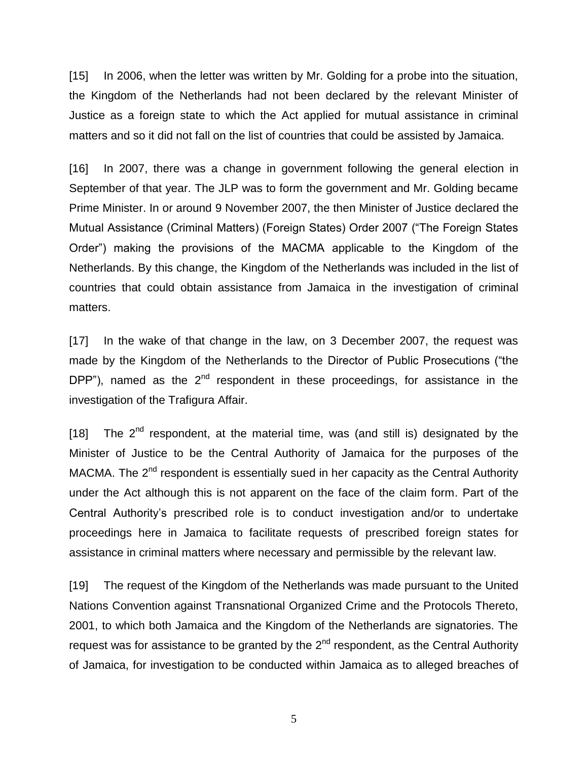[15] In 2006, when the letter was written by Mr. Golding for a probe into the situation, the Kingdom of the Netherlands had not been declared by the relevant Minister of Justice as a foreign state to which the Act applied for mutual assistance in criminal matters and so it did not fall on the list of countries that could be assisted by Jamaica.

[16] In 2007, there was a change in government following the general election in September of that year. The JLP was to form the government and Mr. Golding became Prime Minister. In or around 9 November 2007, the then Minister of Justice declared the Mutual Assistance (Criminal Matters) (Foreign States) Order 2007 ("The Foreign States Order") making the provisions of the MACMA applicable to the Kingdom of the Netherlands. By this change, the Kingdom of the Netherlands was included in the list of countries that could obtain assistance from Jamaica in the investigation of criminal matters.

[17] In the wake of that change in the law, on 3 December 2007, the request was made by the Kingdom of the Netherlands to the Director of Public Prosecutions ("the DPP"), named as the 2nd respondent in these proceedings, for assistance in the investigation of the Trafigura Affair.

[18] The 2nd respondent, at the material time, was (and still is) designated by the Minister of Justice to be the Central Authority of Jamaica for the purposes of the MACMA. The 2nd respondent is essentially sued in her capacity as the Central Authority under the Act although this is not apparent on the face of the claim form. Part of the Central Authority's prescribed role is to conduct investigation and/or to undertake proceedings here in Jamaica to facilitate requests of prescribed foreign states for assistance in criminal matters where necessary and permissible by the relevant law.

[19] The request of the Kingdom of the Netherlands was made pursuant to the United Nations Convention against Transnational Organized Crime and the Protocols Thereto, 2001, to which both Jamaica and the Kingdom of the Netherlands are signatories. The request was for assistance to be granted by the 2nd respondent, as the Central Authority of Jamaica, for investigation to be conducted within Jamaica as to alleged breaches of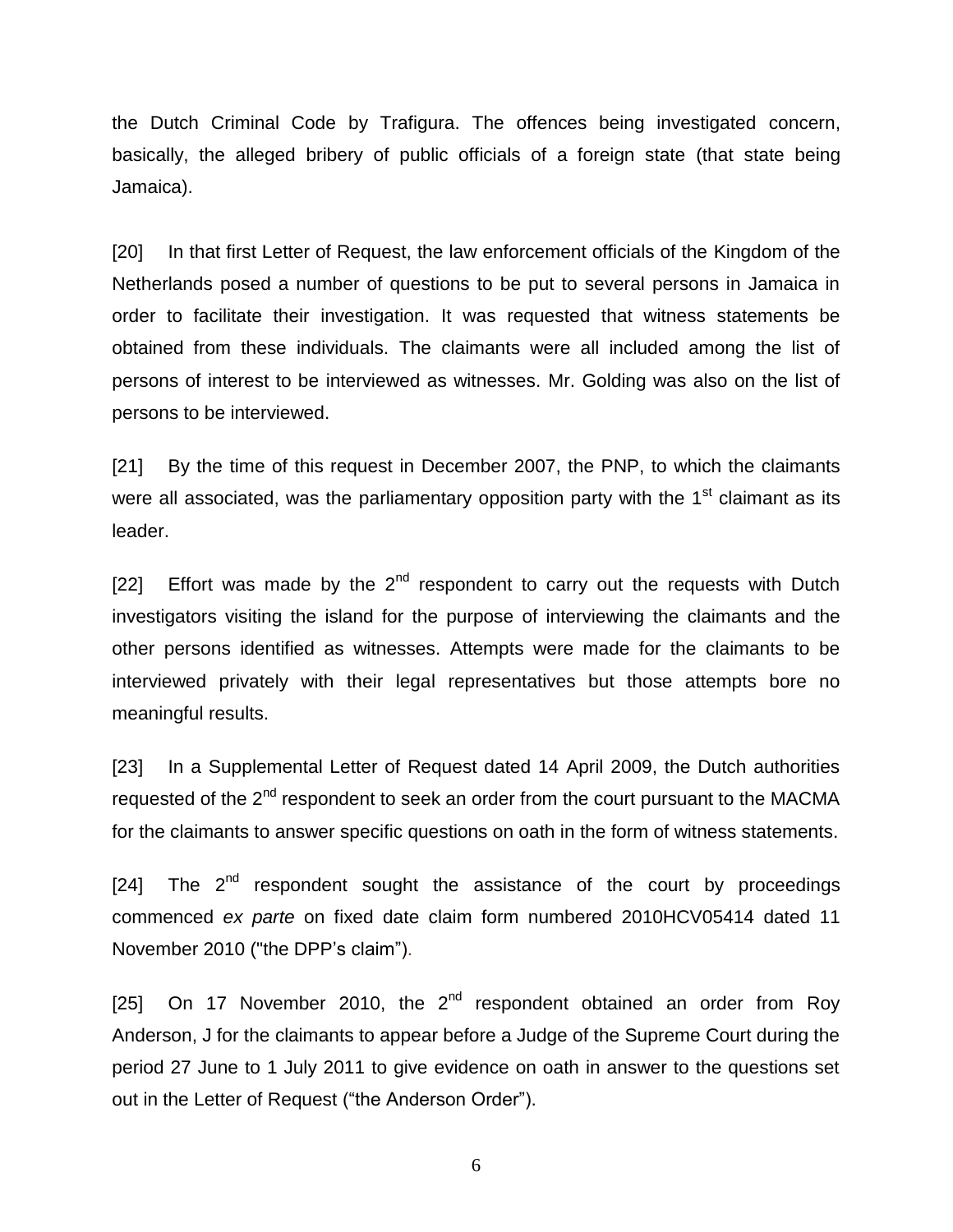the Dutch Criminal Code by Trafigura. The offences being investigated concern, basically, the alleged bribery of public officials of a foreign state (that state being Jamaica).

[20] In that first Letter of Request, the law enforcement officials of the Kingdom of the Netherlands posed a number of questions to be put to several persons in Jamaica in order to facilitate their investigation. It was requested that witness statements be obtained from these individuals. The claimants were all included among the list of persons of interest to be interviewed as witnesses. Mr. Golding was also on the list of persons to be interviewed.

[21] By the time of this request in December 2007, the PNP, to which the claimants were all associated, was the parliamentary opposition party with the 1st claimant as its leader.

[22] Effort was made by the 2nd respondent to carry out the requests with Dutch investigators visiting the island for the purpose of interviewing the claimants and the other persons identified as witnesses. Attempts were made for the claimants to be interviewed privately with their legal representatives but those attempts bore no meaningful results.

[23] In a Supplemental Letter of Request dated 14 April 2009, the Dutch authorities requested of the 2nd respondent to seek an order from the court pursuant to the MACMA for the claimants to answer specific questions on oath in the form of witness statements.

[24] The 2nd respondent sought the assistance of the court by proceedings commenced *ex parte* on fixed date claim form numbered 2010HCV05414 dated 11 November 2010 ("the DPP's claim").

[25] On 17 November 2010, the 2nd respondent obtained an order from Roy Anderson, J for the claimants to appear before a Judge of the Supreme Court during the period 27 June to 1 July 2011 to give evidence on oath in answer to the questions set out in the Letter of Request ("the Anderson Order").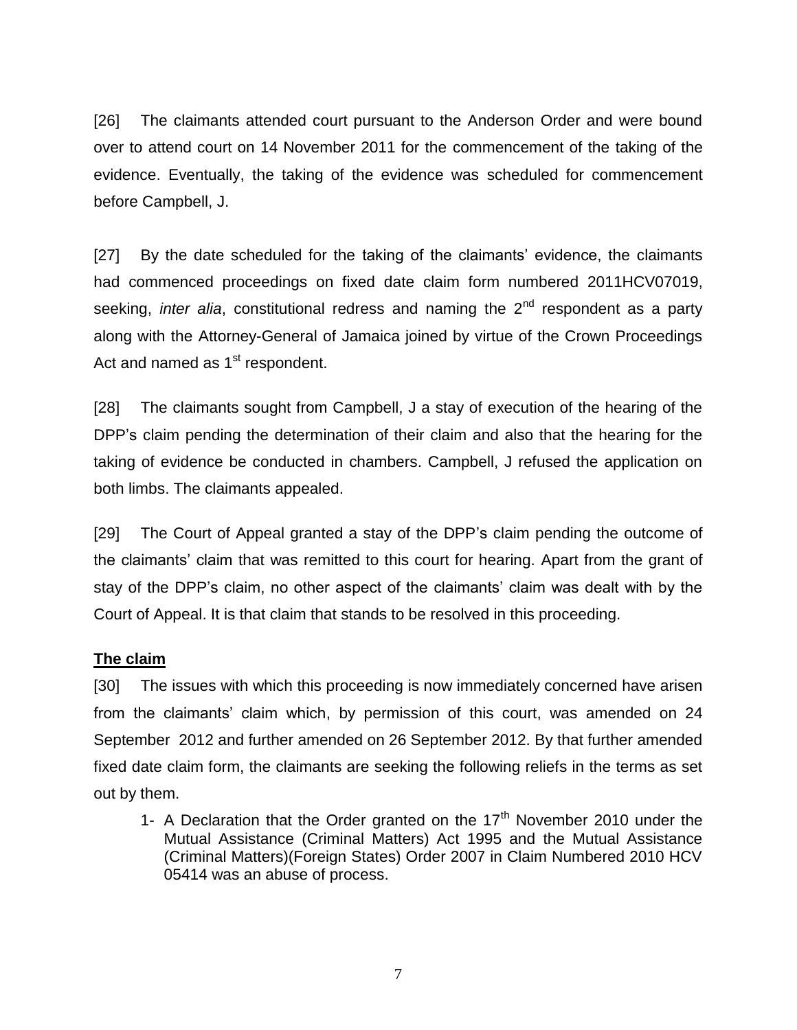[26] The claimants attended court pursuant to the Anderson Order and were bound over to attend court on 14 November 2011 for the commencement of the taking of the evidence. Eventually, the taking of the evidence was scheduled for commencement before Campbell, J.

[27] By the date scheduled for the taking of the claimants' evidence, the claimants had commenced proceedings on fixed date claim form numbered 2011HCV07019, seeking, *inter alia*, constitutional redress and naming the 2nd respondent as a party along with the Attorney-General of Jamaica joined by virtue of the Crown Proceedings Act and named as 1st respondent.

[28] The claimants sought from Campbell, J a stay of execution of the hearing of the DPP's claim pending the determination of their claim and also that the hearing for the taking of evidence be conducted in chambers. Campbell, J refused the application on both limbs. The claimants appealed.

[29] The Court of Appeal granted a stay of the DPP's claim pending the outcome of the claimants' claim that was remitted to this court for hearing. Apart from the grant of stay of the DPP's claim, no other aspect of the claimants' claim was dealt with by the Court of Appeal. It is that claim that stands to be resolved in this proceeding.

**The claim**

[30] The issues with which this proceeding is now immediately concerned have arisen from the claimants' claim which, by permission of this court, was amended on 24 September 2012 and further amended on 26 September 2012. By that further amended fixed date claim form, the claimants are seeking the following reliefs in the terms as set out by them.

1- A Declaration that the Order granted on the 17th November 2010 under the Mutual Assistance (Criminal Matters) Act 1995 and the Mutual Assistance (Criminal Matters)(Foreign States) Order 2007 in Claim Numbered 2010 HCV 05414 was an abuse of process.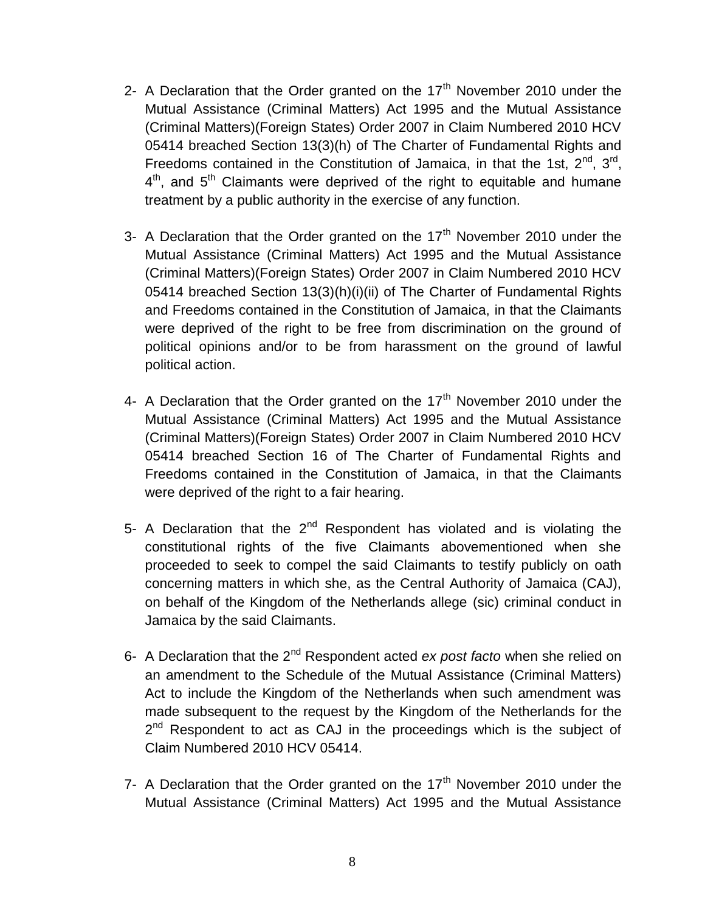2- A Declaration that the Order granted on the 17th November 2010 under the Mutual Assistance (Criminal Matters) Act 1995 and the Mutual Assistance (Criminal Matters)(Foreign States) Order 2007 in Claim Numbered 2010 HCV 05414 breached Section 13(3)(h) of The Charter of Fundamental Rights and Freedoms contained in the Constitution of Jamaica, in that the 1st, 2nd, 3rd, 4th, and 5th Claimants were deprived of the right to equitable and humane treatment by a public authority in the exercise of any function.

3- A Declaration that the Order granted on the 17th November 2010 under the Mutual Assistance (Criminal Matters) Act 1995 and the Mutual Assistance (Criminal Matters)(Foreign States) Order 2007 in Claim Numbered 2010 HCV 05414 breached Section 13(3)(h)(i)(ii) of The Charter of Fundamental Rights and Freedoms contained in the Constitution of Jamaica, in that the Claimants were deprived of the right to be free from discrimination on the ground of political opinions and/or to be from harassment on the ground of lawful political action.

4- A Declaration that the Order granted on the 17th November 2010 under the Mutual Assistance (Criminal Matters) Act 1995 and the Mutual Assistance (Criminal Matters)(Foreign States) Order 2007 in Claim Numbered 2010 HCV 05414 breached Section 16 of The Charter of Fundamental Rights and Freedoms contained in the Constitution of Jamaica, in that the Claimants were deprived of the right to a fair hearing.

5- A Declaration that the 2nd Respondent has violated and is violating the constitutional rights of the five Claimants abovementioned when she proceeded to seek to compel the said Claimants to testify publicly on oath concerning matters in which she, as the Central Authority of Jamaica (CAJ), on behalf of the Kingdom of the Netherlands allege (sic) criminal conduct in Jamaica by the said Claimants.

6- A Declaration that the 2nd Respondent acted *ex post facto* when she relied on an amendment to the Schedule of the Mutual Assistance (Criminal Matters) Act to include the Kingdom of the Netherlands when such amendment was made subsequent to the request by the Kingdom of the Netherlands for the 2nd Respondent to act as CAJ in the proceedings which is the subject of Claim Numbered 2010 HCV 05414.

7- A Declaration that the Order granted on the 17th November 2010 under the Mutual Assistance (Criminal Matters) Act 1995 and the Mutual Assistance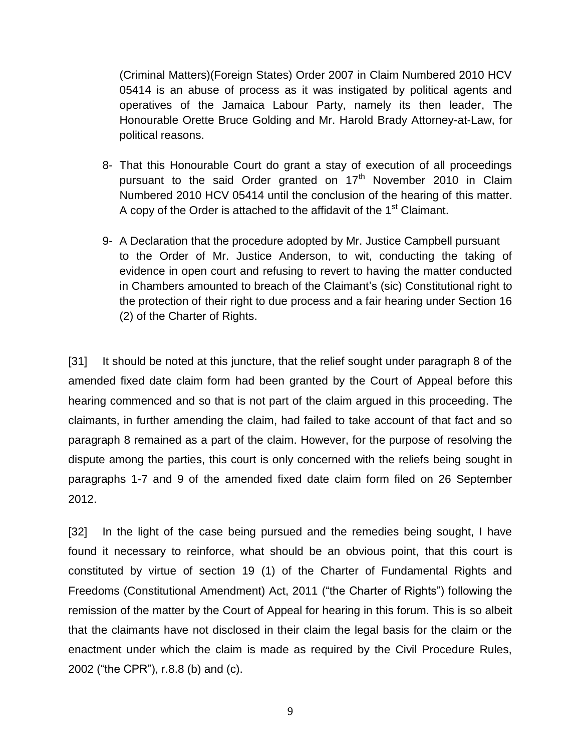(Criminal Matters)(Foreign States) Order 2007 in Claim Numbered 2010 HCV 05414 is an abuse of process as it was instigated by political agents and operatives of the Jamaica Labour Party, namely its then leader, The Honourable Orette Bruce Golding and Mr. Harold Brady Attorney-at-Law, for political reasons.

8- That this Honourable Court do grant a stay of execution of all proceedings pursuant to the said Order granted on 17th November 2010 in Claim Numbered 2010 HCV 05414 until the conclusion of the hearing of this matter. A copy of the Order is attached to the affidavit of the 1st Claimant.

9- A Declaration that the procedure adopted by Mr. Justice Campbell pursuant to the Order of Mr. Justice Anderson, to wit, conducting the taking of evidence in open court and refusing to revert to having the matter conducted in Chambers amounted to breach of the Claimant's (sic) Constitutional right to the protection of their right to due process and a fair hearing under Section 16 (2) of the Charter of Rights.

[31] It should be noted at this juncture, that the relief sought under paragraph 8 of the amended fixed date claim form had been granted by the Court of Appeal before this hearing commenced and so that is not part of the claim argued in this proceeding. The claimants, in further amending the claim, had failed to take account of that fact and so paragraph 8 remained as a part of the claim. However, for the purpose of resolving the dispute among the parties, this court is only concerned with the reliefs being sought in paragraphs 1-7 and 9 of the amended fixed date claim form filed on 26 September 2012.

[32] In the light of the case being pursued and the remedies being sought, I have found it necessary to reinforce, what should be an obvious point, that this court is constituted by virtue of section 19 (1) of the Charter of Fundamental Rights and Freedoms (Constitutional Amendment) Act, 2011 ("the Charter of Rights") following the remission of the matter by the Court of Appeal for hearing in this forum. This is so albeit that the claimants have not disclosed in their claim the legal basis for the claim or the enactment under which the claim is made as required by the Civil Procedure Rules, 2002 ("the CPR"), r.8.8 (b) and (c).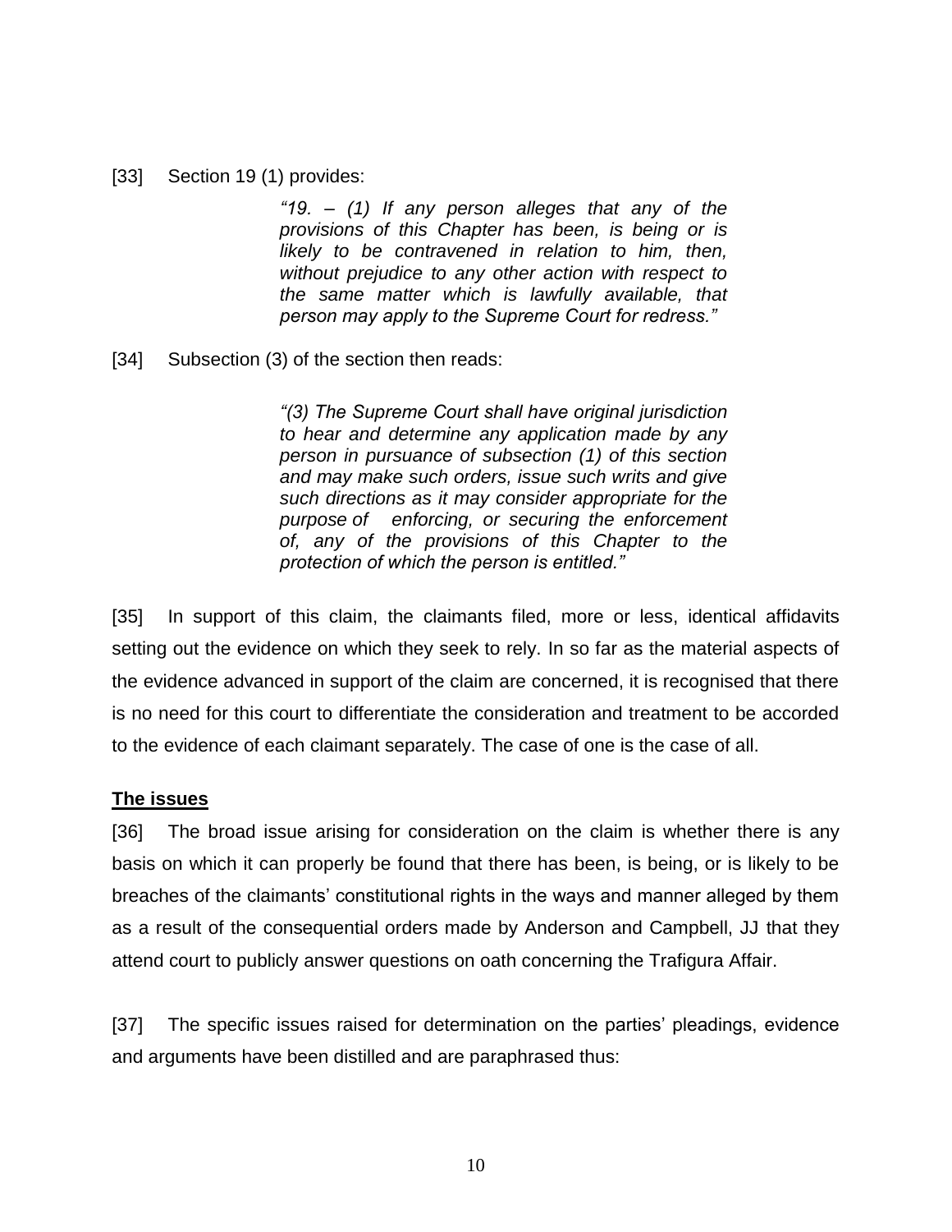[33] Section 19 (1) provides:

> *"19. – (1) If any person alleges that any of the provisions of this Chapter has been, is being or is likely to be contravened in relation to him, then, without prejudice to any other action with respect to the same matter which is lawfully available, that person may apply to the Supreme Court for redress."*

[34] Subsection (3) of the section then reads:

> *"(3) The Supreme Court shall have original jurisdiction to hear and determine any application made by any person in pursuance of subsection (1) of this section and may make such orders, issue such writs and give such directions as it may consider appropriate for the purpose of enforcing, or securing the enforcement of, any of the provisions of this Chapter to the protection of which the person is entitled."*

[35] In support of this claim, the claimants filed, more or less, identical affidavits setting out the evidence on which they seek to rely. In so far as the material aspects of the evidence advanced in support of the claim are concerned, it is recognised that there is no need for this court to differentiate the consideration and treatment to be accorded to the evidence of each claimant separately. The case of one is the case of all.

**The issues**

[36] The broad issue arising for consideration on the claim is whether there is any basis on which it can properly be found that there has been, is being, or is likely to be breaches of the claimants' constitutional rights in the ways and manner alleged by them as a result of the consequential orders made by Anderson and Campbell, JJ that they attend court to publicly answer questions on oath concerning the Trafigura Affair.

[37] The specific issues raised for determination on the parties' pleadings, evidence and arguments have been distilled and are paraphrased thus: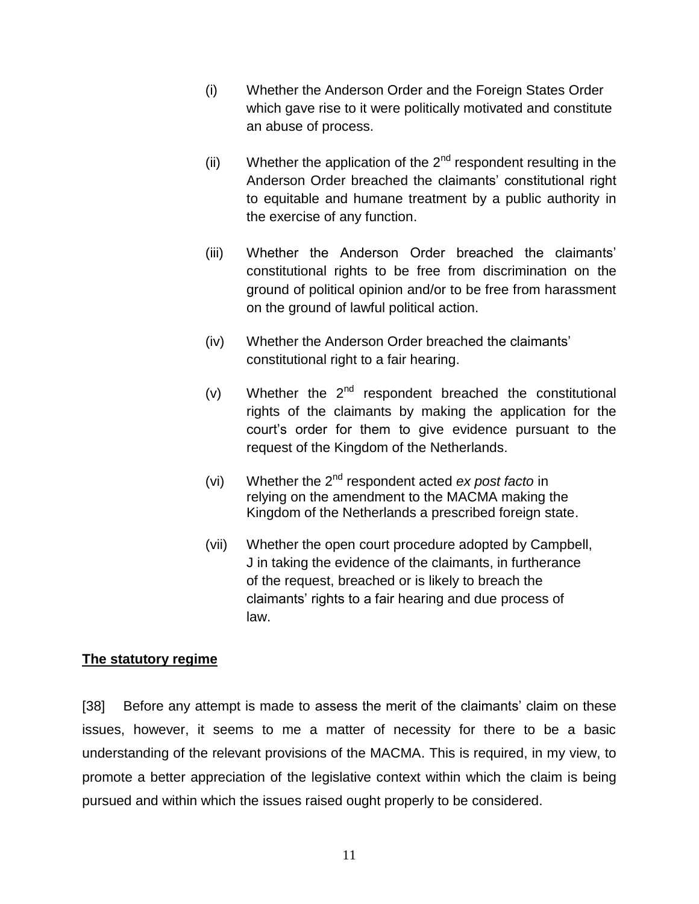(i) Whether the Anderson Order and the Foreign States Order which gave rise to it were politically motivated and constitute an abuse of process.

(ii) Whether the application of the 2nd respondent resulting in the Anderson Order breached the claimants' constitutional right to equitable and humane treatment by a public authority in the exercise of any function.

(iii) Whether the Anderson Order breached the claimants' constitutional rights to be free from discrimination on the ground of political opinion and/or to be free from harassment on the ground of lawful political action.

(iv) Whether the Anderson Order breached the claimants' constitutional right to a fair hearing.

(v) Whether the 2nd respondent breached the constitutional rights of the claimants by making the application for the court's order for them to give evidence pursuant to the request of the Kingdom of the Netherlands.

(vi) Whether the 2nd respondent acted *ex post facto* in relying on the amendment to the MACMA making the Kingdom of the Netherlands a prescribed foreign state.

(vii) Whether the open court procedure adopted by Campbell, J in taking the evidence of the claimants, in furtherance of the request, breached or is likely to breach the claimants' rights to a fair hearing and due process of law.

**The statutory regime**

[38] Before any attempt is made to assess the merit of the claimants' claim on these issues, however, it seems to me a matter of necessity for there to be a basic understanding of the relevant provisions of the MACMA. This is required, in my view, to promote a better appreciation of the legislative context within which the claim is being pursued and within which the issues raised ought properly to be considered.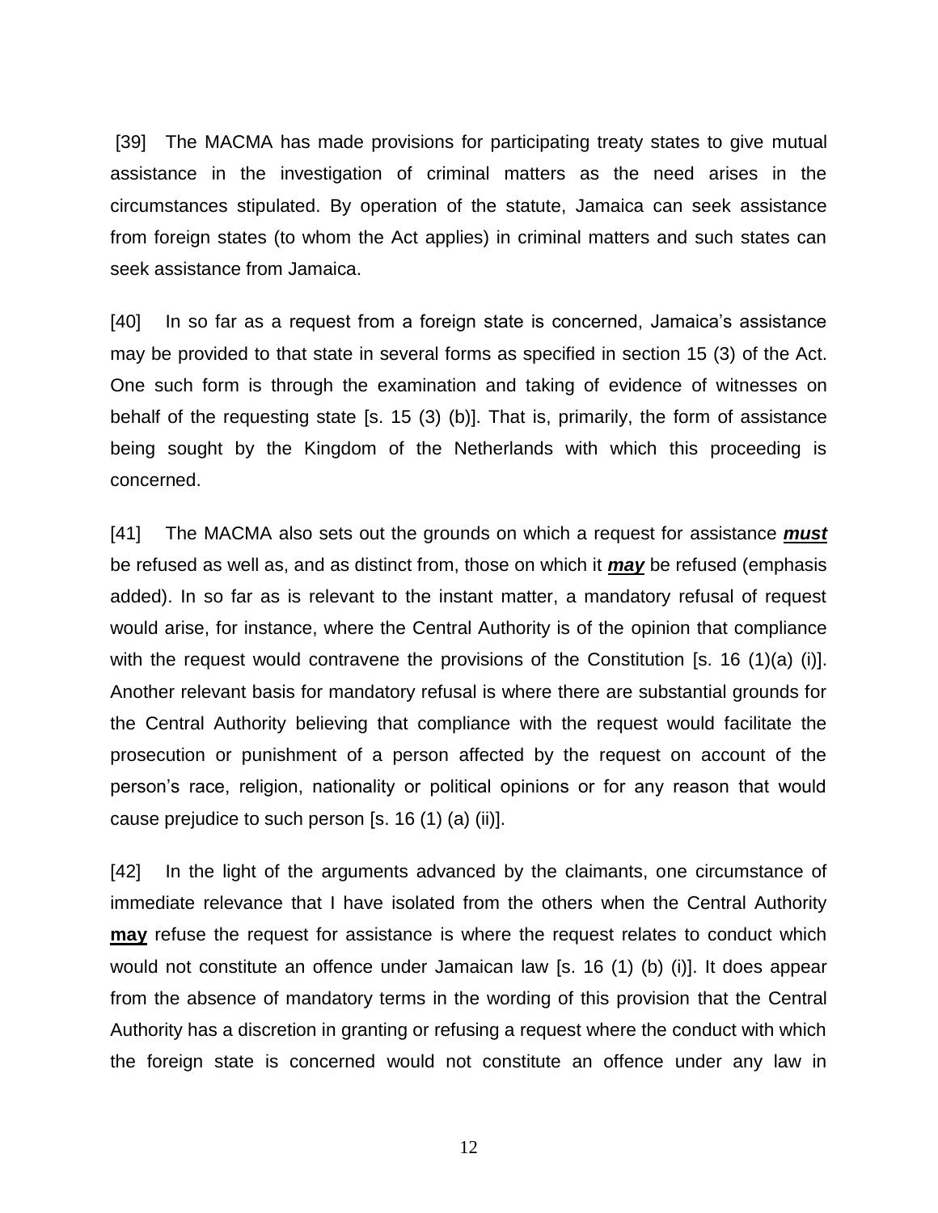[39] The MACMA has made provisions for participating treaty states to give mutual assistance in the investigation of criminal matters as the need arises in the circumstances stipulated. By operation of the statute, Jamaica can seek assistance from foreign states (to whom the Act applies) in criminal matters and such states can seek assistance from Jamaica.

[40] In so far as a request from a foreign state is concerned, Jamaica's assistance may be provided to that state in several forms as specified in section 15 (3) of the Act. One such form is through the examination and taking of evidence of witnesses on behalf of the requesting state [s. 15 (3) (b)]. That is, primarily, the form of assistance being sought by the Kingdom of the Netherlands with which this proceeding is concerned.

[41] The MACMA also sets out the grounds on which a request for assistance ***<u>must</u>*** be refused as well as, and as distinct from, those on which it ***<u>may</u>*** be refused (emphasis added). In so far as is relevant to the instant matter, a mandatory refusal of request would arise, for instance, where the Central Authority is of the opinion that compliance with the request would contravene the provisions of the Constitution [s. 16 (1)(a) (i)]. Another relevant basis for mandatory refusal is where there are substantial grounds for the Central Authority believing that compliance with the request would facilitate the prosecution or punishment of a person affected by the request on account of the person's race, religion, nationality or political opinions or for any reason that would cause prejudice to such person [s. 16 (1) (a) (ii)].

[42] In the light of the arguments advanced by the claimants, one circumstance of immediate relevance that I have isolated from the others when the Central Authority **<u>may</u>** refuse the request for assistance is where the request relates to conduct which would not constitute an offence under Jamaican law [s. 16 (1) (b) (i)]. It does appear from the absence of mandatory terms in the wording of this provision that the Central Authority has a discretion in granting or refusing a request where the conduct with which the foreign state is concerned would not constitute an offence under any law in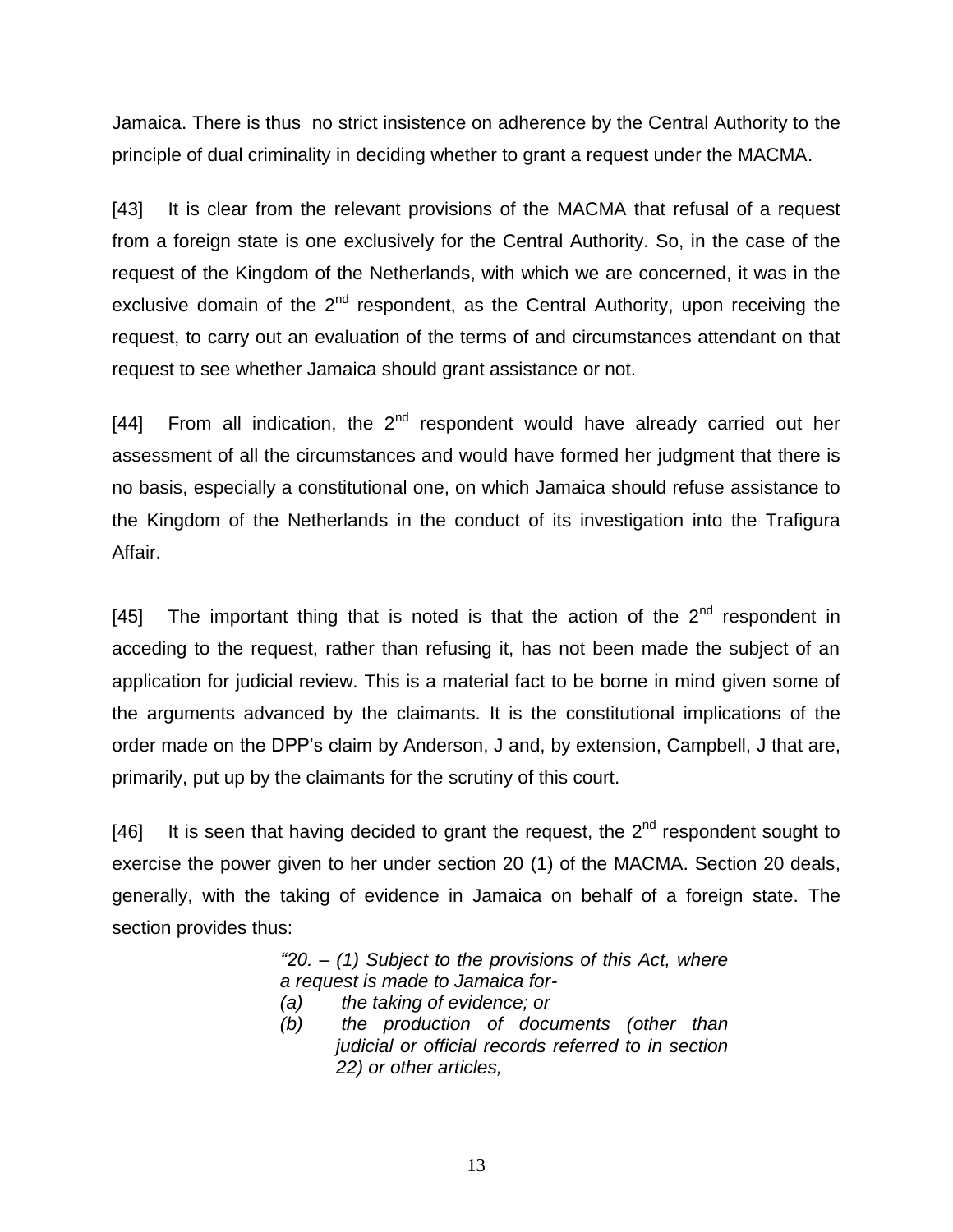Jamaica. There is thus no strict insistence on adherence by the Central Authority to the principle of dual criminality in deciding whether to grant a request under the MACMA.

[43] It is clear from the relevant provisions of the MACMA that refusal of a request from a foreign state is one exclusively for the Central Authority. So, in the case of the request of the Kingdom of the Netherlands, with which we are concerned, it was in the exclusive domain of the 2nd respondent, as the Central Authority, upon receiving the request, to carry out an evaluation of the terms of and circumstances attendant on that request to see whether Jamaica should grant assistance or not.

[44] From all indication, the 2nd respondent would have already carried out her assessment of all the circumstances and would have formed her judgment that there is no basis, especially a constitutional one, on which Jamaica should refuse assistance to the Kingdom of the Netherlands in the conduct of its investigation into the Trafigura Affair.

[45] The important thing that is noted is that the action of the 2nd respondent in acceding to the request, rather than refusing it, has not been made the subject of an application for judicial review. This is a material fact to be borne in mind given some of the arguments advanced by the claimants. It is the constitutional implications of the order made on the DPP's claim by Anderson, J and, by extension, Campbell, J that are, primarily, put up by the claimants for the scrutiny of this court.

[46] It is seen that having decided to grant the request, the 2nd respondent sought to exercise the power given to her under section 20 (1) of the MACMA. Section 20 deals, generally, with the taking of evidence in Jamaica on behalf of a foreign state. The section provides thus:

> *"20. – (1) Subject to the provisions of this Act, where a request is made to Jamaica for-*
>
> *(a) the taking of evidence; or*
>
> *(b) the production of documents (other than judicial or official records referred to in section 22) or other articles,*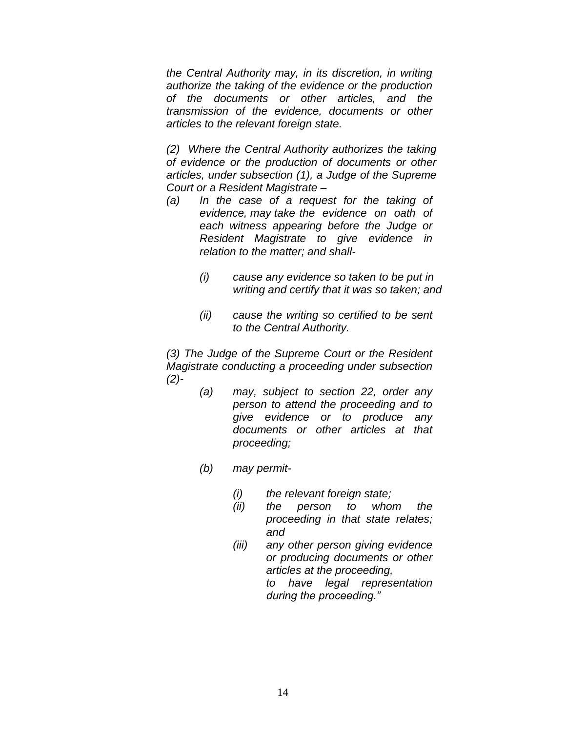*the Central Authority may, in its discretion, in writing authorize the taking of the evidence or the production of the documents or other articles, and the transmission of the evidence, documents or other articles to the relevant foreign state.*

*(2) Where the Central Authority authorizes the taking of evidence or the production of documents or other articles, under subsection (1), a Judge of the Supreme Court or a Resident Magistrate –*

*(a) In the case of a request for the taking of evidence, may take the evidence on oath of each witness appearing before the Judge or Resident Magistrate to give evidence in relation to the matter; and shall-*

*(i) cause any evidence so taken to be put in writing and certify that it was so taken; and*

*(ii) cause the writing so certified to be sent to the Central Authority.*

*(3) The Judge of the Supreme Court or the Resident Magistrate conducting a proceeding under subsection (2)-*

*(a) may, subject to section 22, order any person to attend the proceeding and to give evidence or to produce any documents or other articles at that proceeding;*

*(b) may permit-*

*(i) the relevant foreign state;*

*(ii) the person to whom the proceeding in that state relates; and*

*(iii) any other person giving evidence or producing documents or other articles at the proceeding,*

*to have legal representation during the proceeding."*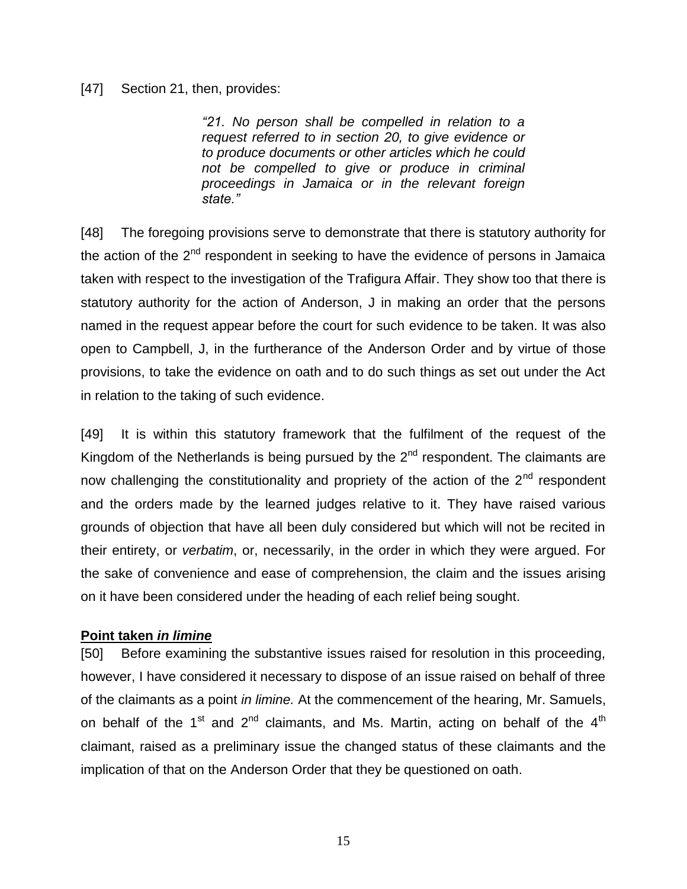[47] Section 21, then, provides:

> *"21. No person shall be compelled in relation to a request referred to in section 20, to give evidence or to produce documents or other articles which he could not be compelled to give or produce in criminal proceedings in Jamaica or in the relevant foreign state."*

[48] The foregoing provisions serve to demonstrate that there is statutory authority for the action of the 2nd respondent in seeking to have the evidence of persons in Jamaica taken with respect to the investigation of the Trafigura Affair. They show too that there is statutory authority for the action of Anderson, J in making an order that the persons named in the request appear before the court for such evidence to be taken. It was also open to Campbell, J, in the furtherance of the Anderson Order and by virtue of those provisions, to take the evidence on oath and to do such things as set out under the Act in relation to the taking of such evidence.

[49] It is within this statutory framework that the fulfilment of the request of the Kingdom of the Netherlands is being pursued by the 2nd respondent. The claimants are now challenging the constitutionality and propriety of the action of the 2nd respondent and the orders made by the learned judges relative to it. They have raised various grounds of objection that have all been duly considered but which will not be recited in their entirety, or *verbatim*, or, necessarily, in the order in which they were argued. For the sake of convenience and ease of comprehension, the claim and the issues arising on it have been considered under the heading of each relief being sought.

**Point taken *in limine***

[50] Before examining the substantive issues raised for resolution in this proceeding, however, I have considered it necessary to dispose of an issue raised on behalf of three of the claimants as a point *in limine.* At the commencement of the hearing, Mr. Samuels, on behalf of the 1st and 2nd claimants, and Ms. Martin, acting on behalf of the 4th claimant, raised as a preliminary issue the changed status of these claimants and the implication of that on the Anderson Order that they be questioned on oath.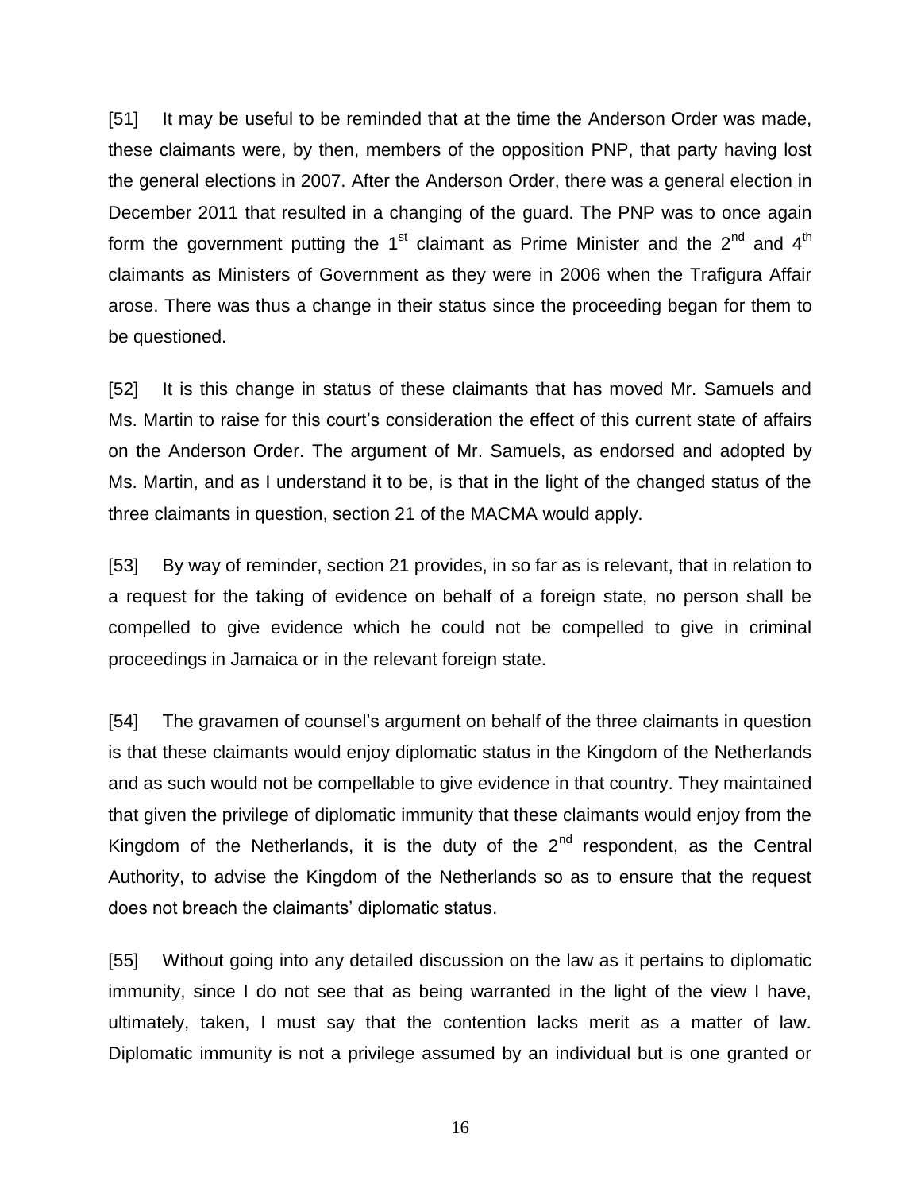[51] It may be useful to be reminded that at the time the Anderson Order was made, these claimants were, by then, members of the opposition PNP, that party having lost the general elections in 2007. After the Anderson Order, there was a general election in December 2011 that resulted in a changing of the guard. The PNP was to once again form the government putting the 1st claimant as Prime Minister and the 2nd and 4th claimants as Ministers of Government as they were in 2006 when the Trafigura Affair arose. There was thus a change in their status since the proceeding began for them to be questioned.

[52] It is this change in status of these claimants that has moved Mr. Samuels and Ms. Martin to raise for this court's consideration the effect of this current state of affairs on the Anderson Order. The argument of Mr. Samuels, as endorsed and adopted by Ms. Martin, and as I understand it to be, is that in the light of the changed status of the three claimants in question, section 21 of the MACMA would apply.

[53] By way of reminder, section 21 provides, in so far as is relevant, that in relation to a request for the taking of evidence on behalf of a foreign state, no person shall be compelled to give evidence which he could not be compelled to give in criminal proceedings in Jamaica or in the relevant foreign state.

[54] The gravamen of counsel's argument on behalf of the three claimants in question is that these claimants would enjoy diplomatic status in the Kingdom of the Netherlands and as such would not be compellable to give evidence in that country. They maintained that given the privilege of diplomatic immunity that these claimants would enjoy from the Kingdom of the Netherlands, it is the duty of the 2nd respondent, as the Central Authority, to advise the Kingdom of the Netherlands so as to ensure that the request does not breach the claimants' diplomatic status.

[55] Without going into any detailed discussion on the law as it pertains to diplomatic immunity, since I do not see that as being warranted in the light of the view I have, ultimately, taken, I must say that the contention lacks merit as a matter of law. Diplomatic immunity is not a privilege assumed by an individual but is one granted or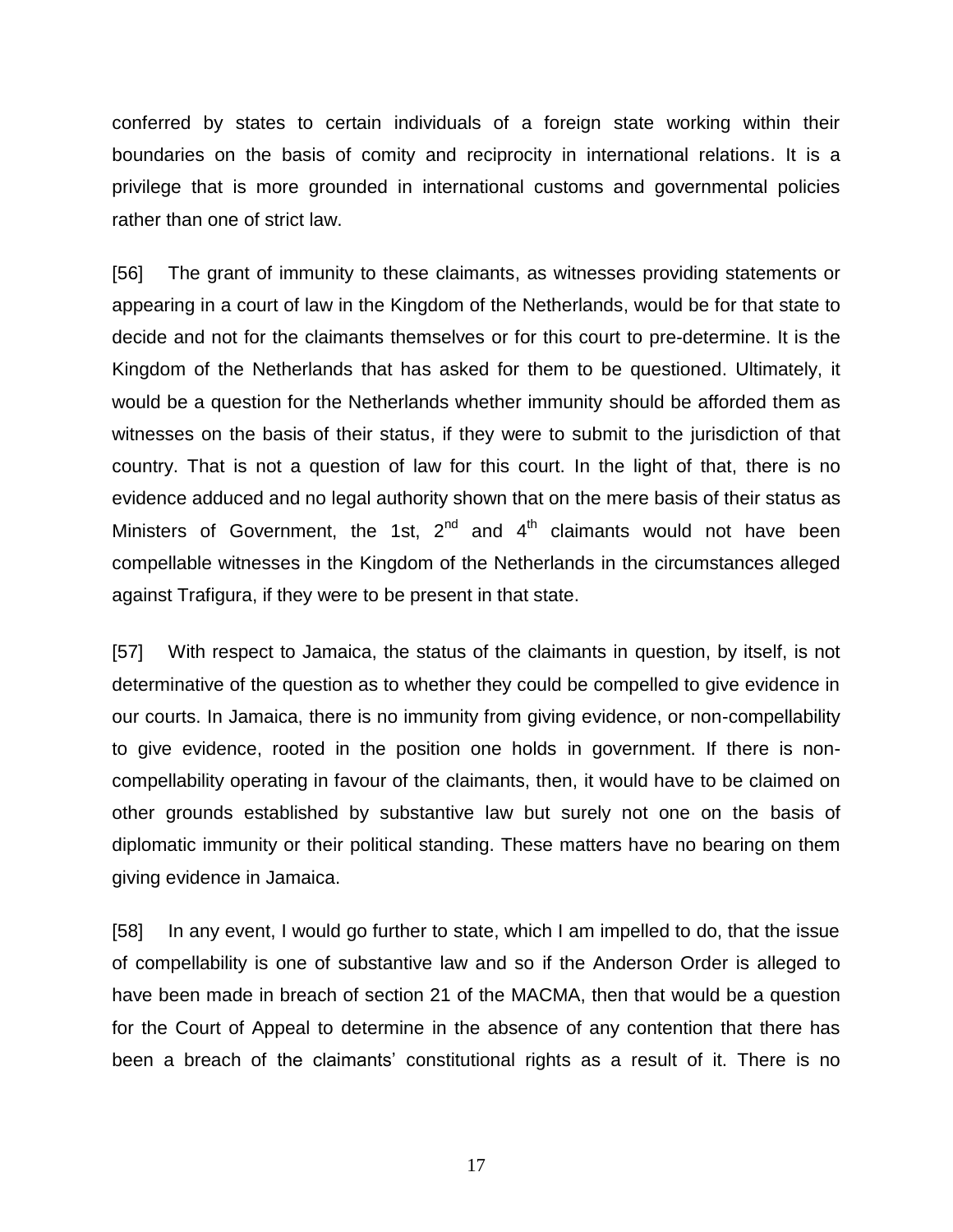conferred by states to certain individuals of a foreign state working within their boundaries on the basis of comity and reciprocity in international relations. It is a privilege that is more grounded in international customs and governmental policies rather than one of strict law.

[56] The grant of immunity to these claimants, as witnesses providing statements or appearing in a court of law in the Kingdom of the Netherlands, would be for that state to decide and not for the claimants themselves or for this court to pre-determine. It is the Kingdom of the Netherlands that has asked for them to be questioned. Ultimately, it would be a question for the Netherlands whether immunity should be afforded them as witnesses on the basis of their status, if they were to submit to the jurisdiction of that country. That is not a question of law for this court. In the light of that, there is no evidence adduced and no legal authority shown that on the mere basis of their status as Ministers of Government, the 1st, 2nd and 4th claimants would not have been compellable witnesses in the Kingdom of the Netherlands in the circumstances alleged against Trafigura, if they were to be present in that state.

[57] With respect to Jamaica, the status of the claimants in question, by itself, is not determinative of the question as to whether they could be compelled to give evidence in our courts. In Jamaica, there is no immunity from giving evidence, or non-compellability to give evidence, rooted in the position one holds in government. If there is non-compellability operating in favour of the claimants, then, it would have to be claimed on other grounds established by substantive law but surely not one on the basis of diplomatic immunity or their political standing. These matters have no bearing on them giving evidence in Jamaica.

[58] In any event, I would go further to state, which I am impelled to do, that the issue of compellability is one of substantive law and so if the Anderson Order is alleged to have been made in breach of section 21 of the MACMA, then that would be a question for the Court of Appeal to determine in the absence of any contention that there has been a breach of the claimants' constitutional rights as a result of it. There is no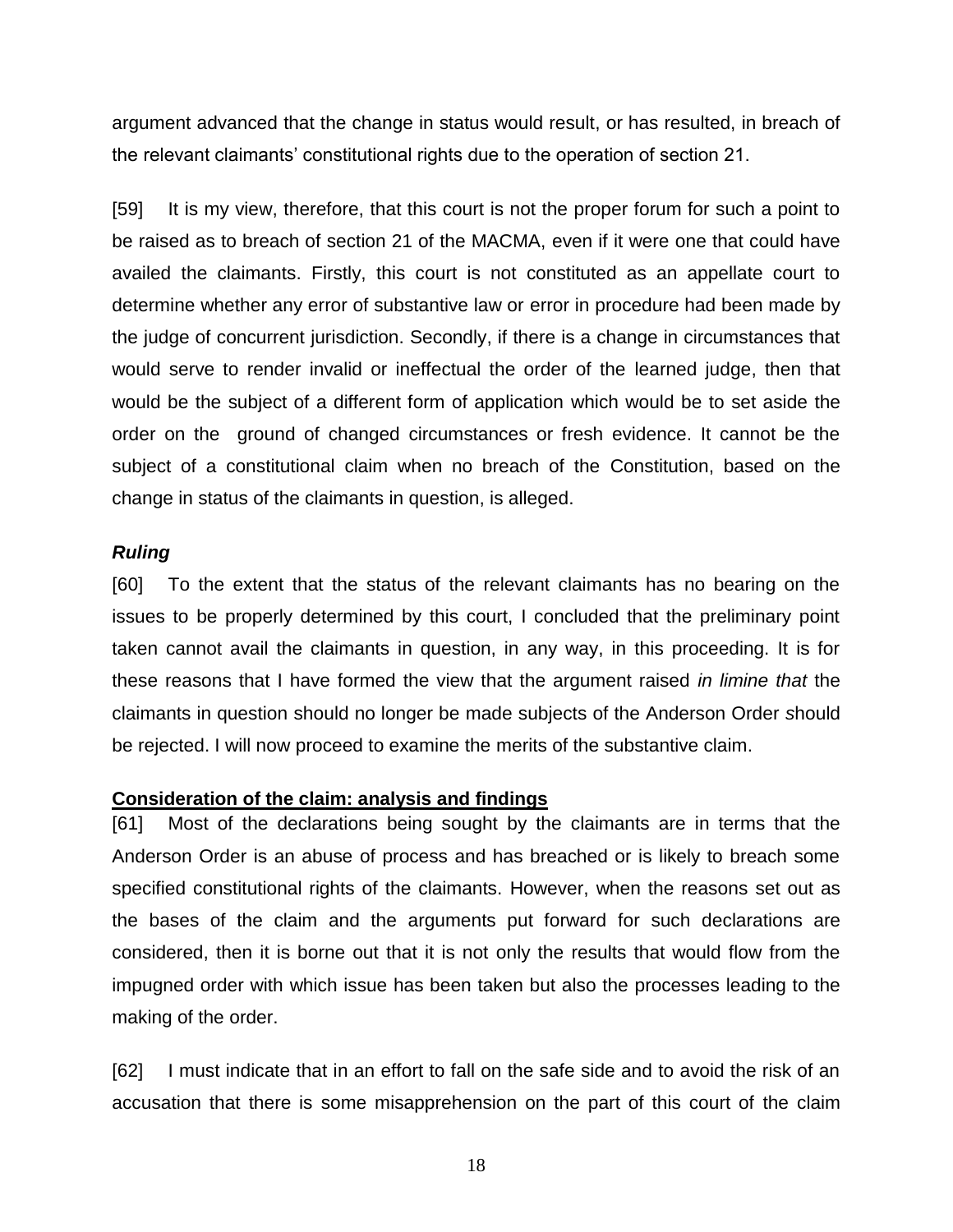argument advanced that the change in status would result, or has resulted, in breach of the relevant claimants' constitutional rights due to the operation of section 21.

[59] It is my view, therefore, that this court is not the proper forum for such a point to be raised as to breach of section 21 of the MACMA, even if it were one that could have availed the claimants. Firstly, this court is not constituted as an appellate court to determine whether any error of substantive law or error in procedure had been made by the judge of concurrent jurisdiction. Secondly, if there is a change in circumstances that would serve to render invalid or ineffectual the order of the learned judge, then that would be the subject of a different form of application which would be to set aside the order on the ground of changed circumstances or fresh evidence. It cannot be the subject of a constitutional claim when no breach of the Constitution, based on the change in status of the claimants in question, is alleged.

***Ruling***

[60] To the extent that the status of the relevant claimants has no bearing on the issues to be properly determined by this court, I concluded that the preliminary point taken cannot avail the claimants in question, in any way, in this proceeding. It is for these reasons that I have formed the view that the argument raised *in limine that* the claimants in question should no longer be made subjects of the Anderson Order should be rejected. I will now proceed to examine the merits of the substantive claim.

**Consideration of the claim: analysis and findings**

[61] Most of the declarations being sought by the claimants are in terms that the Anderson Order is an abuse of process and has breached or is likely to breach some specified constitutional rights of the claimants. However, when the reasons set out as the bases of the claim and the arguments put forward for such declarations are considered, then it is borne out that it is not only the results that would flow from the impugned order with which issue has been taken but also the processes leading to the making of the order.

[62] I must indicate that in an effort to fall on the safe side and to avoid the risk of an accusation that there is some misapprehension on the part of this court of the claim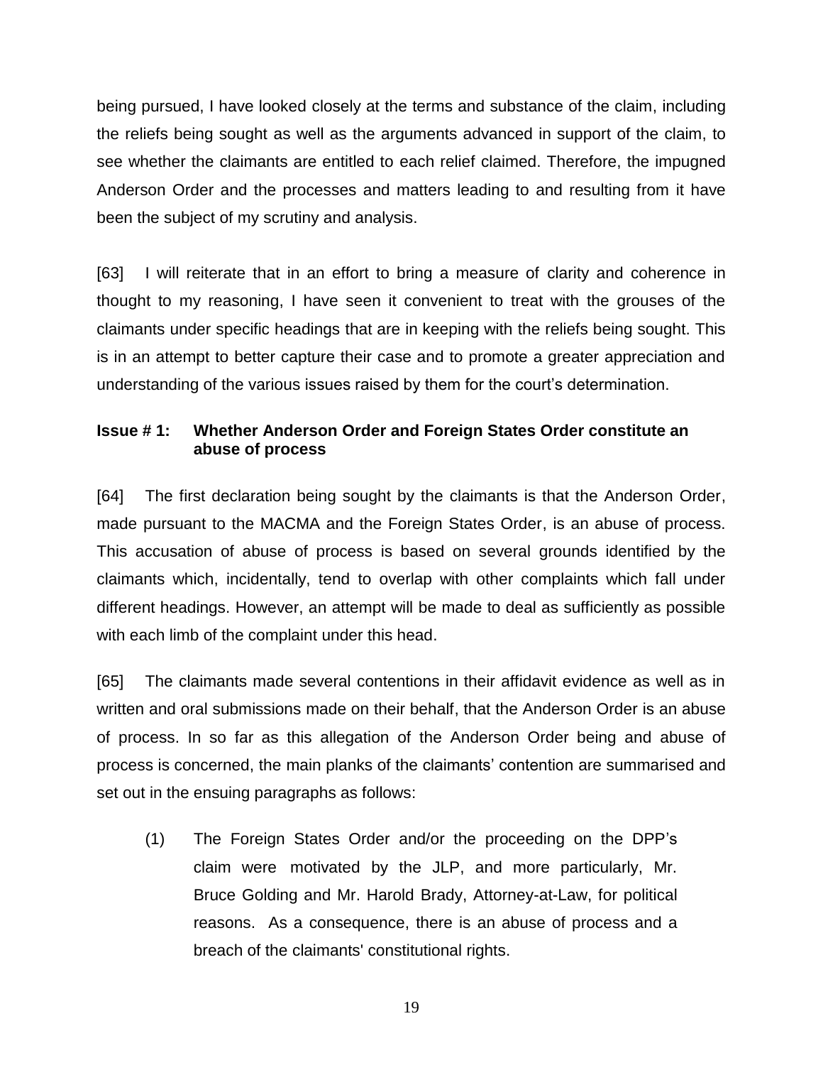being pursued, I have looked closely at the terms and substance of the claim, including the reliefs being sought as well as the arguments advanced in support of the claim, to see whether the claimants are entitled to each relief claimed. Therefore, the impugned Anderson Order and the processes and matters leading to and resulting from it have been the subject of my scrutiny and analysis.

[63] I will reiterate that in an effort to bring a measure of clarity and coherence in thought to my reasoning, I have seen it convenient to treat with the grouses of the claimants under specific headings that are in keeping with the reliefs being sought. This is in an attempt to better capture their case and to promote a greater appreciation and understanding of the various issues raised by them for the court's determination.

**Issue # 1: Whether Anderson Order and Foreign States Order constitute an abuse of process**

[64] The first declaration being sought by the claimants is that the Anderson Order, made pursuant to the MACMA and the Foreign States Order, is an abuse of process. This accusation of abuse of process is based on several grounds identified by the claimants which, incidentally, tend to overlap with other complaints which fall under different headings. However, an attempt will be made to deal as sufficiently as possible with each limb of the complaint under this head.

[65] The claimants made several contentions in their affidavit evidence as well as in written and oral submissions made on their behalf, that the Anderson Order is an abuse of process. In so far as this allegation of the Anderson Order being and abuse of process is concerned, the main planks of the claimants' contention are summarised and set out in the ensuing paragraphs as follows:

(1) The Foreign States Order and/or the proceeding on the DPP's claim were motivated by the JLP, and more particularly, Mr. Bruce Golding and Mr. Harold Brady, Attorney-at-Law, for political reasons. As a consequence, there is an abuse of process and a breach of the claimants' constitutional rights.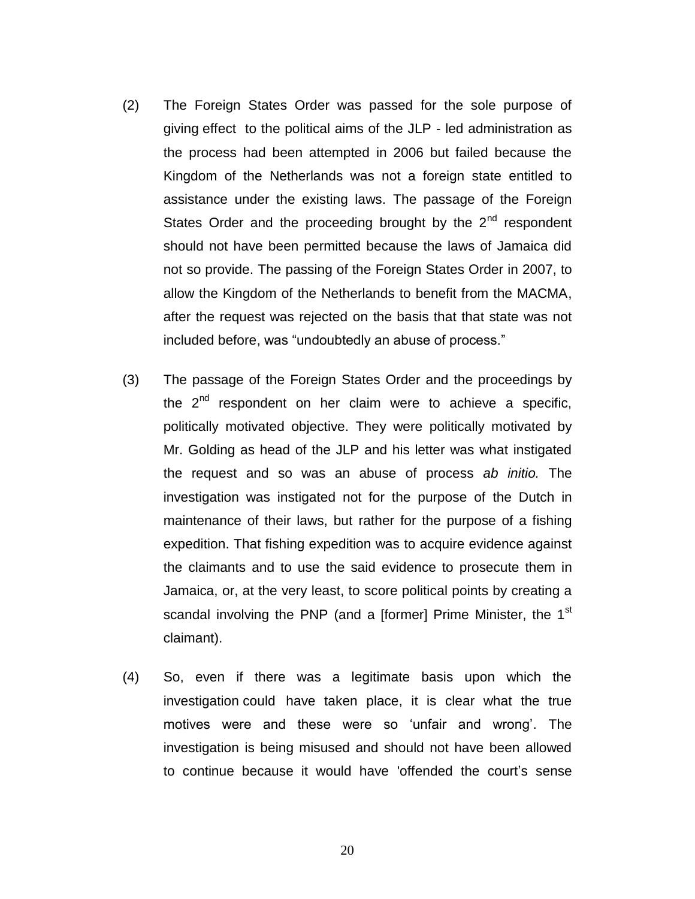(2) The Foreign States Order was passed for the sole purpose of giving effect to the political aims of the JLP - led administration as the process had been attempted in 2006 but failed because the Kingdom of the Netherlands was not a foreign state entitled to assistance under the existing laws. The passage of the Foreign States Order and the proceeding brought by the 2nd respondent should not have been permitted because the laws of Jamaica did not so provide. The passing of the Foreign States Order in 2007, to allow the Kingdom of the Netherlands to benefit from the MACMA, after the request was rejected on the basis that that state was not included before, was "undoubtedly an abuse of process."

(3) The passage of the Foreign States Order and the proceedings by the 2nd respondent on her claim were to achieve a specific, politically motivated objective. They were politically motivated by Mr. Golding as head of the JLP and his letter was what instigated the request and so was an abuse of process *ab initio.* The investigation was instigated not for the purpose of the Dutch in maintenance of their laws, but rather for the purpose of a fishing expedition. That fishing expedition was to acquire evidence against the claimants and to use the said evidence to prosecute them in Jamaica, or, at the very least, to score political points by creating a scandal involving the PNP (and a [former] Prime Minister, the 1st claimant).

(4) So, even if there was a legitimate basis upon which the investigation could have taken place, it is clear what the true motives were and these were so 'unfair and wrong'. The investigation is being misused and should not have been allowed to continue because it would have 'offended the court's sense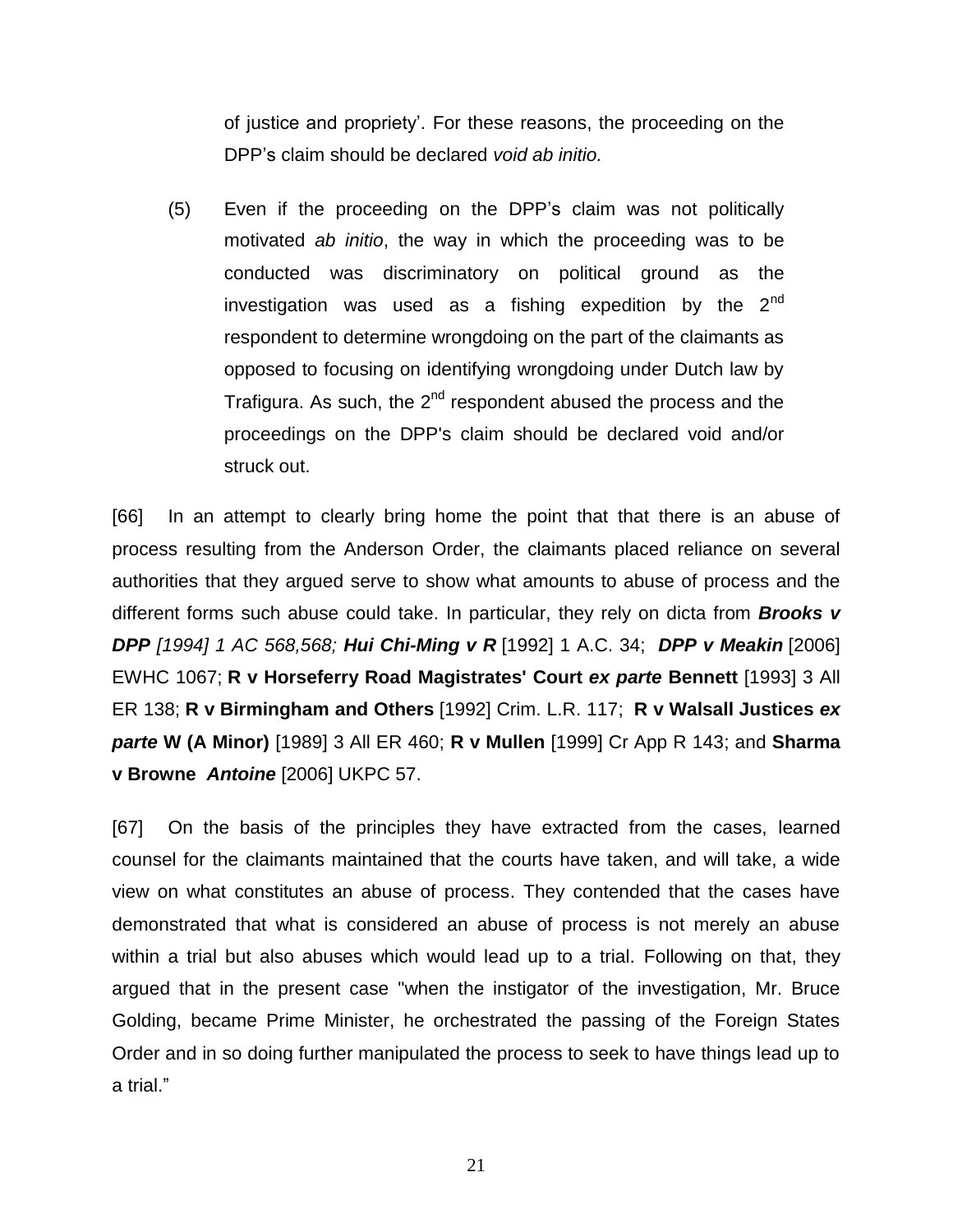of justice and propriety'. For these reasons, the proceeding on the DPP's claim should be declared *void ab initio.*

(5) Even if the proceeding on the DPP's claim was not politically motivated *ab initio*, the way in which the proceeding was to be conducted was discriminatory on political ground as the investigation was used as a fishing expedition by the 2nd respondent to determine wrongdoing on the part of the claimants as opposed to focusing on identifying wrongdoing under Dutch law by Trafigura. As such, the 2nd respondent abused the process and the proceedings on the DPP's claim should be declared void and/or struck out.

[66] In an attempt to clearly bring home the point that that there is an abuse of process resulting from the Anderson Order, the claimants placed reliance on several authorities that they argued serve to show what amounts to abuse of process and the different forms such abuse could take. In particular, they rely on dicta from ***Brooks v DPP*** *[1994] 1 AC 568,568;* ***Hui Chi-Ming v R*** [1992] 1 A.C. 34; ***DPP v Meakin*** [2006] EWHC 1067; **R v Horseferry Road Magistrates' Court *ex parte* Bennett** [1993] 3 All ER 138; **R v Birmingham and Others** [1992] Crim. L.R. 117; **R v Walsall Justices *ex parte* W (A Minor)** [1989] 3 All ER 460; **R v Mullen** [1999] Cr App R 143; and **Sharma v Browne *Antoine*** [2006] UKPC 57.

[67] On the basis of the principles they have extracted from the cases, learned counsel for the claimants maintained that the courts have taken, and will take, a wide view on what constitutes an abuse of process. They contended that the cases have demonstrated that what is considered an abuse of process is not merely an abuse within a trial but also abuses which would lead up to a trial. Following on that, they argued that in the present case "when the instigator of the investigation, Mr. Bruce Golding, became Prime Minister, he orchestrated the passing of the Foreign States Order and in so doing further manipulated the process to seek to have things lead up to a trial."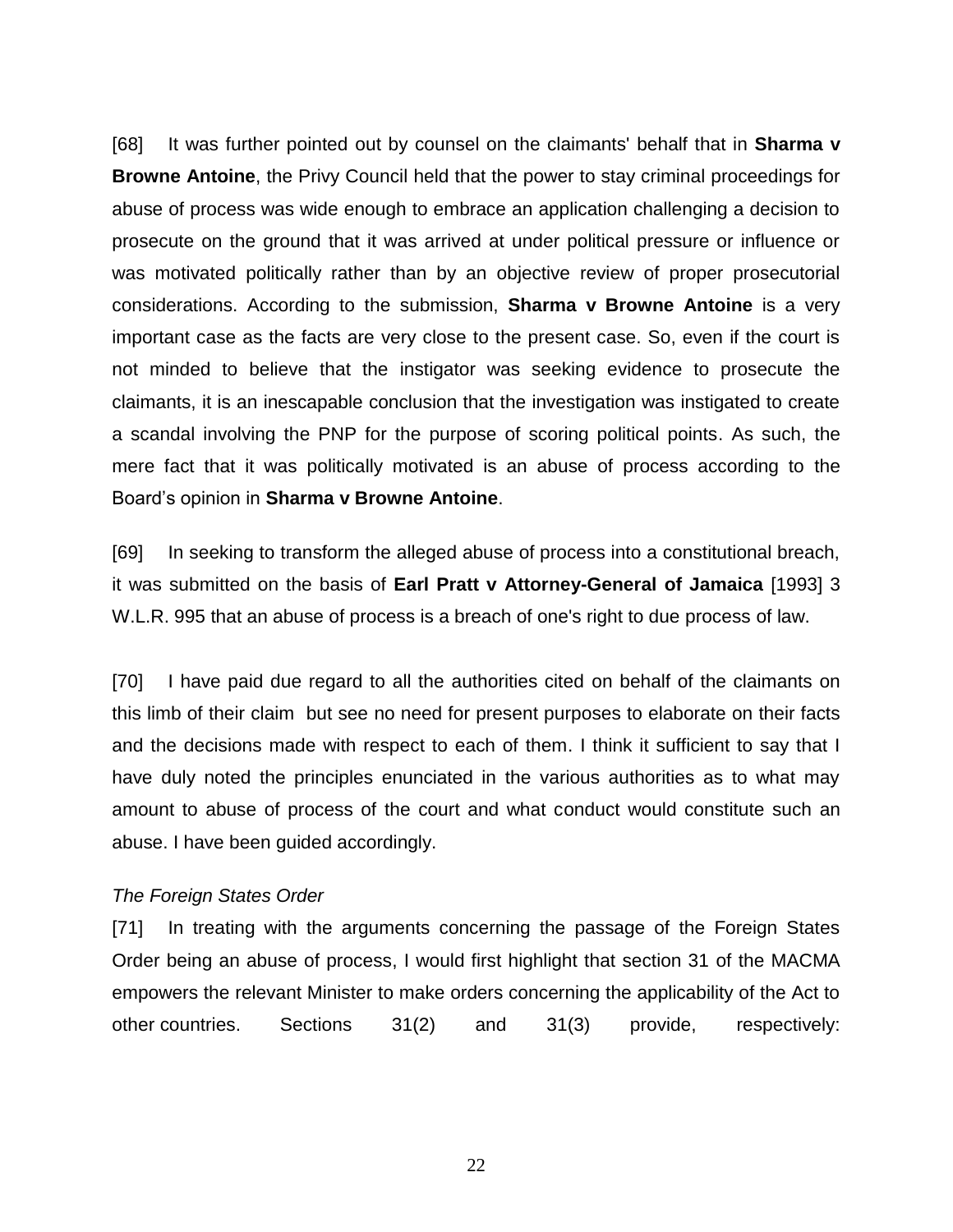[68] It was further pointed out by counsel on the claimants' behalf that in **Sharma v Browne Antoine**, the Privy Council held that the power to stay criminal proceedings for abuse of process was wide enough to embrace an application challenging a decision to prosecute on the ground that it was arrived at under political pressure or influence or was motivated politically rather than by an objective review of proper prosecutorial considerations. According to the submission, **Sharma v Browne Antoine** is a very important case as the facts are very close to the present case. So, even if the court is not minded to believe that the instigator was seeking evidence to prosecute the claimants, it is an inescapable conclusion that the investigation was instigated to create a scandal involving the PNP for the purpose of scoring political points. As such, the mere fact that it was politically motivated is an abuse of process according to the Board's opinion in **Sharma v Browne Antoine**.

[69] In seeking to transform the alleged abuse of process into a constitutional breach, it was submitted on the basis of **Earl Pratt v Attorney-General of Jamaica** [1993] 3 W.L.R. 995 that an abuse of process is a breach of one's right to due process of law.

[70] I have paid due regard to all the authorities cited on behalf of the claimants on this limb of their claim but see no need for present purposes to elaborate on their facts and the decisions made with respect to each of them. I think it sufficient to say that I have duly noted the principles enunciated in the various authorities as to what may amount to abuse of process of the court and what conduct would constitute such an abuse. I have been guided accordingly.

*The Foreign States Order*

[71] In treating with the arguments concerning the passage of the Foreign States Order being an abuse of process, I would first highlight that section 31 of the MACMA empowers the relevant Minister to make orders concerning the applicability of the Act to other countries. Sections 31(2) and 31(3) provide, respectively: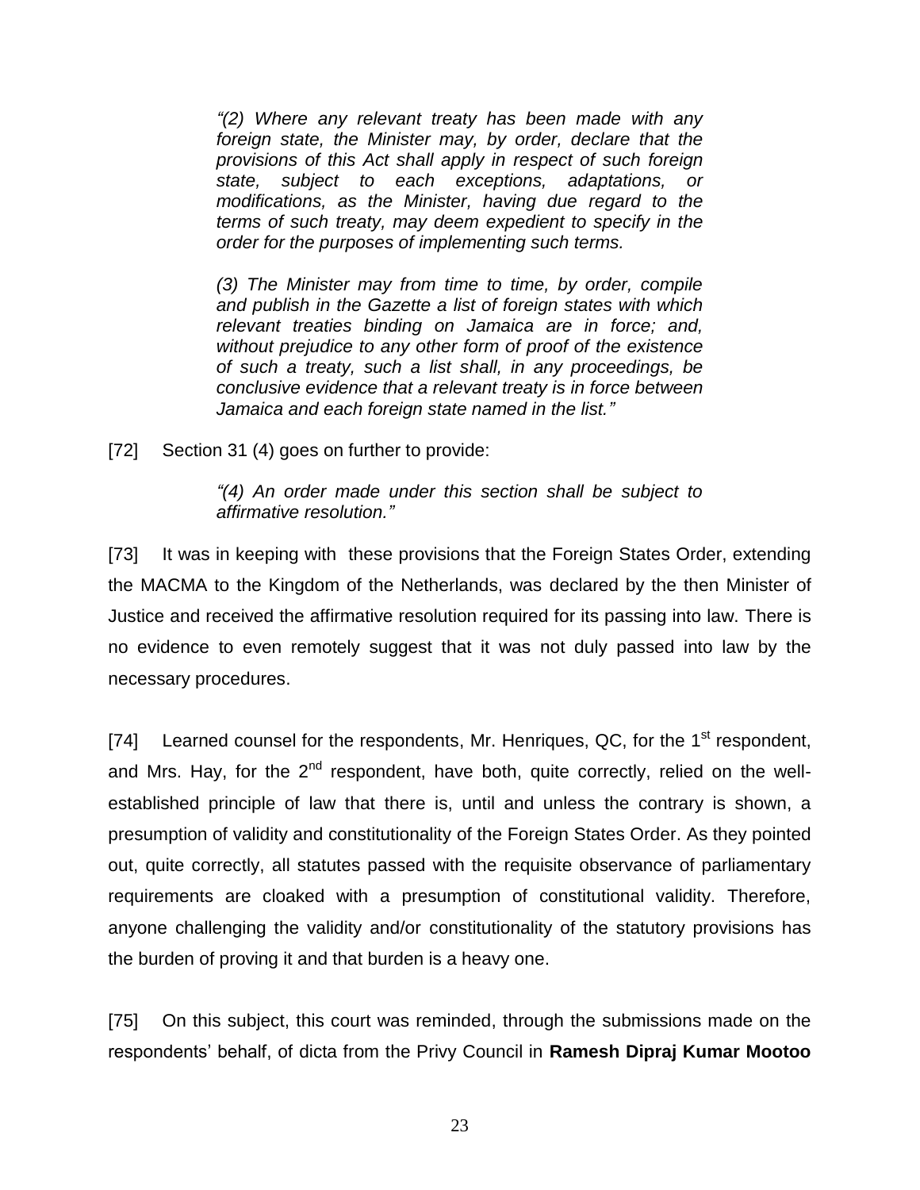> *"(2) Where any relevant treaty has been made with any foreign state, the Minister may, by order, declare that the provisions of this Act shall apply in respect of such foreign state, subject to each exceptions, adaptations, or modifications, as the Minister, having due regard to the terms of such treaty, may deem expedient to specify in the order for the purposes of implementing such terms.*
>
> *(3) The Minister may from time to time, by order, compile and publish in the Gazette a list of foreign states with which relevant treaties binding on Jamaica are in force; and, without prejudice to any other form of proof of the existence of such a treaty, such a list shall, in any proceedings, be conclusive evidence that a relevant treaty is in force between Jamaica and each foreign state named in the list."*

[72] Section 31 (4) goes on further to provide:

> *"(4) An order made under this section shall be subject to affirmative resolution."*

[73] It was in keeping with these provisions that the Foreign States Order, extending the MACMA to the Kingdom of the Netherlands, was declared by the then Minister of Justice and received the affirmative resolution required for its passing into law. There is no evidence to even remotely suggest that it was not duly passed into law by the necessary procedures.

[74] Learned counsel for the respondents, Mr. Henriques, QC, for the 1st respondent, and Mrs. Hay, for the 2nd respondent, have both, quite correctly, relied on the well-established principle of law that there is, until and unless the contrary is shown, a presumption of validity and constitutionality of the Foreign States Order. As they pointed out, quite correctly, all statutes passed with the requisite observance of parliamentary requirements are cloaked with a presumption of constitutional validity. Therefore, anyone challenging the validity and/or constitutionality of the statutory provisions has the burden of proving it and that burden is a heavy one.

[75] On this subject, this court was reminded, through the submissions made on the respondents' behalf, of dicta from the Privy Council in **Ramesh Dipraj Kumar Mootoo**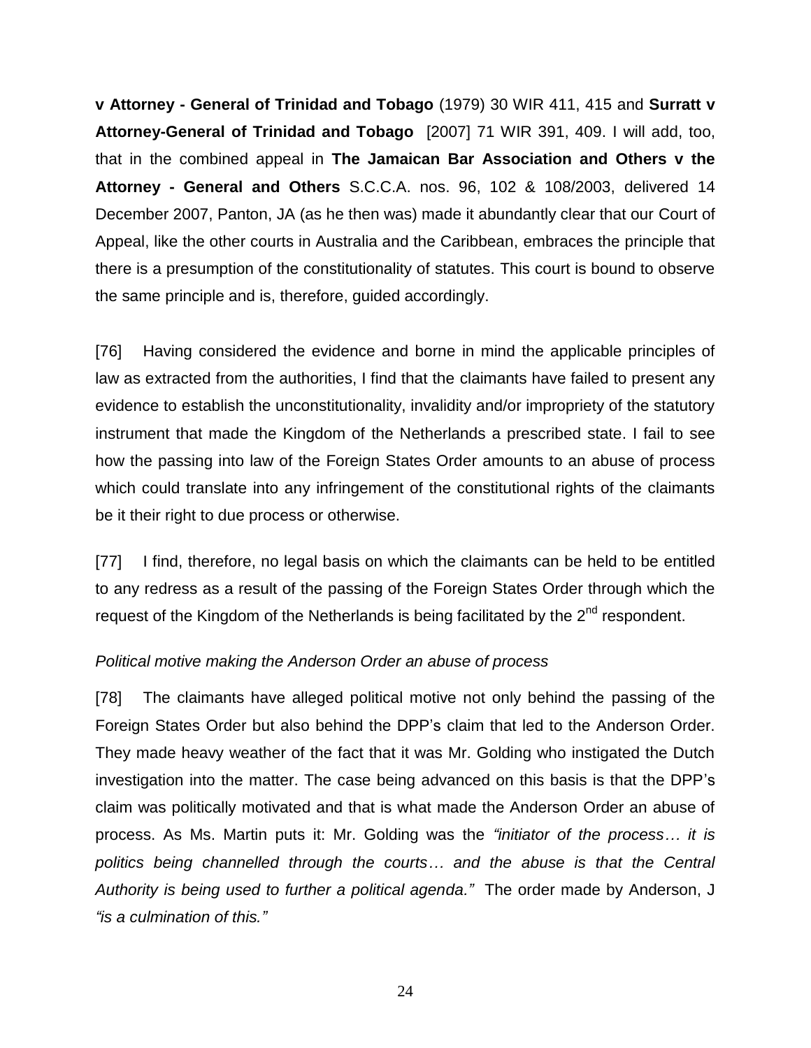**v Attorney - General of Trinidad and Tobago** (1979) 30 WIR 411, 415 and **Surratt v Attorney-General of Trinidad and Tobago** [2007] 71 WIR 391, 409. I will add, too, that in the combined appeal in **The Jamaican Bar Association and Others v the Attorney - General and Others** S.C.C.A. nos. 96, 102 & 108/2003, delivered 14 December 2007, Panton, JA (as he then was) made it abundantly clear that our Court of Appeal, like the other courts in Australia and the Caribbean, embraces the principle that there is a presumption of the constitutionality of statutes. This court is bound to observe the same principle and is, therefore, guided accordingly.

[76] Having considered the evidence and borne in mind the applicable principles of law as extracted from the authorities, I find that the claimants have failed to present any evidence to establish the unconstitutionality, invalidity and/or impropriety of the statutory instrument that made the Kingdom of the Netherlands a prescribed state. I fail to see how the passing into law of the Foreign States Order amounts to an abuse of process which could translate into any infringement of the constitutional rights of the claimants be it their right to due process or otherwise.

[77] I find, therefore, no legal basis on which the claimants can be held to be entitled to any redress as a result of the passing of the Foreign States Order through which the request of the Kingdom of the Netherlands is being facilitated by the 2nd respondent.

*Political motive making the Anderson Order an abuse of process*

[78] The claimants have alleged political motive not only behind the passing of the Foreign States Order but also behind the DPP's claim that led to the Anderson Order. They made heavy weather of the fact that it was Mr. Golding who instigated the Dutch investigation into the matter. The case being advanced on this basis is that the DPP's claim was politically motivated and that is what made the Anderson Order an abuse of process. As Ms. Martin puts it: Mr. Golding was the *"initiator of the process… it is politics being channelled through the courts… and the abuse is that the Central Authority is being used to further a political agenda."* The order made by Anderson, J *"is a culmination of this."*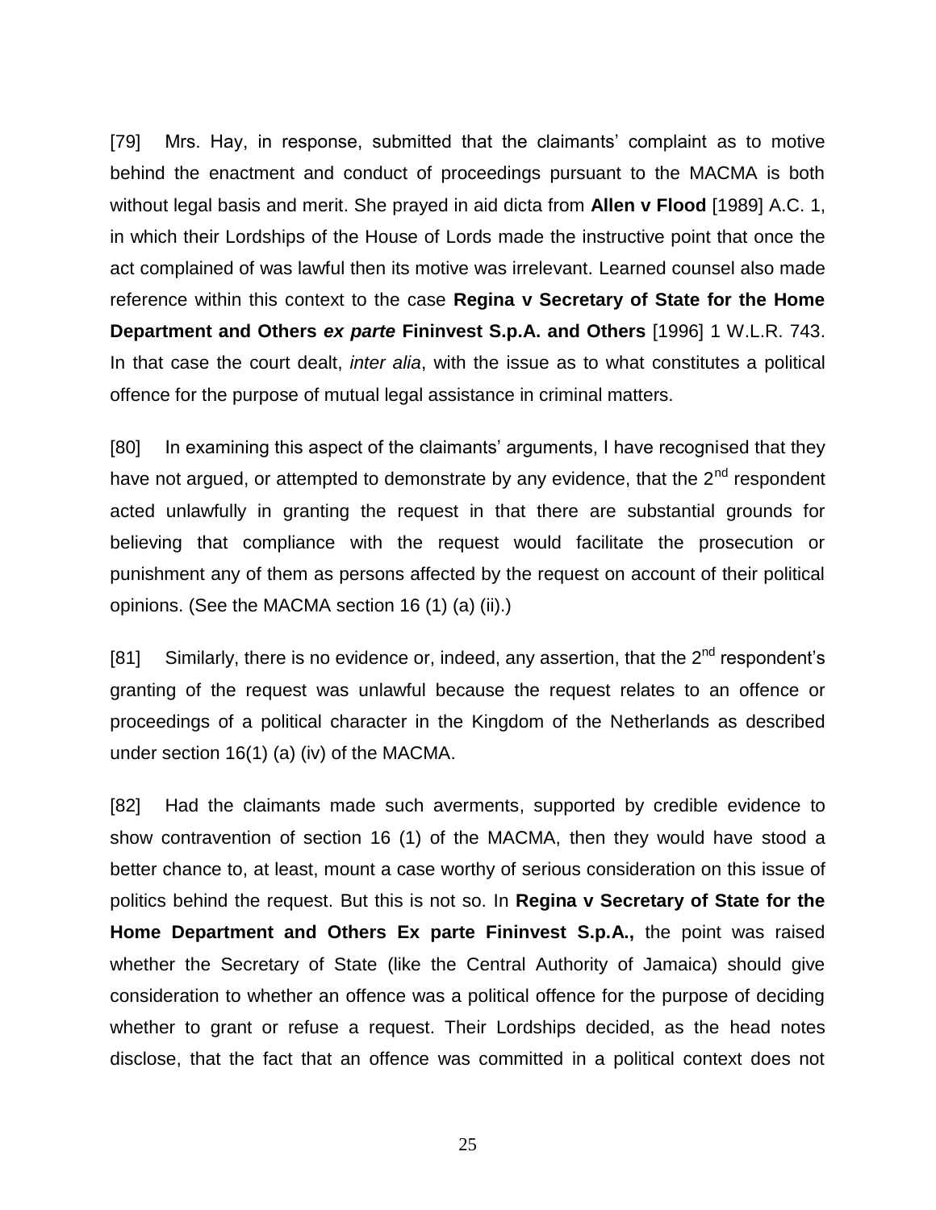[79] Mrs. Hay, in response, submitted that the claimants' complaint as to motive behind the enactment and conduct of proceedings pursuant to the MACMA is both without legal basis and merit. She prayed in aid dicta from **Allen v Flood** [1989] A.C. 1, in which their Lordships of the House of Lords made the instructive point that once the act complained of was lawful then its motive was irrelevant. Learned counsel also made reference within this context to the case **Regina v Secretary of State for the Home Department and Others *ex parte* Fininvest S.p.A. and Others** [1996] 1 W.L.R. 743. In that case the court dealt, *inter alia*, with the issue as to what constitutes a political offence for the purpose of mutual legal assistance in criminal matters.

[80] In examining this aspect of the claimants' arguments, I have recognised that they have not argued, or attempted to demonstrate by any evidence, that the 2nd respondent acted unlawfully in granting the request in that there are substantial grounds for believing that compliance with the request would facilitate the prosecution or punishment any of them as persons affected by the request on account of their political opinions. (See the MACMA section 16 (1) (a) (ii).)

[81] Similarly, there is no evidence or, indeed, any assertion, that the 2nd respondent's granting of the request was unlawful because the request relates to an offence or proceedings of a political character in the Kingdom of the Netherlands as described under section 16(1) (a) (iv) of the MACMA.

[82] Had the claimants made such averments, supported by credible evidence to show contravention of section 16 (1) of the MACMA, then they would have stood a better chance to, at least, mount a case worthy of serious consideration on this issue of politics behind the request. But this is not so. In **Regina v Secretary of State for the Home Department and Others Ex parte Fininvest S.p.A.,** the point was raised whether the Secretary of State (like the Central Authority of Jamaica) should give consideration to whether an offence was a political offence for the purpose of deciding whether to grant or refuse a request. Their Lordships decided, as the head notes disclose, that the fact that an offence was committed in a political context does not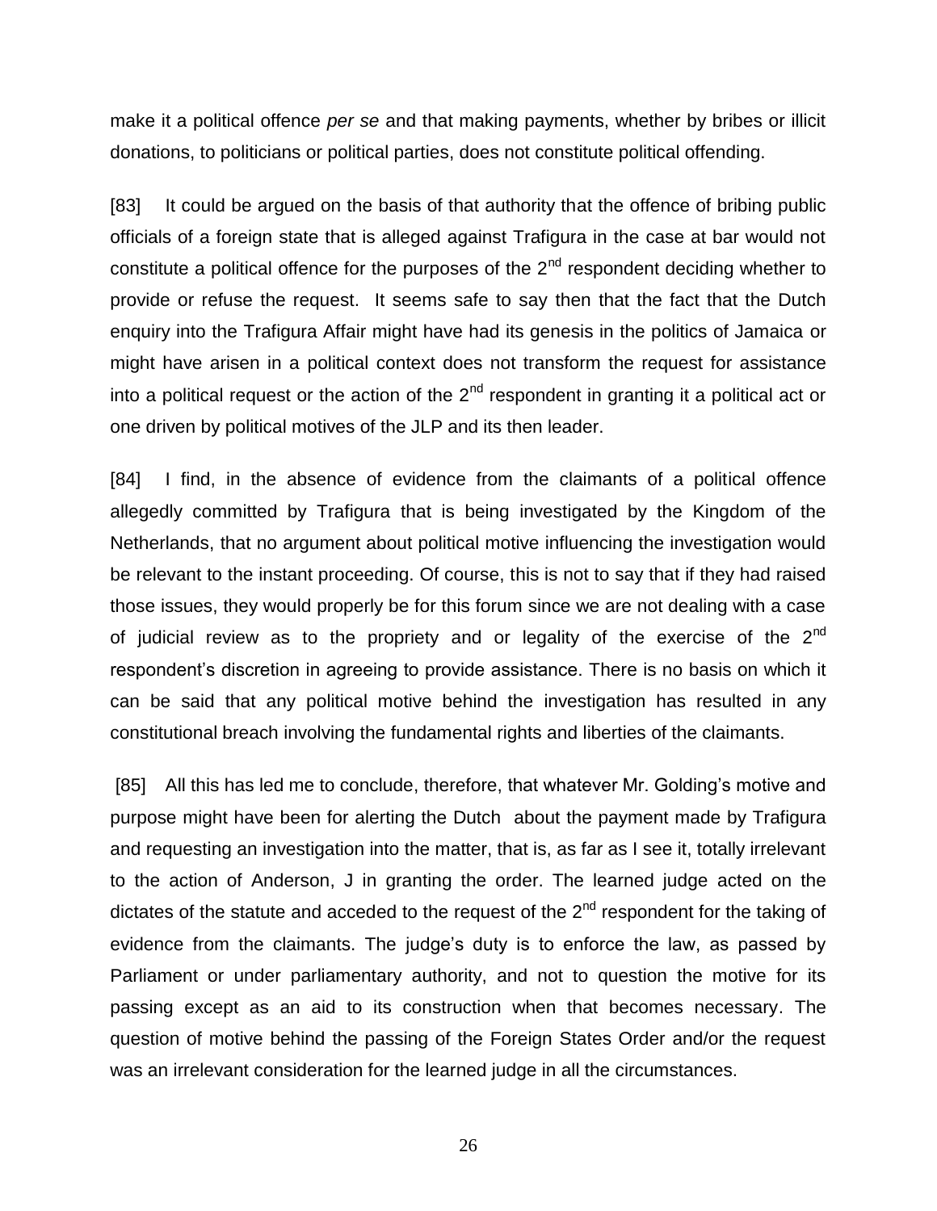make it a political offence *per se* and that making payments, whether by bribes or illicit donations, to politicians or political parties, does not constitute political offending.

[83] It could be argued on the basis of that authority that the offence of bribing public officials of a foreign state that is alleged against Trafigura in the case at bar would not constitute a political offence for the purposes of the 2nd respondent deciding whether to provide or refuse the request. It seems safe to say then that the fact that the Dutch enquiry into the Trafigura Affair might have had its genesis in the politics of Jamaica or might have arisen in a political context does not transform the request for assistance into a political request or the action of the 2nd respondent in granting it a political act or one driven by political motives of the JLP and its then leader.

[84] I find, in the absence of evidence from the claimants of a political offence allegedly committed by Trafigura that is being investigated by the Kingdom of the Netherlands, that no argument about political motive influencing the investigation would be relevant to the instant proceeding. Of course, this is not to say that if they had raised those issues, they would properly be for this forum since we are not dealing with a case of judicial review as to the propriety and or legality of the exercise of the 2nd respondent's discretion in agreeing to provide assistance. There is no basis on which it can be said that any political motive behind the investigation has resulted in any constitutional breach involving the fundamental rights and liberties of the claimants.

[85] All this has led me to conclude, therefore, that whatever Mr. Golding's motive and purpose might have been for alerting the Dutch about the payment made by Trafigura and requesting an investigation into the matter, that is, as far as I see it, totally irrelevant to the action of Anderson, J in granting the order. The learned judge acted on the dictates of the statute and acceded to the request of the 2nd respondent for the taking of evidence from the claimants. The judge's duty is to enforce the law, as passed by Parliament or under parliamentary authority, and not to question the motive for its passing except as an aid to its construction when that becomes necessary. The question of motive behind the passing of the Foreign States Order and/or the request was an irrelevant consideration for the learned judge in all the circumstances.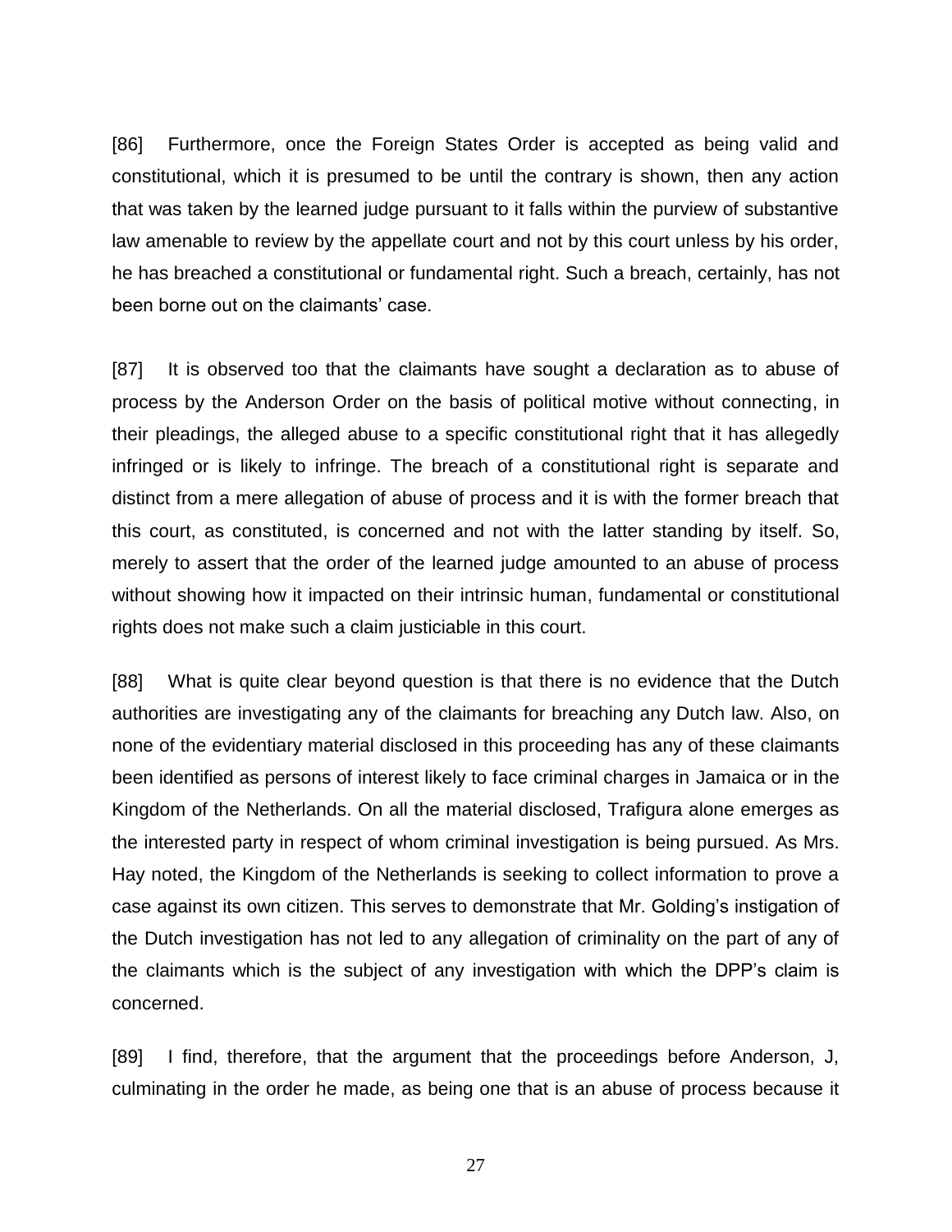[86] Furthermore, once the Foreign States Order is accepted as being valid and constitutional, which it is presumed to be until the contrary is shown, then any action that was taken by the learned judge pursuant to it falls within the purview of substantive law amenable to review by the appellate court and not by this court unless by his order, he has breached a constitutional or fundamental right. Such a breach, certainly, has not been borne out on the claimants' case.

[87] It is observed too that the claimants have sought a declaration as to abuse of process by the Anderson Order on the basis of political motive without connecting, in their pleadings, the alleged abuse to a specific constitutional right that it has allegedly infringed or is likely to infringe. The breach of a constitutional right is separate and distinct from a mere allegation of abuse of process and it is with the former breach that this court, as constituted, is concerned and not with the latter standing by itself. So, merely to assert that the order of the learned judge amounted to an abuse of process without showing how it impacted on their intrinsic human, fundamental or constitutional rights does not make such a claim justiciable in this court.

[88] What is quite clear beyond question is that there is no evidence that the Dutch authorities are investigating any of the claimants for breaching any Dutch law. Also, on none of the evidentiary material disclosed in this proceeding has any of these claimants been identified as persons of interest likely to face criminal charges in Jamaica or in the Kingdom of the Netherlands. On all the material disclosed, Trafigura alone emerges as the interested party in respect of whom criminal investigation is being pursued. As Mrs. Hay noted, the Kingdom of the Netherlands is seeking to collect information to prove a case against its own citizen. This serves to demonstrate that Mr. Golding's instigation of the Dutch investigation has not led to any allegation of criminality on the part of any of the claimants which is the subject of any investigation with which the DPP's claim is concerned.

[89] I find, therefore, that the argument that the proceedings before Anderson, J, culminating in the order he made, as being one that is an abuse of process because it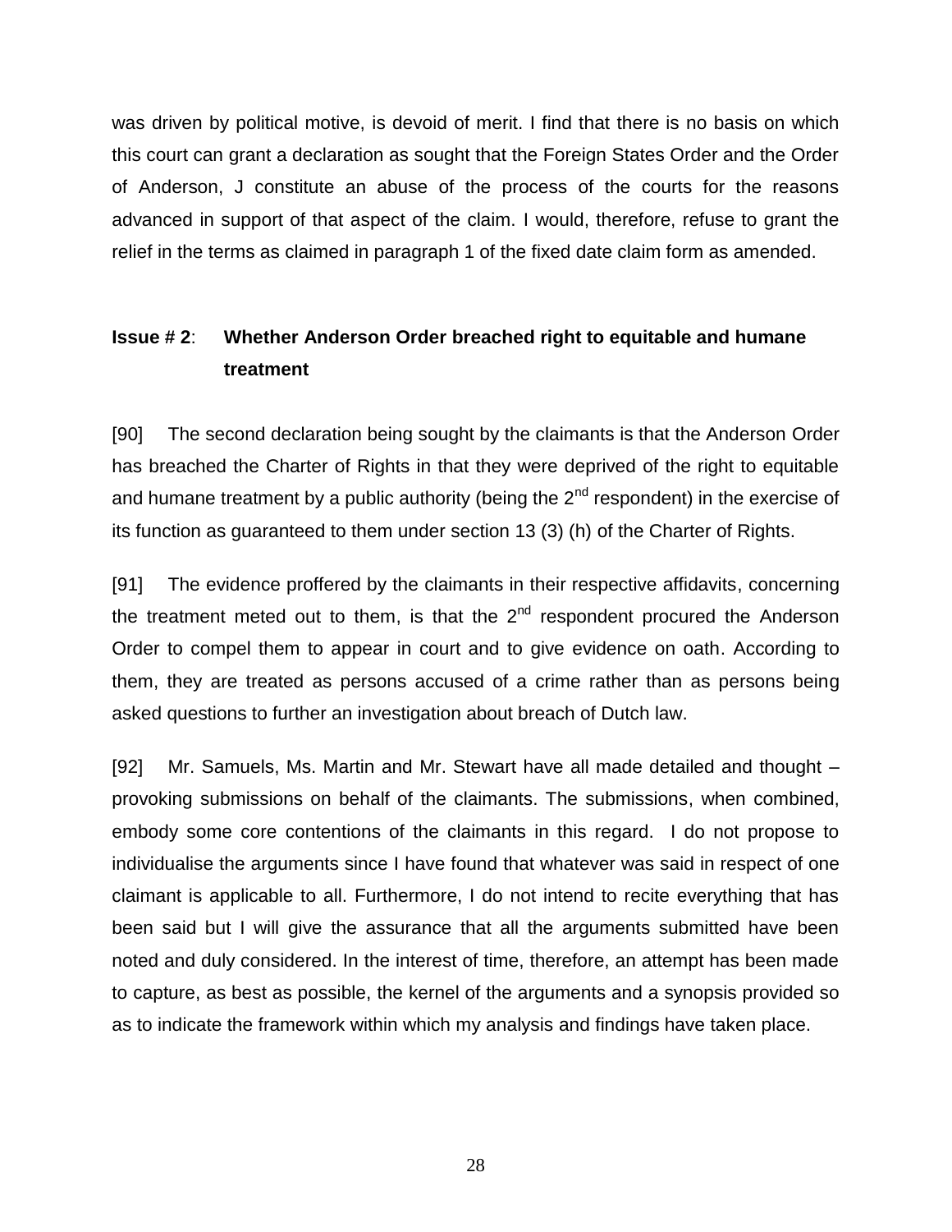was driven by political motive, is devoid of merit. I find that there is no basis on which this court can grant a declaration as sought that the Foreign States Order and the Order of Anderson, J constitute an abuse of the process of the courts for the reasons advanced in support of that aspect of the claim. I would, therefore, refuse to grant the relief in the terms as claimed in paragraph 1 of the fixed date claim form as amended.

**Issue # 2**: **Whether Anderson Order breached right to equitable and humane treatment**

[90] The second declaration being sought by the claimants is that the Anderson Order has breached the Charter of Rights in that they were deprived of the right to equitable and humane treatment by a public authority (being the 2nd respondent) in the exercise of its function as guaranteed to them under section 13 (3) (h) of the Charter of Rights.

[91] The evidence proffered by the claimants in their respective affidavits, concerning the treatment meted out to them, is that the 2nd respondent procured the Anderson Order to compel them to appear in court and to give evidence on oath. According to them, they are treated as persons accused of a crime rather than as persons being asked questions to further an investigation about breach of Dutch law.

[92] Mr. Samuels, Ms. Martin and Mr. Stewart have all made detailed and thought – provoking submissions on behalf of the claimants. The submissions, when combined, embody some core contentions of the claimants in this regard. I do not propose to individualise the arguments since I have found that whatever was said in respect of one claimant is applicable to all. Furthermore, I do not intend to recite everything that has been said but I will give the assurance that all the arguments submitted have been noted and duly considered. In the interest of time, therefore, an attempt has been made to capture, as best as possible, the kernel of the arguments and a synopsis provided so as to indicate the framework within which my analysis and findings have taken place.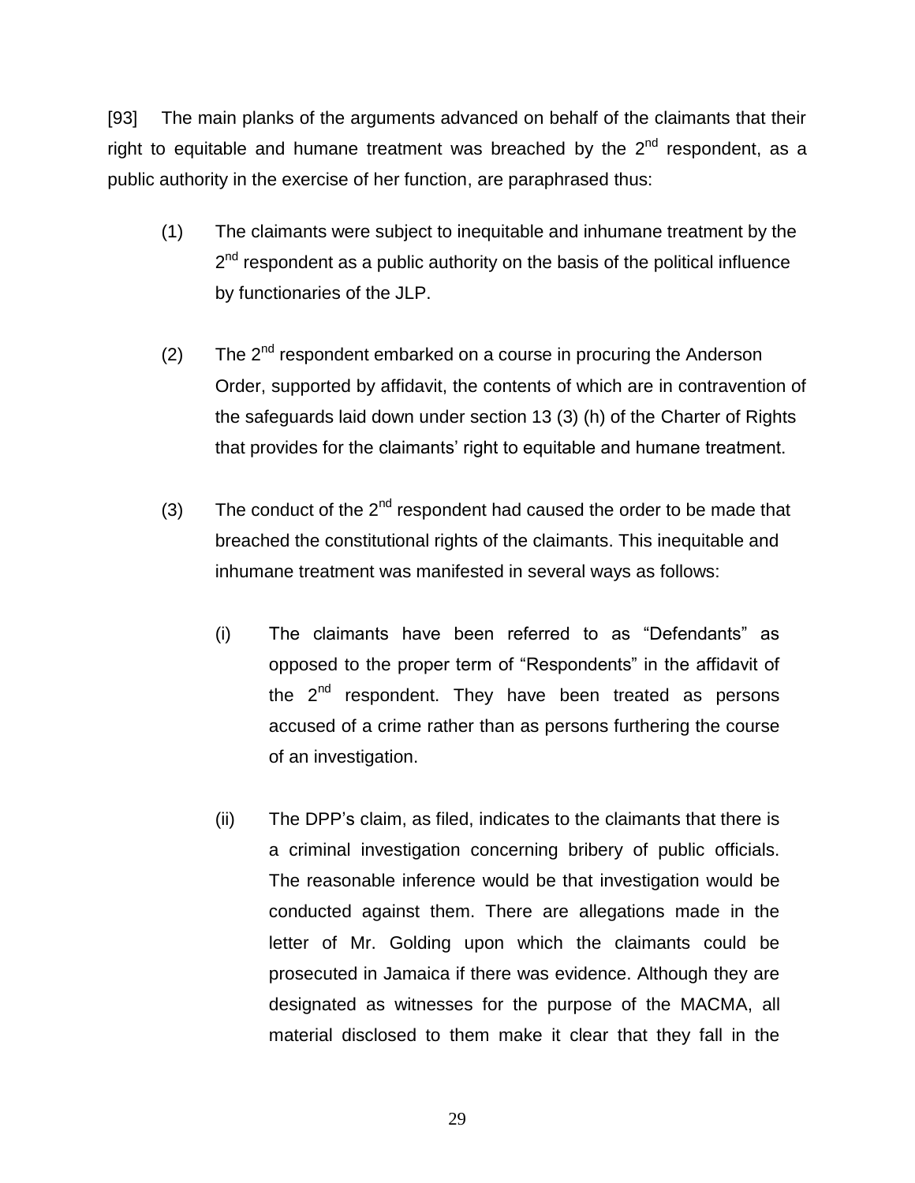[93] The main planks of the arguments advanced on behalf of the claimants that their right to equitable and humane treatment was breached by the 2nd respondent, as a public authority in the exercise of her function, are paraphrased thus:

(1) The claimants were subject to inequitable and inhumane treatment by the 2nd respondent as a public authority on the basis of the political influence by functionaries of the JLP.

(2) The 2nd respondent embarked on a course in procuring the Anderson Order, supported by affidavit, the contents of which are in contravention of the safeguards laid down under section 13 (3) (h) of the Charter of Rights that provides for the claimants' right to equitable and humane treatment.

(3) The conduct of the 2nd respondent had caused the order to be made that breached the constitutional rights of the claimants. This inequitable and inhumane treatment was manifested in several ways as follows:

   (i) The claimants have been referred to as "Defendants" as opposed to the proper term of "Respondents" in the affidavit of the 2nd respondent. They have been treated as persons accused of a crime rather than as persons furthering the course of an investigation.

   (ii) The DPP's claim, as filed, indicates to the claimants that there is a criminal investigation concerning bribery of public officials. The reasonable inference would be that investigation would be conducted against them. There are allegations made in the letter of Mr. Golding upon which the claimants could be prosecuted in Jamaica if there was evidence. Although they are designated as witnesses for the purpose of the MACMA, all material disclosed to them make it clear that they fall in the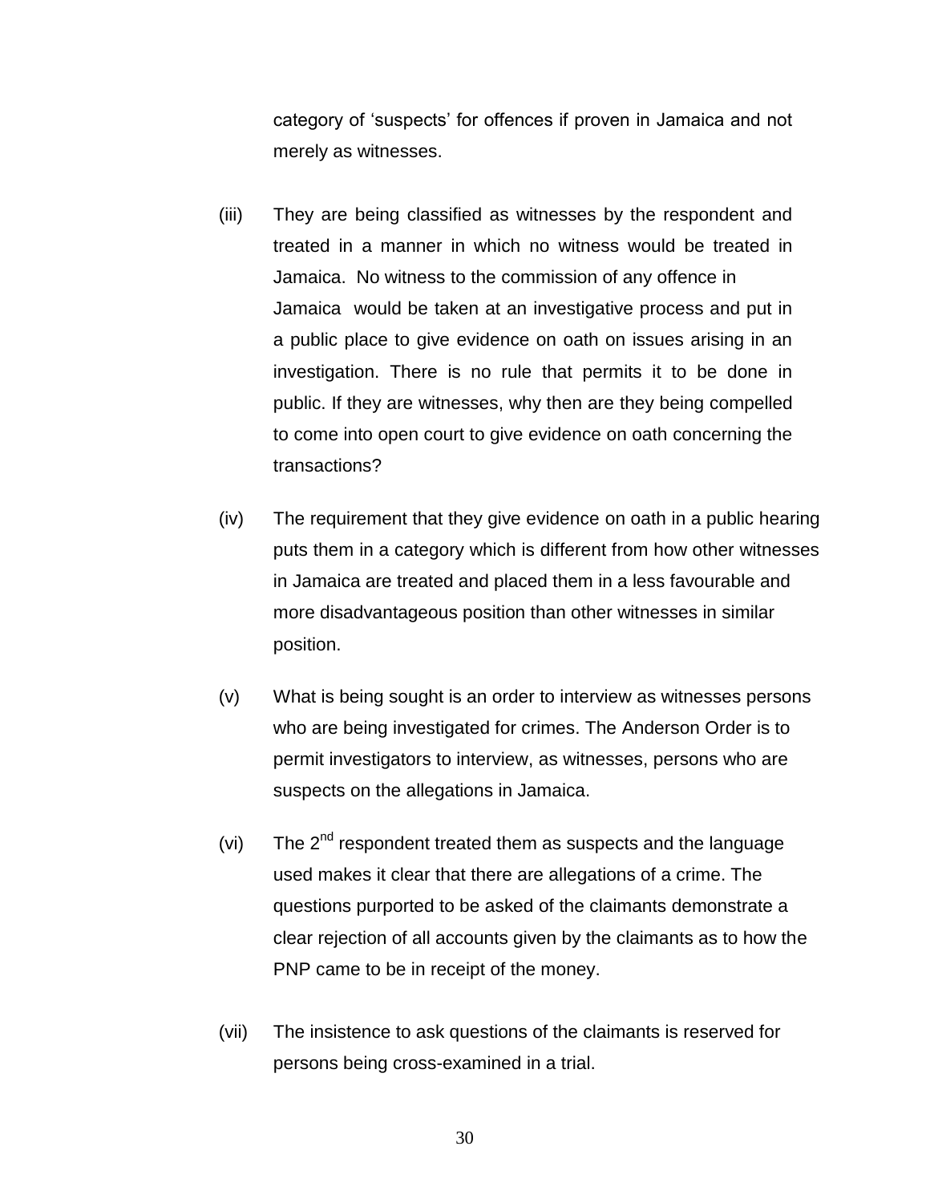category of 'suspects' for offences if proven in Jamaica and not merely as witnesses.

(iii) They are being classified as witnesses by the respondent and treated in a manner in which no witness would be treated in Jamaica. No witness to the commission of any offence in Jamaica would be taken at an investigative process and put in a public place to give evidence on oath on issues arising in an investigation. There is no rule that permits it to be done in public. If they are witnesses, why then are they being compelled to come into open court to give evidence on oath concerning the transactions?

(iv) The requirement that they give evidence on oath in a public hearing puts them in a category which is different from how other witnesses in Jamaica are treated and placed them in a less favourable and more disadvantageous position than other witnesses in similar position.

(v) What is being sought is an order to interview as witnesses persons who are being investigated for crimes. The Anderson Order is to permit investigators to interview, as witnesses, persons who are suspects on the allegations in Jamaica.

(vi) The 2nd respondent treated them as suspects and the language used makes it clear that there are allegations of a crime. The questions purported to be asked of the claimants demonstrate a clear rejection of all accounts given by the claimants as to how the PNP came to be in receipt of the money.

(vii) The insistence to ask questions of the claimants is reserved for persons being cross-examined in a trial.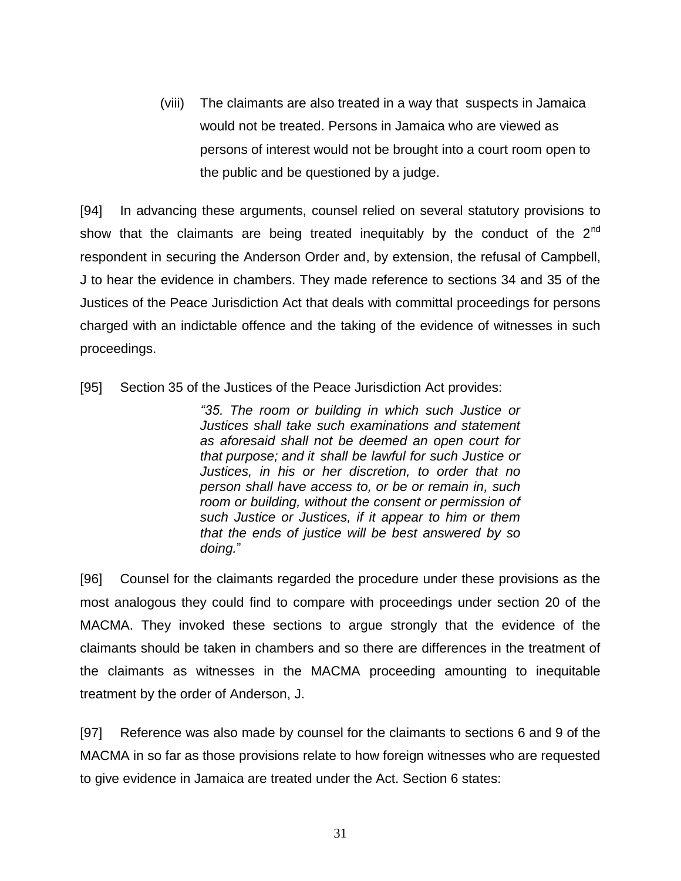(viii) The claimants are also treated in a way that suspects in Jamaica would not be treated. Persons in Jamaica who are viewed as persons of interest would not be brought into a court room open to the public and be questioned by a judge.

[94] In advancing these arguments, counsel relied on several statutory provisions to show that the claimants are being treated inequitably by the conduct of the 2nd respondent in securing the Anderson Order and, by extension, the refusal of Campbell, J to hear the evidence in chambers. They made reference to sections 34 and 35 of the Justices of the Peace Jurisdiction Act that deals with committal proceedings for persons charged with an indictable offence and the taking of the evidence of witnesses in such proceedings.

[95] Section 35 of the Justices of the Peace Jurisdiction Act provides:

> *"35. The room or building in which such Justice or Justices shall take such examinations and statement as aforesaid shall not be deemed an open court for that purpose; and it shall be lawful for such Justice or Justices, in his or her discretion, to order that no person shall have access to, or be or remain in, such room or building, without the consent or permission of such Justice or Justices, if it appear to him or them that the ends of justice will be best answered by so doing."*

[96] Counsel for the claimants regarded the procedure under these provisions as the most analogous they could find to compare with proceedings under section 20 of the MACMA. They invoked these sections to argue strongly that the evidence of the claimants should be taken in chambers and so there are differences in the treatment of the claimants as witnesses in the MACMA proceeding amounting to inequitable treatment by the order of Anderson, J.

[97] Reference was also made by counsel for the claimants to sections 6 and 9 of the MACMA in so far as those provisions relate to how foreign witnesses who are requested to give evidence in Jamaica are treated under the Act. Section 6 states: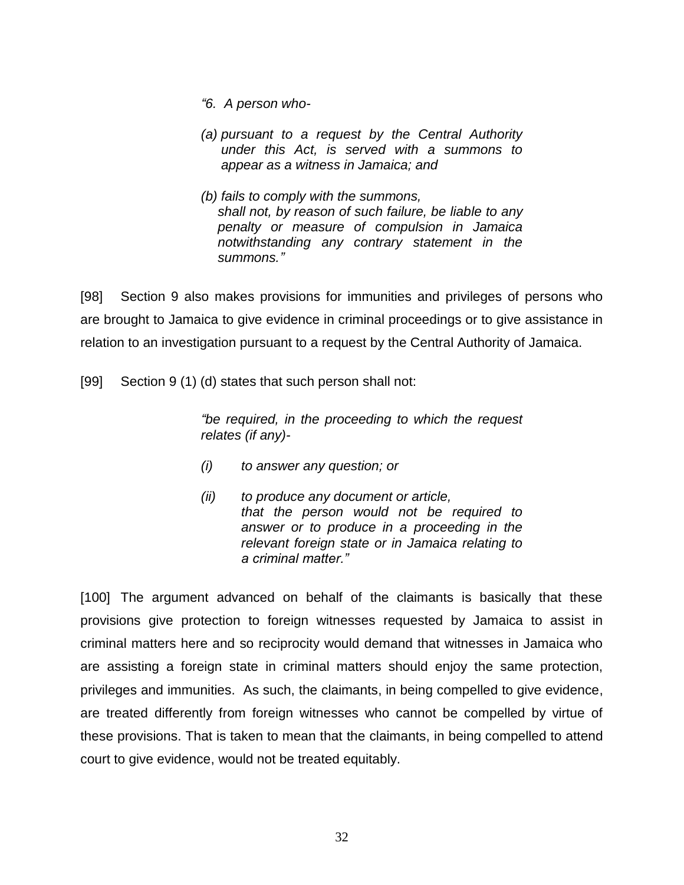> *"6. A person who-*
>
> *(a) pursuant to a request by the Central Authority under this Act, is served with a summons to appear as a witness in Jamaica; and*
>
> *(b) fails to comply with the summons, shall not, by reason of such failure, be liable to any penalty or measure of compulsion in Jamaica notwithstanding any contrary statement in the summons."*

[98] Section 9 also makes provisions for immunities and privileges of persons who are brought to Jamaica to give evidence in criminal proceedings or to give assistance in relation to an investigation pursuant to a request by the Central Authority of Jamaica.

[99] Section 9 (1) (d) states that such person shall not:

> *"be required, in the proceeding to which the request relates (if any)-*
>
> *(i) to answer any question; or*
>
> *(ii) to produce any document or article, that the person would not be required to answer or to produce in a proceeding in the relevant foreign state or in Jamaica relating to a criminal matter."*

[100] The argument advanced on behalf of the claimants is basically that these provisions give protection to foreign witnesses requested by Jamaica to assist in criminal matters here and so reciprocity would demand that witnesses in Jamaica who are assisting a foreign state in criminal matters should enjoy the same protection, privileges and immunities. As such, the claimants, in being compelled to give evidence, are treated differently from foreign witnesses who cannot be compelled by virtue of these provisions. That is taken to mean that the claimants, in being compelled to attend court to give evidence, would not be treated equitably.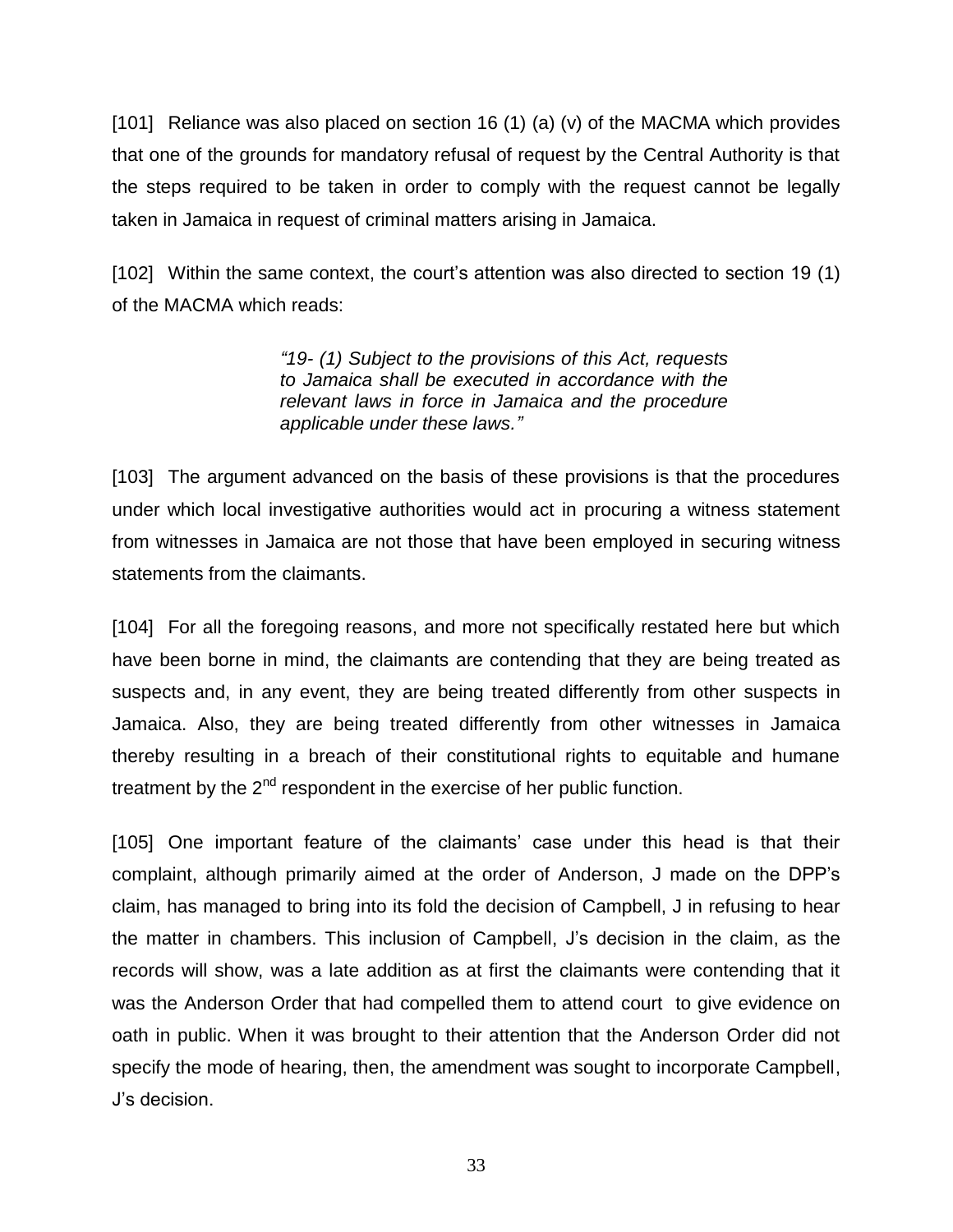[101] Reliance was also placed on section 16 (1) (a) (v) of the MACMA which provides that one of the grounds for mandatory refusal of request by the Central Authority is that the steps required to be taken in order to comply with the request cannot be legally taken in Jamaica in request of criminal matters arising in Jamaica.

[102] Within the same context, the court's attention was also directed to section 19 (1) of the MACMA which reads:

> *"19- (1) Subject to the provisions of this Act, requests to Jamaica shall be executed in accordance with the relevant laws in force in Jamaica and the procedure applicable under these laws."*

[103] The argument advanced on the basis of these provisions is that the procedures under which local investigative authorities would act in procuring a witness statement from witnesses in Jamaica are not those that have been employed in securing witness statements from the claimants.

[104] For all the foregoing reasons, and more not specifically restated here but which have been borne in mind, the claimants are contending that they are being treated as suspects and, in any event, they are being treated differently from other suspects in Jamaica. Also, they are being treated differently from other witnesses in Jamaica thereby resulting in a breach of their constitutional rights to equitable and humane treatment by the 2nd respondent in the exercise of her public function.

[105] One important feature of the claimants' case under this head is that their complaint, although primarily aimed at the order of Anderson, J made on the DPP's claim, has managed to bring into its fold the decision of Campbell, J in refusing to hear the matter in chambers. This inclusion of Campbell, J's decision in the claim, as the records will show, was a late addition as at first the claimants were contending that it was the Anderson Order that had compelled them to attend court to give evidence on oath in public. When it was brought to their attention that the Anderson Order did not specify the mode of hearing, then, the amendment was sought to incorporate Campbell, J's decision.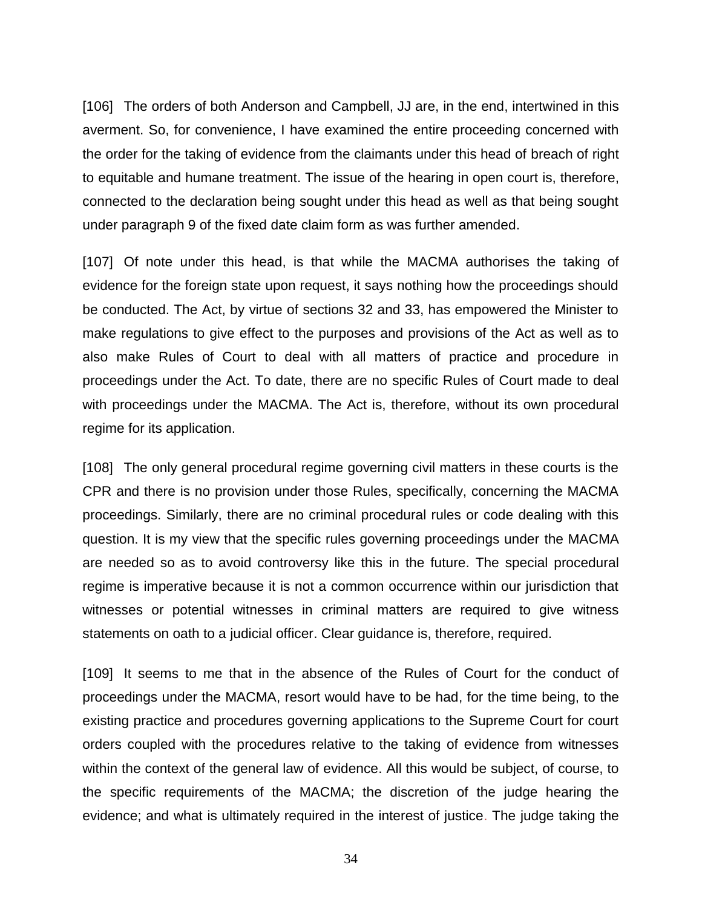[106] The orders of both Anderson and Campbell, JJ are, in the end, intertwined in this averment. So, for convenience, I have examined the entire proceeding concerned with the order for the taking of evidence from the claimants under this head of breach of right to equitable and humane treatment. The issue of the hearing in open court is, therefore, connected to the declaration being sought under this head as well as that being sought under paragraph 9 of the fixed date claim form as was further amended.

[107] Of note under this head, is that while the MACMA authorises the taking of evidence for the foreign state upon request, it says nothing how the proceedings should be conducted. The Act, by virtue of sections 32 and 33, has empowered the Minister to make regulations to give effect to the purposes and provisions of the Act as well as to also make Rules of Court to deal with all matters of practice and procedure in proceedings under the Act. To date, there are no specific Rules of Court made to deal with proceedings under the MACMA. The Act is, therefore, without its own procedural regime for its application.

[108] The only general procedural regime governing civil matters in these courts is the CPR and there is no provision under those Rules, specifically, concerning the MACMA proceedings. Similarly, there are no criminal procedural rules or code dealing with this question. It is my view that the specific rules governing proceedings under the MACMA are needed so as to avoid controversy like this in the future. The special procedural regime is imperative because it is not a common occurrence within our jurisdiction that witnesses or potential witnesses in criminal matters are required to give witness statements on oath to a judicial officer. Clear guidance is, therefore, required.

[109] It seems to me that in the absence of the Rules of Court for the conduct of proceedings under the MACMA, resort would have to be had, for the time being, to the existing practice and procedures governing applications to the Supreme Court for court orders coupled with the procedures relative to the taking of evidence from witnesses within the context of the general law of evidence. All this would be subject, of course, to the specific requirements of the MACMA; the discretion of the judge hearing the evidence; and what is ultimately required in the interest of justice. The judge taking the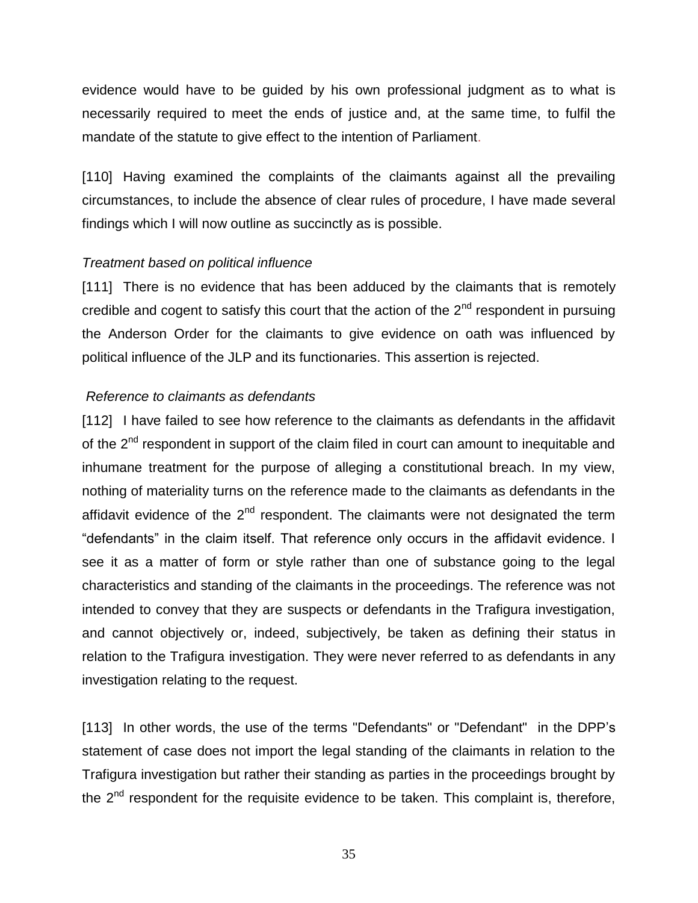evidence would have to be guided by his own professional judgment as to what is necessarily required to meet the ends of justice and, at the same time, to fulfil the mandate of the statute to give effect to the intention of Parliament.

[110] Having examined the complaints of the claimants against all the prevailing circumstances, to include the absence of clear rules of procedure, I have made several findings which I will now outline as succinctly as is possible.

*Treatment based on political influence*

[111] There is no evidence that has been adduced by the claimants that is remotely credible and cogent to satisfy this court that the action of the 2nd respondent in pursuing the Anderson Order for the claimants to give evidence on oath was influenced by political influence of the JLP and its functionaries. This assertion is rejected.

*Reference to claimants as defendants*

[112] I have failed to see how reference to the claimants as defendants in the affidavit of the 2nd respondent in support of the claim filed in court can amount to inequitable and inhumane treatment for the purpose of alleging a constitutional breach. In my view, nothing of materiality turns on the reference made to the claimants as defendants in the affidavit evidence of the 2nd respondent. The claimants were not designated the term "defendants" in the claim itself. That reference only occurs in the affidavit evidence. I see it as a matter of form or style rather than one of substance going to the legal characteristics and standing of the claimants in the proceedings. The reference was not intended to convey that they are suspects or defendants in the Trafigura investigation, and cannot objectively or, indeed, subjectively, be taken as defining their status in relation to the Trafigura investigation. They were never referred to as defendants in any investigation relating to the request.

[113] In other words, the use of the terms "Defendants" or "Defendant" in the DPP's statement of case does not import the legal standing of the claimants in relation to the Trafigura investigation but rather their standing as parties in the proceedings brought by the 2nd respondent for the requisite evidence to be taken. This complaint is, therefore,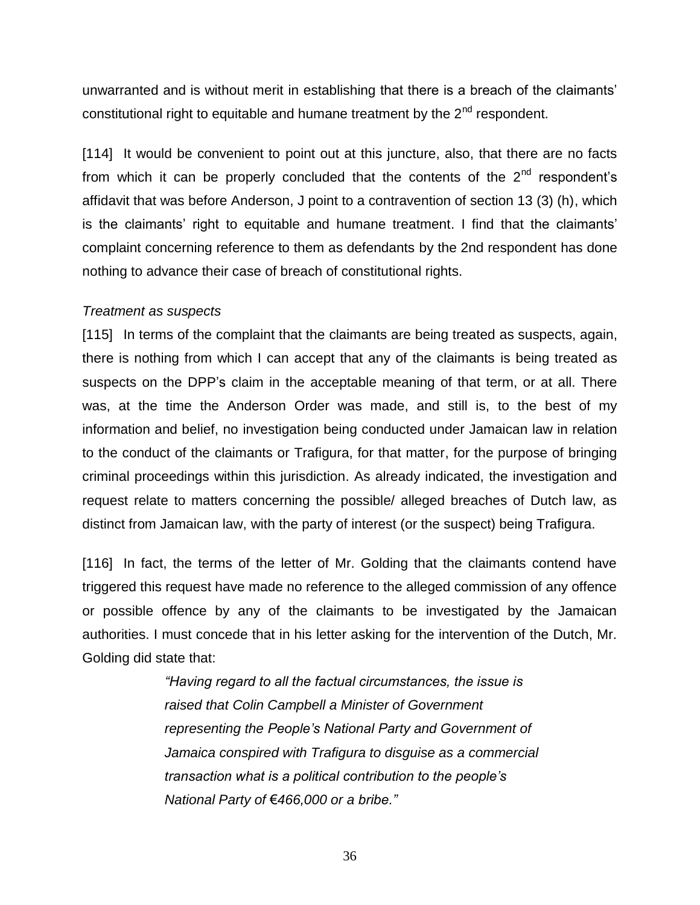unwarranted and is without merit in establishing that there is a breach of the claimants' constitutional right to equitable and humane treatment by the 2nd respondent.

[114] It would be convenient to point out at this juncture, also, that there are no facts from which it can be properly concluded that the contents of the 2nd respondent's affidavit that was before Anderson, J point to a contravention of section 13 (3) (h), which is the claimants' right to equitable and humane treatment. I find that the claimants' complaint concerning reference to them as defendants by the 2nd respondent has done nothing to advance their case of breach of constitutional rights.

*Treatment as suspects*

[115] In terms of the complaint that the claimants are being treated as suspects, again, there is nothing from which I can accept that any of the claimants is being treated as suspects on the DPP's claim in the acceptable meaning of that term, or at all. There was, at the time the Anderson Order was made, and still is, to the best of my information and belief, no investigation being conducted under Jamaican law in relation to the conduct of the claimants or Trafigura, for that matter, for the purpose of bringing criminal proceedings within this jurisdiction. As already indicated, the investigation and request relate to matters concerning the possible/ alleged breaches of Dutch law, as distinct from Jamaican law, with the party of interest (or the suspect) being Trafigura.

[116] In fact, the terms of the letter of Mr. Golding that the claimants contend have triggered this request have made no reference to the alleged commission of any offence or possible offence by any of the claimants to be investigated by the Jamaican authorities. I must concede that in his letter asking for the intervention of the Dutch, Mr. Golding did state that:

> *"Having regard to all the factual circumstances, the issue is raised that Colin Campbell a Minister of Government representing the People's National Party and Government of Jamaica conspired with Trafigura to disguise as a commercial transaction what is a political contribution to the people's National Party of €466,000 or a bribe."*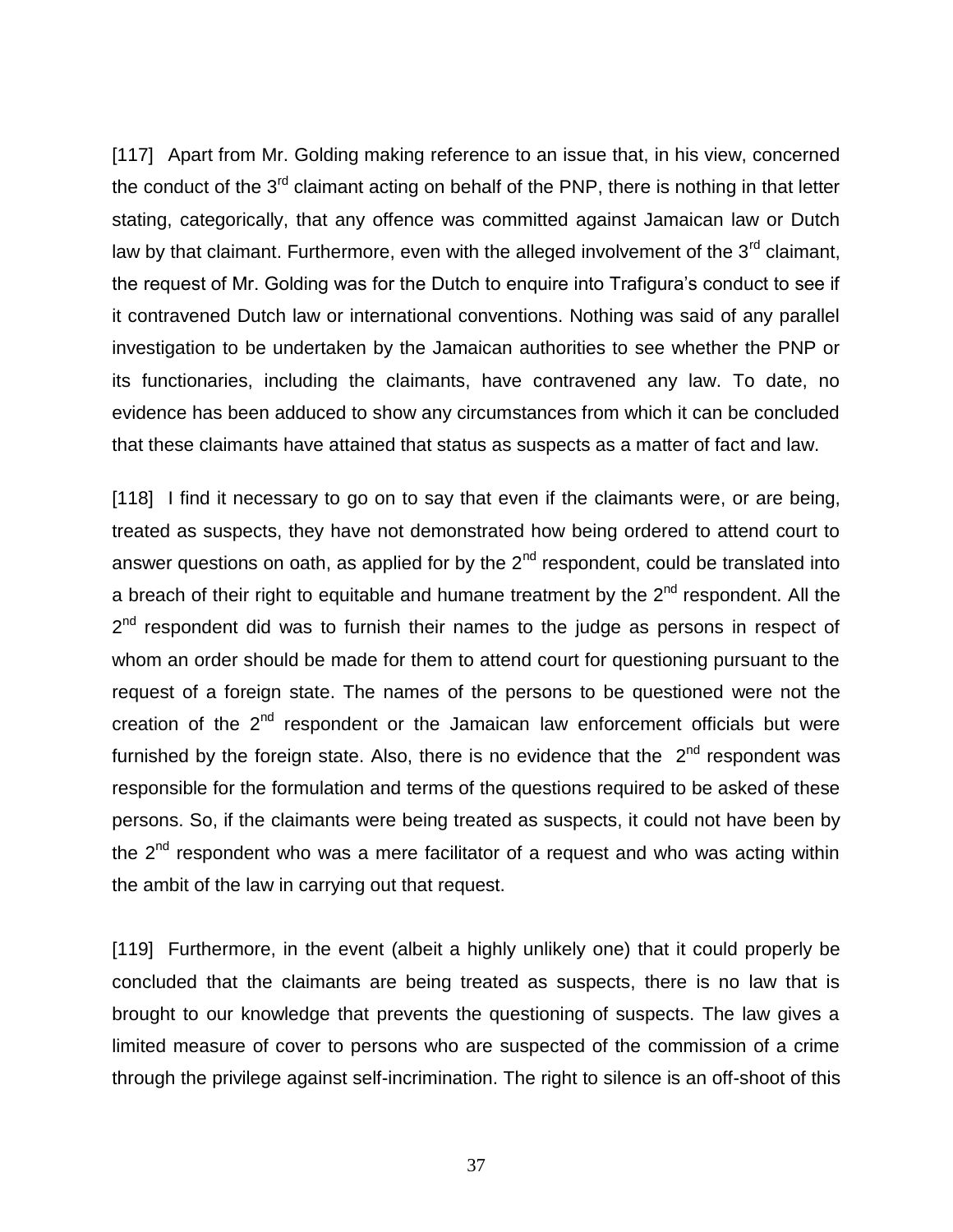[117] Apart from Mr. Golding making reference to an issue that, in his view, concerned the conduct of the 3rd claimant acting on behalf of the PNP, there is nothing in that letter stating, categorically, that any offence was committed against Jamaican law or Dutch law by that claimant. Furthermore, even with the alleged involvement of the 3rd claimant, the request of Mr. Golding was for the Dutch to enquire into Trafigura's conduct to see if it contravened Dutch law or international conventions. Nothing was said of any parallel investigation to be undertaken by the Jamaican authorities to see whether the PNP or its functionaries, including the claimants, have contravened any law. To date, no evidence has been adduced to show any circumstances from which it can be concluded that these claimants have attained that status as suspects as a matter of fact and law.

[118] I find it necessary to go on to say that even if the claimants were, or are being, treated as suspects, they have not demonstrated how being ordered to attend court to answer questions on oath, as applied for by the 2nd respondent, could be translated into a breach of their right to equitable and humane treatment by the 2nd respondent. All the 2nd respondent did was to furnish their names to the judge as persons in respect of whom an order should be made for them to attend court for questioning pursuant to the request of a foreign state. The names of the persons to be questioned were not the creation of the 2nd respondent or the Jamaican law enforcement officials but were furnished by the foreign state. Also, there is no evidence that the 2nd respondent was responsible for the formulation and terms of the questions required to be asked of these persons. So, if the claimants were being treated as suspects, it could not have been by the 2nd respondent who was a mere facilitator of a request and who was acting within the ambit of the law in carrying out that request.

[119] Furthermore, in the event (albeit a highly unlikely one) that it could properly be concluded that the claimants are being treated as suspects, there is no law that is brought to our knowledge that prevents the questioning of suspects. The law gives a limited measure of cover to persons who are suspected of the commission of a crime through the privilege against self-incrimination. The right to silence is an off-shoot of this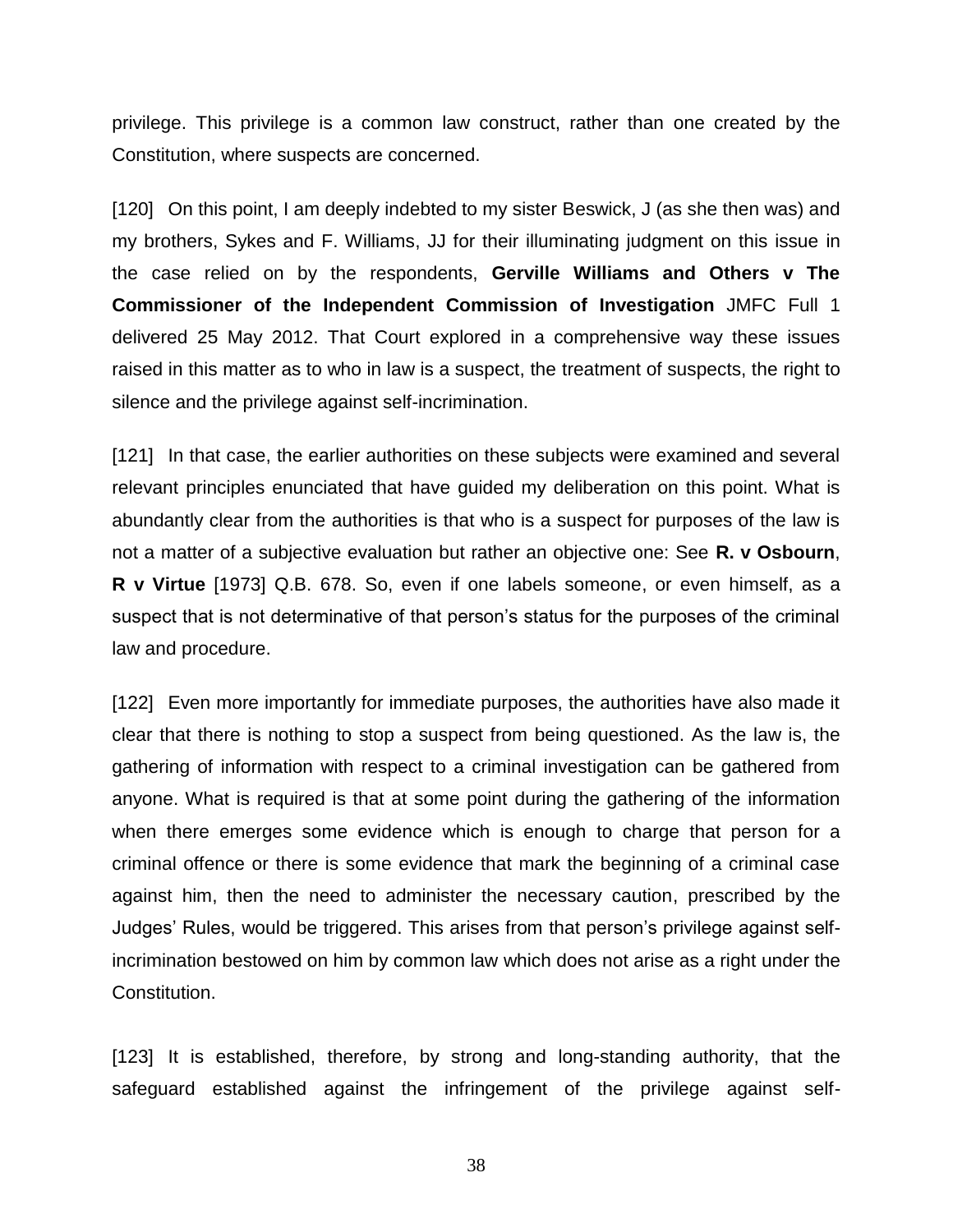privilege. This privilege is a common law construct, rather than one created by the Constitution, where suspects are concerned.

[120] On this point, I am deeply indebted to my sister Beswick, J (as she then was) and my brothers, Sykes and F. Williams, JJ for their illuminating judgment on this issue in the case relied on by the respondents, **Gerville Williams and Others v The Commissioner of the Independent Commission of Investigation** JMFC Full 1 delivered 25 May 2012. That Court explored in a comprehensive way these issues raised in this matter as to who in law is a suspect, the treatment of suspects, the right to silence and the privilege against self-incrimination.

[121] In that case, the earlier authorities on these subjects were examined and several relevant principles enunciated that have guided my deliberation on this point. What is abundantly clear from the authorities is that who is a suspect for purposes of the law is not a matter of a subjective evaluation but rather an objective one: See **R. v Osbourn**, **R v Virtue** [1973] Q.B. 678. So, even if one labels someone, or even himself, as a suspect that is not determinative of that person's status for the purposes of the criminal law and procedure.

[122] Even more importantly for immediate purposes, the authorities have also made it clear that there is nothing to stop a suspect from being questioned. As the law is, the gathering of information with respect to a criminal investigation can be gathered from anyone. What is required is that at some point during the gathering of the information when there emerges some evidence which is enough to charge that person for a criminal offence or there is some evidence that mark the beginning of a criminal case against him, then the need to administer the necessary caution, prescribed by the Judges' Rules, would be triggered. This arises from that person's privilege against self-incrimination bestowed on him by common law which does not arise as a right under the Constitution.

[123] It is established, therefore, by strong and long-standing authority, that the safeguard established against the infringement of the privilege against self-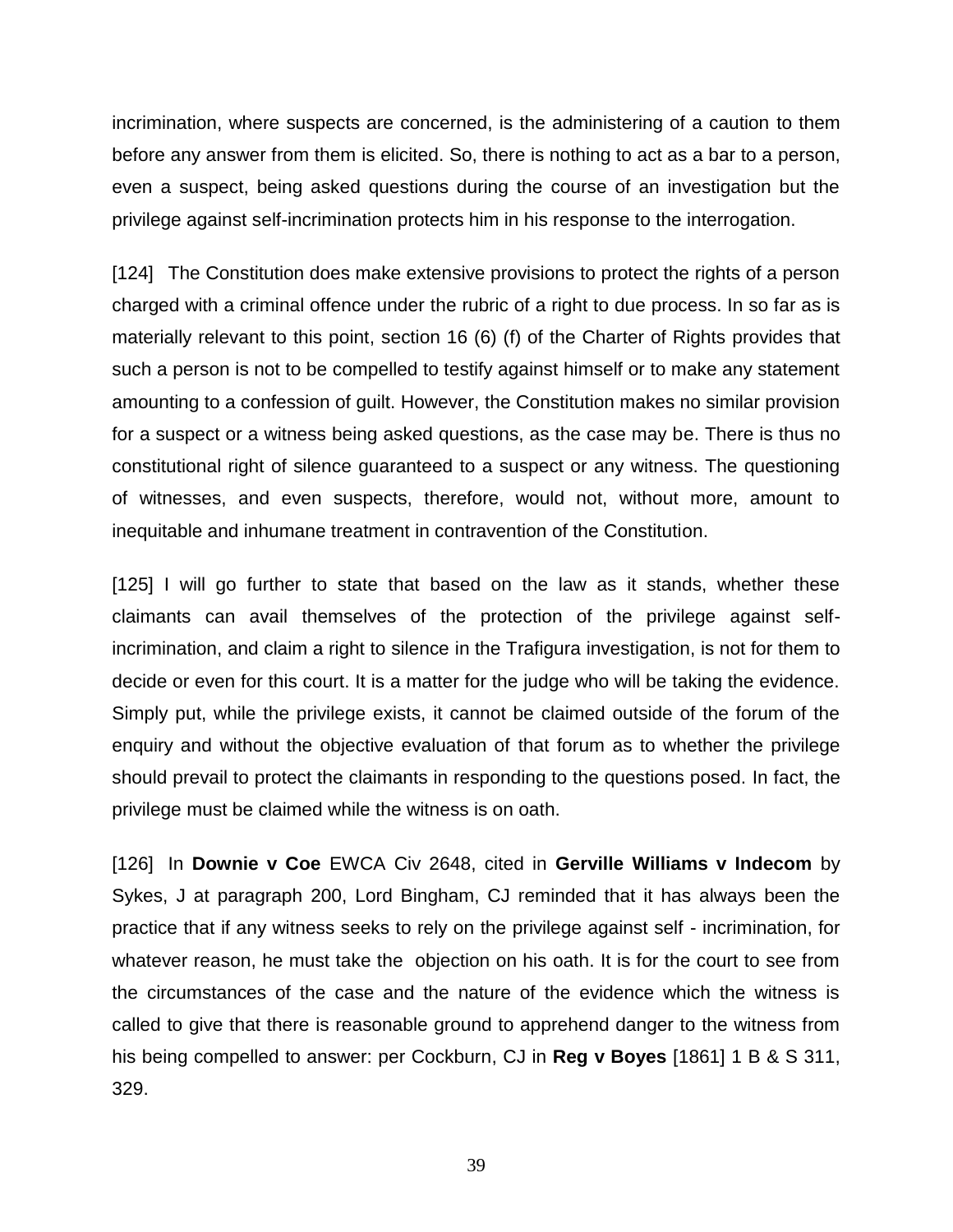incrimination, where suspects are concerned, is the administering of a caution to them before any answer from them is elicited. So, there is nothing to act as a bar to a person, even a suspect, being asked questions during the course of an investigation but the privilege against self-incrimination protects him in his response to the interrogation.

[124] The Constitution does make extensive provisions to protect the rights of a person charged with a criminal offence under the rubric of a right to due process. In so far as is materially relevant to this point, section 16 (6) (f) of the Charter of Rights provides that such a person is not to be compelled to testify against himself or to make any statement amounting to a confession of guilt. However, the Constitution makes no similar provision for a suspect or a witness being asked questions, as the case may be. There is thus no constitutional right of silence guaranteed to a suspect or any witness. The questioning of witnesses, and even suspects, therefore, would not, without more, amount to inequitable and inhumane treatment in contravention of the Constitution.

[125] I will go further to state that based on the law as it stands, whether these claimants can avail themselves of the protection of the privilege against self-incrimination, and claim a right to silence in the Trafigura investigation, is not for them to decide or even for this court. It is a matter for the judge who will be taking the evidence. Simply put, while the privilege exists, it cannot be claimed outside of the forum of the enquiry and without the objective evaluation of that forum as to whether the privilege should prevail to protect the claimants in responding to the questions posed. In fact, the privilege must be claimed while the witness is on oath.

[126] In **Downie v Coe** EWCA Civ 2648, cited in **Gerville Williams v Indecom** by Sykes, J at paragraph 200, Lord Bingham, CJ reminded that it has always been the practice that if any witness seeks to rely on the privilege against self - incrimination, for whatever reason, he must take the objection on his oath. It is for the court to see from the circumstances of the case and the nature of the evidence which the witness is called to give that there is reasonable ground to apprehend danger to the witness from his being compelled to answer: per Cockburn, CJ in **Reg v Boyes** [1861] 1 B & S 311, 329.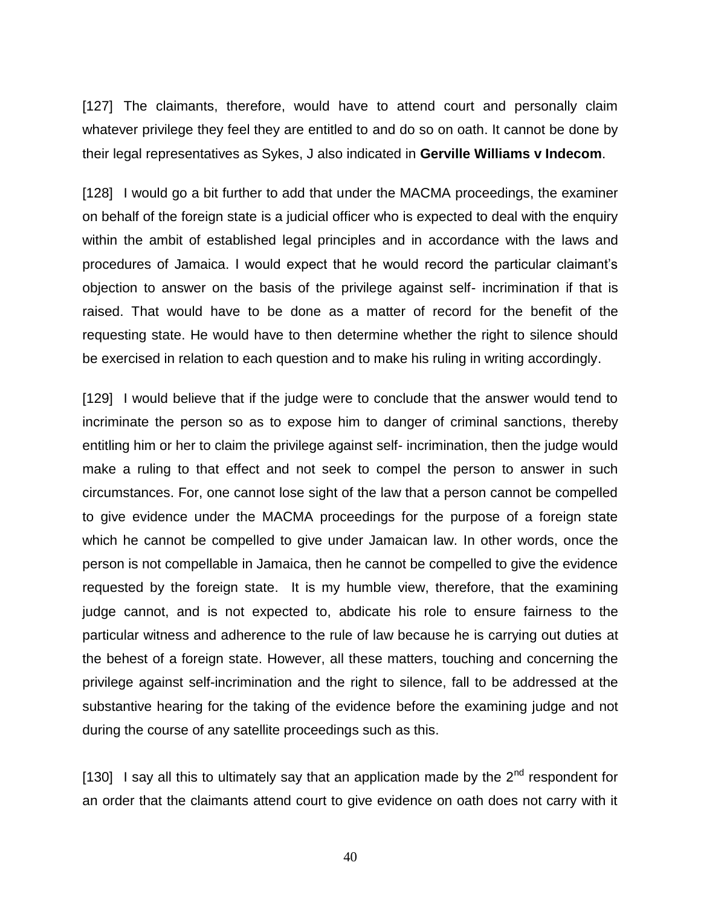[127] The claimants, therefore, would have to attend court and personally claim whatever privilege they feel they are entitled to and do so on oath. It cannot be done by their legal representatives as Sykes, J also indicated in **Gerville Williams v Indecom**.

[128] I would go a bit further to add that under the MACMA proceedings, the examiner on behalf of the foreign state is a judicial officer who is expected to deal with the enquiry within the ambit of established legal principles and in accordance with the laws and procedures of Jamaica. I would expect that he would record the particular claimant's objection to answer on the basis of the privilege against self- incrimination if that is raised. That would have to be done as a matter of record for the benefit of the requesting state. He would have to then determine whether the right to silence should be exercised in relation to each question and to make his ruling in writing accordingly.

[129] I would believe that if the judge were to conclude that the answer would tend to incriminate the person so as to expose him to danger of criminal sanctions, thereby entitling him or her to claim the privilege against self- incrimination, then the judge would make a ruling to that effect and not seek to compel the person to answer in such circumstances. For, one cannot lose sight of the law that a person cannot be compelled to give evidence under the MACMA proceedings for the purpose of a foreign state which he cannot be compelled to give under Jamaican law. In other words, once the person is not compellable in Jamaica, then he cannot be compelled to give the evidence requested by the foreign state. It is my humble view, therefore, that the examining judge cannot, and is not expected to, abdicate his role to ensure fairness to the particular witness and adherence to the rule of law because he is carrying out duties at the behest of a foreign state. However, all these matters, touching and concerning the privilege against self-incrimination and the right to silence, fall to be addressed at the substantive hearing for the taking of the evidence before the examining judge and not during the course of any satellite proceedings such as this.

[130] I say all this to ultimately say that an application made by the 2nd respondent for an order that the claimants attend court to give evidence on oath does not carry with it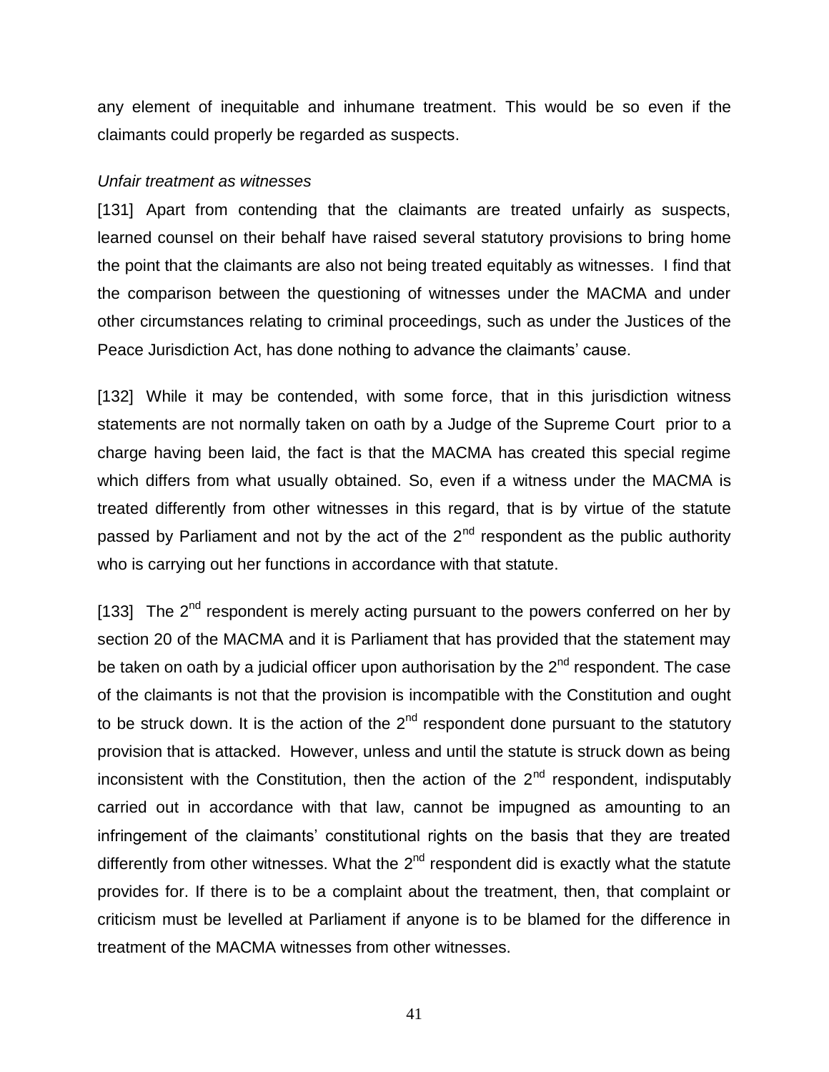any element of inequitable and inhumane treatment. This would be so even if the claimants could properly be regarded as suspects.

*Unfair treatment as witnesses*

[131] Apart from contending that the claimants are treated unfairly as suspects, learned counsel on their behalf have raised several statutory provisions to bring home the point that the claimants are also not being treated equitably as witnesses. I find that the comparison between the questioning of witnesses under the MACMA and under other circumstances relating to criminal proceedings, such as under the Justices of the Peace Jurisdiction Act, has done nothing to advance the claimants' cause.

[132] While it may be contended, with some force, that in this jurisdiction witness statements are not normally taken on oath by a Judge of the Supreme Court prior to a charge having been laid, the fact is that the MACMA has created this special regime which differs from what usually obtained. So, even if a witness under the MACMA is treated differently from other witnesses in this regard, that is by virtue of the statute passed by Parliament and not by the act of the 2nd respondent as the public authority who is carrying out her functions in accordance with that statute.

[133] The 2nd respondent is merely acting pursuant to the powers conferred on her by section 20 of the MACMA and it is Parliament that has provided that the statement may be taken on oath by a judicial officer upon authorisation by the 2nd respondent. The case of the claimants is not that the provision is incompatible with the Constitution and ought to be struck down. It is the action of the 2nd respondent done pursuant to the statutory provision that is attacked. However, unless and until the statute is struck down as being inconsistent with the Constitution, then the action of the 2nd respondent, indisputably carried out in accordance with that law, cannot be impugned as amounting to an infringement of the claimants' constitutional rights on the basis that they are treated differently from other witnesses. What the 2nd respondent did is exactly what the statute provides for. If there is to be a complaint about the treatment, then, that complaint or criticism must be levelled at Parliament if anyone is to be blamed for the difference in treatment of the MACMA witnesses from other witnesses.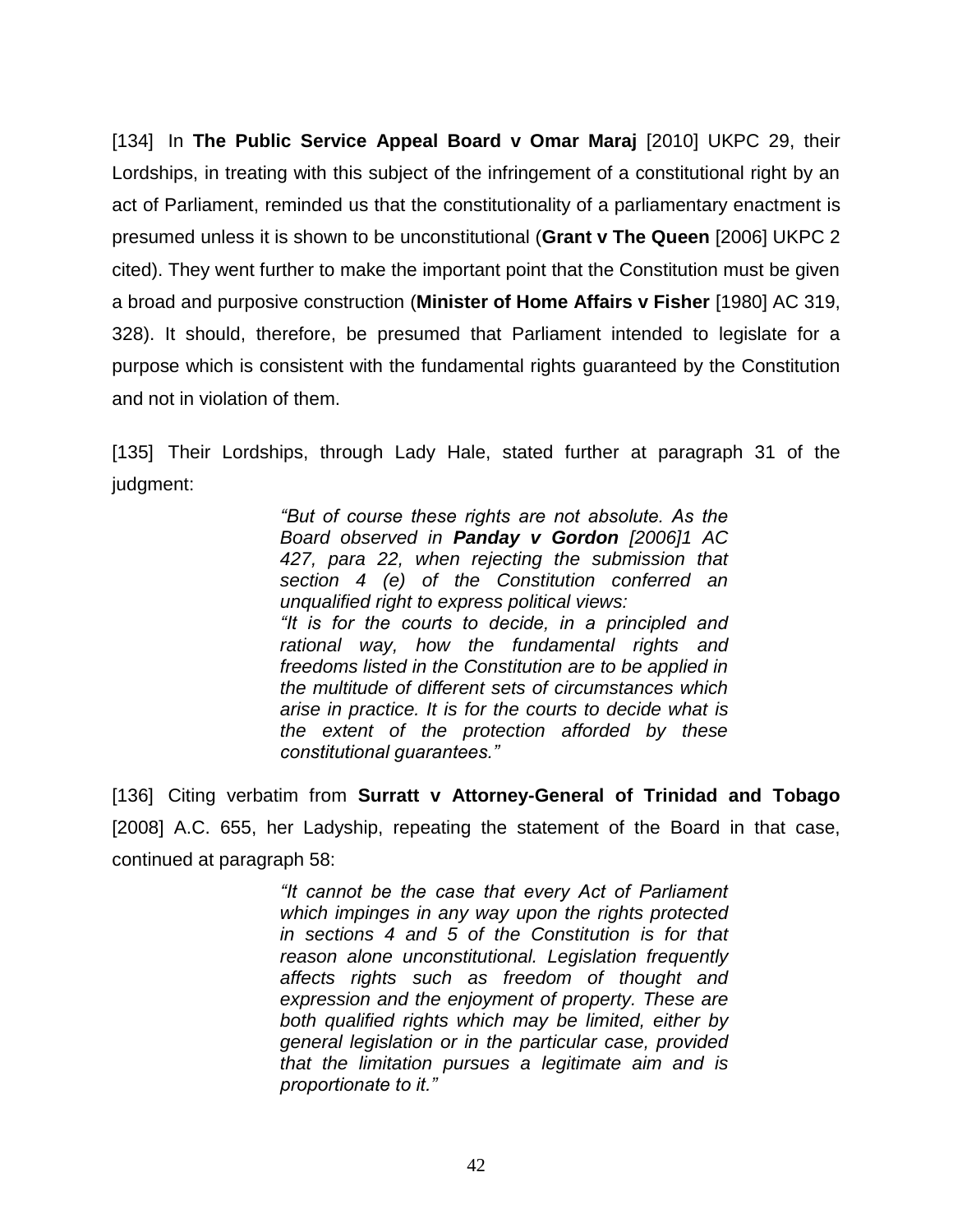[134] In **The Public Service Appeal Board v Omar Maraj** [2010] UKPC 29, their Lordships, in treating with this subject of the infringement of a constitutional right by an act of Parliament, reminded us that the constitutionality of a parliamentary enactment is presumed unless it is shown to be unconstitutional (**Grant v The Queen** [2006] UKPC 2 cited). They went further to make the important point that the Constitution must be given a broad and purposive construction (**Minister of Home Affairs v Fisher** [1980] AC 319, 328). It should, therefore, be presumed that Parliament intended to legislate for a purpose which is consistent with the fundamental rights guaranteed by the Constitution and not in violation of them.

[135] Their Lordships, through Lady Hale, stated further at paragraph 31 of the judgment:

> *"But of course these rights are not absolute. As the Board observed in **Panday v Gordon** [2006]1 AC 427, para 22, when rejecting the submission that section 4 (e) of the Constitution conferred an unqualified right to express political views:*
> *"It is for the courts to decide, in a principled and rational way, how the fundamental rights and freedoms listed in the Constitution are to be applied in the multitude of different sets of circumstances which arise in practice. It is for the courts to decide what is the extent of the protection afforded by these constitutional guarantees."*

[136] Citing verbatim from **Surratt v Attorney-General of Trinidad and Tobago** [2008] A.C. 655, her Ladyship, repeating the statement of the Board in that case, continued at paragraph 58:

> *"It cannot be the case that every Act of Parliament which impinges in any way upon the rights protected in sections 4 and 5 of the Constitution is for that reason alone unconstitutional. Legislation frequently affects rights such as freedom of thought and expression and the enjoyment of property. These are both qualified rights which may be limited, either by general legislation or in the particular case, provided that the limitation pursues a legitimate aim and is proportionate to it."*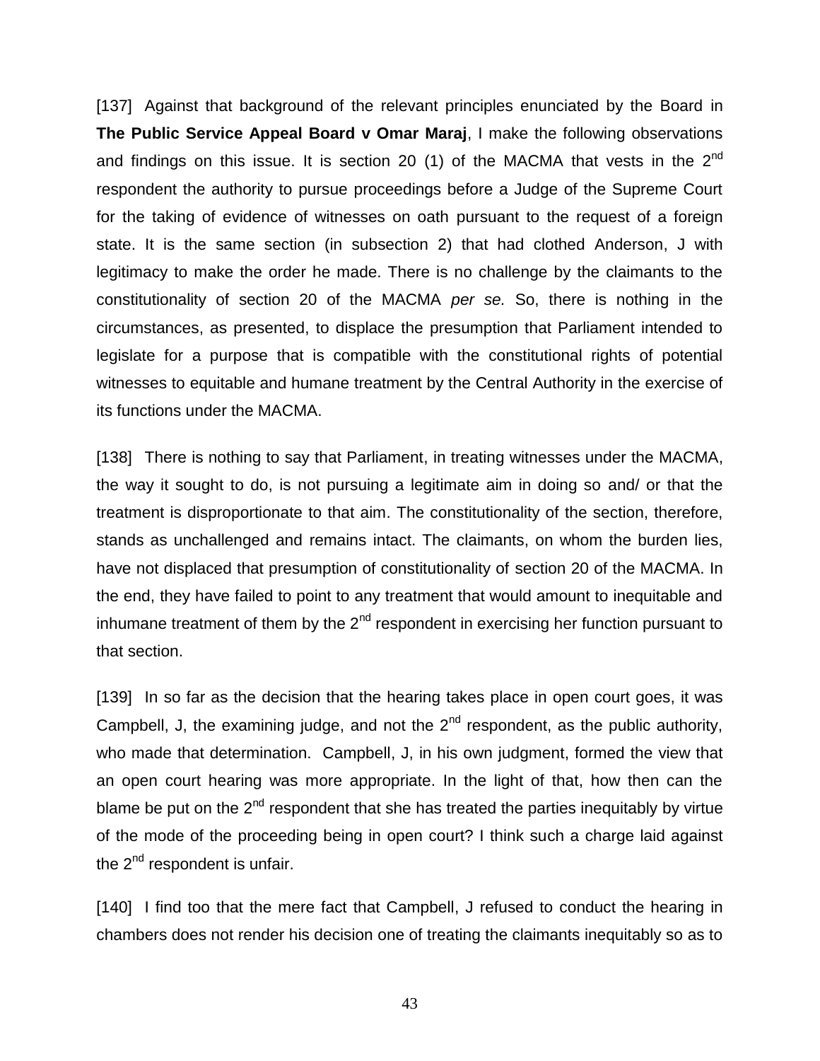[137] Against that background of the relevant principles enunciated by the Board in **The Public Service Appeal Board v Omar Maraj**, I make the following observations and findings on this issue. It is section 20 (1) of the MACMA that vests in the 2nd respondent the authority to pursue proceedings before a Judge of the Supreme Court for the taking of evidence of witnesses on oath pursuant to the request of a foreign state. It is the same section (in subsection 2) that had clothed Anderson, J with legitimacy to make the order he made. There is no challenge by the claimants to the constitutionality of section 20 of the MACMA *per se.* So, there is nothing in the circumstances, as presented, to displace the presumption that Parliament intended to legislate for a purpose that is compatible with the constitutional rights of potential witnesses to equitable and humane treatment by the Central Authority in the exercise of its functions under the MACMA.

[138] There is nothing to say that Parliament, in treating witnesses under the MACMA, the way it sought to do, is not pursuing a legitimate aim in doing so and/ or that the treatment is disproportionate to that aim. The constitutionality of the section, therefore, stands as unchallenged and remains intact. The claimants, on whom the burden lies, have not displaced that presumption of constitutionality of section 20 of the MACMA. In the end, they have failed to point to any treatment that would amount to inequitable and inhumane treatment of them by the 2nd respondent in exercising her function pursuant to that section.

[139] In so far as the decision that the hearing takes place in open court goes, it was Campbell, J, the examining judge, and not the 2nd respondent, as the public authority, who made that determination. Campbell, J, in his own judgment, formed the view that an open court hearing was more appropriate. In the light of that, how then can the blame be put on the 2nd respondent that she has treated the parties inequitably by virtue of the mode of the proceeding being in open court? I think such a charge laid against the 2nd respondent is unfair.

[140] I find too that the mere fact that Campbell, J refused to conduct the hearing in chambers does not render his decision one of treating the claimants inequitably so as to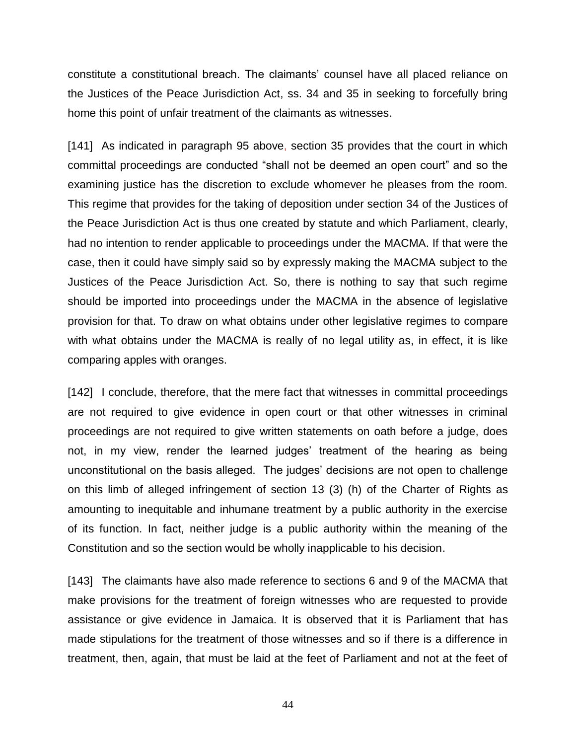constitute a constitutional breach. The claimants' counsel have all placed reliance on the Justices of the Peace Jurisdiction Act, ss. 34 and 35 in seeking to forcefully bring home this point of unfair treatment of the claimants as witnesses.

[141] As indicated in paragraph 95 above, section 35 provides that the court in which committal proceedings are conducted "shall not be deemed an open court" and so the examining justice has the discretion to exclude whomever he pleases from the room. This regime that provides for the taking of deposition under section 34 of the Justices of the Peace Jurisdiction Act is thus one created by statute and which Parliament, clearly, had no intention to render applicable to proceedings under the MACMA. If that were the case, then it could have simply said so by expressly making the MACMA subject to the Justices of the Peace Jurisdiction Act. So, there is nothing to say that such regime should be imported into proceedings under the MACMA in the absence of legislative provision for that. To draw on what obtains under other legislative regimes to compare with what obtains under the MACMA is really of no legal utility as, in effect, it is like comparing apples with oranges.

[142] I conclude, therefore, that the mere fact that witnesses in committal proceedings are not required to give evidence in open court or that other witnesses in criminal proceedings are not required to give written statements on oath before a judge, does not, in my view, render the learned judges' treatment of the hearing as being unconstitutional on the basis alleged. The judges' decisions are not open to challenge on this limb of alleged infringement of section 13 (3) (h) of the Charter of Rights as amounting to inequitable and inhumane treatment by a public authority in the exercise of its function. In fact, neither judge is a public authority within the meaning of the Constitution and so the section would be wholly inapplicable to his decision.

[143] The claimants have also made reference to sections 6 and 9 of the MACMA that make provisions for the treatment of foreign witnesses who are requested to provide assistance or give evidence in Jamaica. It is observed that it is Parliament that has made stipulations for the treatment of those witnesses and so if there is a difference in treatment, then, again, that must be laid at the feet of Parliament and not at the feet of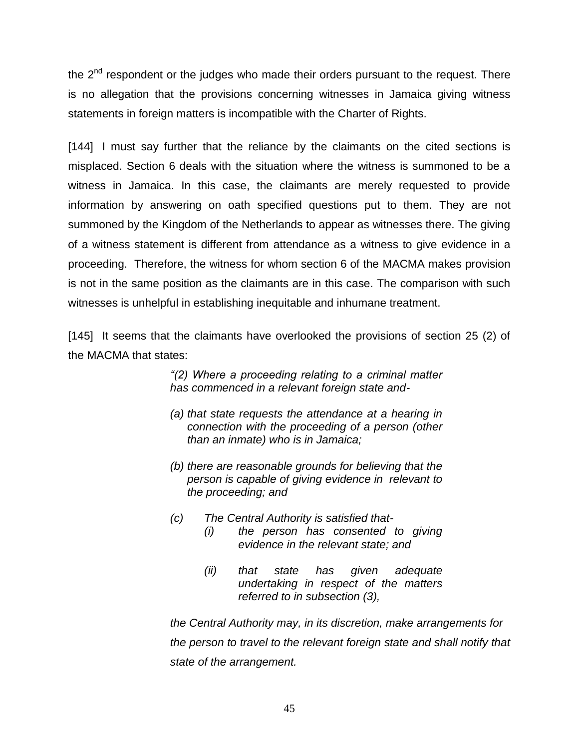the 2nd respondent or the judges who made their orders pursuant to the request. There is no allegation that the provisions concerning witnesses in Jamaica giving witness statements in foreign matters is incompatible with the Charter of Rights.

[144] I must say further that the reliance by the claimants on the cited sections is misplaced. Section 6 deals with the situation where the witness is summoned to be a witness in Jamaica. In this case, the claimants are merely requested to provide information by answering on oath specified questions put to them. They are not summoned by the Kingdom of the Netherlands to appear as witnesses there. The giving of a witness statement is different from attendance as a witness to give evidence in a proceeding. Therefore, the witness for whom section 6 of the MACMA makes provision is not in the same position as the claimants are in this case. The comparison with such witnesses is unhelpful in establishing inequitable and inhumane treatment.

[145] It seems that the claimants have overlooked the provisions of section 25 (2) of the MACMA that states:

> *"(2) Where a proceeding relating to a criminal matter has commenced in a relevant foreign state and-*
>
> *(a) that state requests the attendance at a hearing in connection with the proceeding of a person (other than an inmate) who is in Jamaica;*
>
> *(b) there are reasonable grounds for believing that the person is capable of giving evidence in relevant to the proceeding; and*
>
> *(c) The Central Authority is satisfied that-*
>
> *(i) the person has consented to giving evidence in the relevant state; and*
>
> *(ii) that state has given adequate undertaking in respect of the matters referred to in subsection (3),*
>
> *the Central Authority may, in its discretion, make arrangements for the person to travel to the relevant foreign state and shall notify that state of the arrangement.*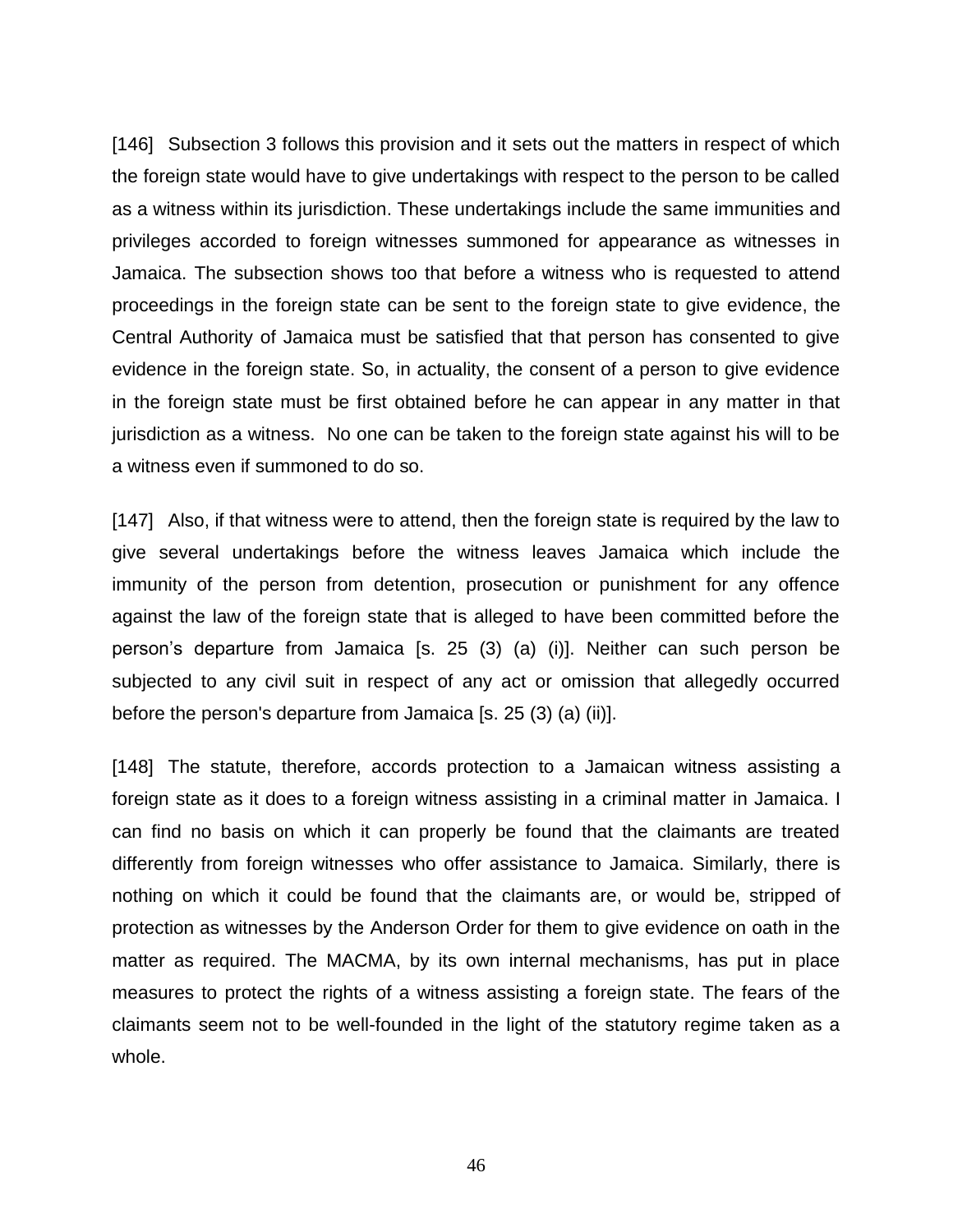[146] Subsection 3 follows this provision and it sets out the matters in respect of which the foreign state would have to give undertakings with respect to the person to be called as a witness within its jurisdiction. These undertakings include the same immunities and privileges accorded to foreign witnesses summoned for appearance as witnesses in Jamaica. The subsection shows too that before a witness who is requested to attend proceedings in the foreign state can be sent to the foreign state to give evidence, the Central Authority of Jamaica must be satisfied that that person has consented to give evidence in the foreign state. So, in actuality, the consent of a person to give evidence in the foreign state must be first obtained before he can appear in any matter in that jurisdiction as a witness. No one can be taken to the foreign state against his will to be a witness even if summoned to do so.

[147] Also, if that witness were to attend, then the foreign state is required by the law to give several undertakings before the witness leaves Jamaica which include the immunity of the person from detention, prosecution or punishment for any offence against the law of the foreign state that is alleged to have been committed before the person's departure from Jamaica [s. 25 (3) (a) (i)]. Neither can such person be subjected to any civil suit in respect of any act or omission that allegedly occurred before the person's departure from Jamaica [s. 25 (3) (a) (ii)].

[148] The statute, therefore, accords protection to a Jamaican witness assisting a foreign state as it does to a foreign witness assisting in a criminal matter in Jamaica. I can find no basis on which it can properly be found that the claimants are treated differently from foreign witnesses who offer assistance to Jamaica. Similarly, there is nothing on which it could be found that the claimants are, or would be, stripped of protection as witnesses by the Anderson Order for them to give evidence on oath in the matter as required. The MACMA, by its own internal mechanisms, has put in place measures to protect the rights of a witness assisting a foreign state. The fears of the claimants seem not to be well-founded in the light of the statutory regime taken as a whole.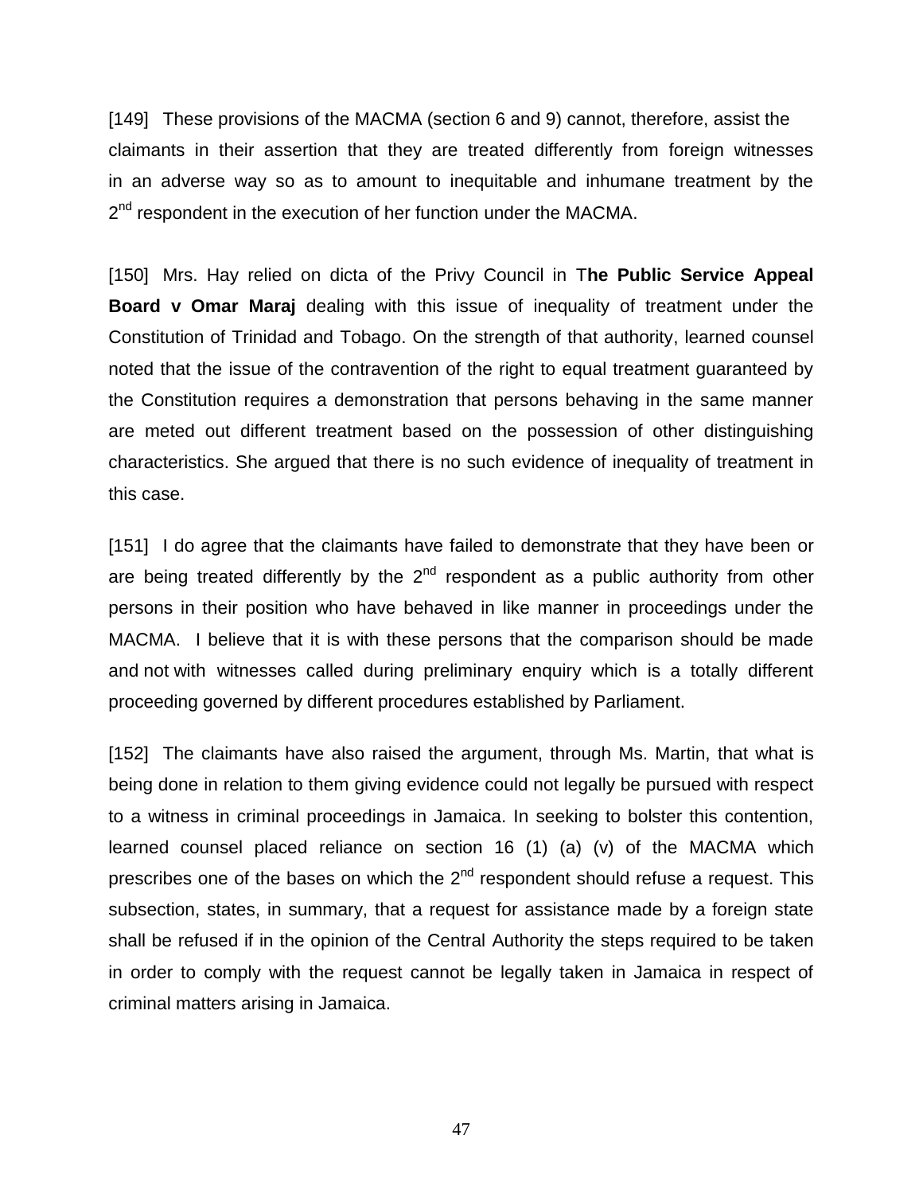[149] These provisions of the MACMA (section 6 and 9) cannot, therefore, assist the claimants in their assertion that they are treated differently from foreign witnesses in an adverse way so as to amount to inequitable and inhumane treatment by the 2nd respondent in the execution of her function under the MACMA.

[150] Mrs. Hay relied on dicta of the Privy Council in T**he Public Service Appeal Board v Omar Maraj** dealing with this issue of inequality of treatment under the Constitution of Trinidad and Tobago. On the strength of that authority, learned counsel noted that the issue of the contravention of the right to equal treatment guaranteed by the Constitution requires a demonstration that persons behaving in the same manner are meted out different treatment based on the possession of other distinguishing characteristics. She argued that there is no such evidence of inequality of treatment in this case.

[151] I do agree that the claimants have failed to demonstrate that they have been or are being treated differently by the 2nd respondent as a public authority from other persons in their position who have behaved in like manner in proceedings under the MACMA. I believe that it is with these persons that the comparison should be made and not with witnesses called during preliminary enquiry which is a totally different proceeding governed by different procedures established by Parliament.

[152] The claimants have also raised the argument, through Ms. Martin, that what is being done in relation to them giving evidence could not legally be pursued with respect to a witness in criminal proceedings in Jamaica. In seeking to bolster this contention, learned counsel placed reliance on section 16 (1) (a) (v) of the MACMA which prescribes one of the bases on which the 2nd respondent should refuse a request. This subsection, states, in summary, that a request for assistance made by a foreign state shall be refused if in the opinion of the Central Authority the steps required to be taken in order to comply with the request cannot be legally taken in Jamaica in respect of criminal matters arising in Jamaica.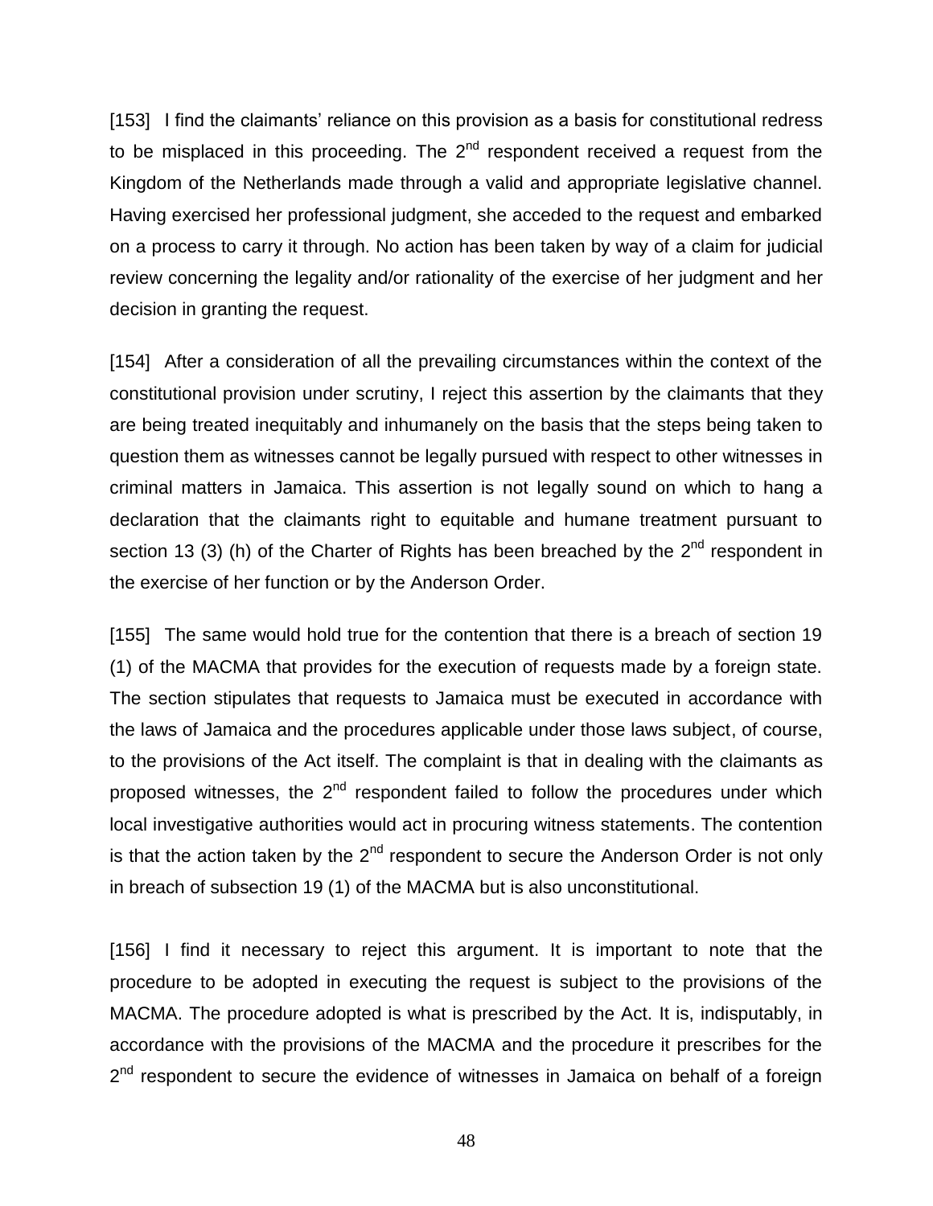[153] I find the claimants' reliance on this provision as a basis for constitutional redress to be misplaced in this proceeding. The 2nd respondent received a request from the Kingdom of the Netherlands made through a valid and appropriate legislative channel. Having exercised her professional judgment, she acceded to the request and embarked on a process to carry it through. No action has been taken by way of a claim for judicial review concerning the legality and/or rationality of the exercise of her judgment and her decision in granting the request.

[154] After a consideration of all the prevailing circumstances within the context of the constitutional provision under scrutiny, I reject this assertion by the claimants that they are being treated inequitably and inhumanely on the basis that the steps being taken to question them as witnesses cannot be legally pursued with respect to other witnesses in criminal matters in Jamaica. This assertion is not legally sound on which to hang a declaration that the claimants right to equitable and humane treatment pursuant to section 13 (3) (h) of the Charter of Rights has been breached by the 2nd respondent in the exercise of her function or by the Anderson Order.

[155] The same would hold true for the contention that there is a breach of section 19 (1) of the MACMA that provides for the execution of requests made by a foreign state. The section stipulates that requests to Jamaica must be executed in accordance with the laws of Jamaica and the procedures applicable under those laws subject, of course, to the provisions of the Act itself. The complaint is that in dealing with the claimants as proposed witnesses, the 2nd respondent failed to follow the procedures under which local investigative authorities would act in procuring witness statements. The contention is that the action taken by the 2nd respondent to secure the Anderson Order is not only in breach of subsection 19 (1) of the MACMA but is also unconstitutional.

[156] I find it necessary to reject this argument. It is important to note that the procedure to be adopted in executing the request is subject to the provisions of the MACMA. The procedure adopted is what is prescribed by the Act. It is, indisputably, in accordance with the provisions of the MACMA and the procedure it prescribes for the 2nd respondent to secure the evidence of witnesses in Jamaica on behalf of a foreign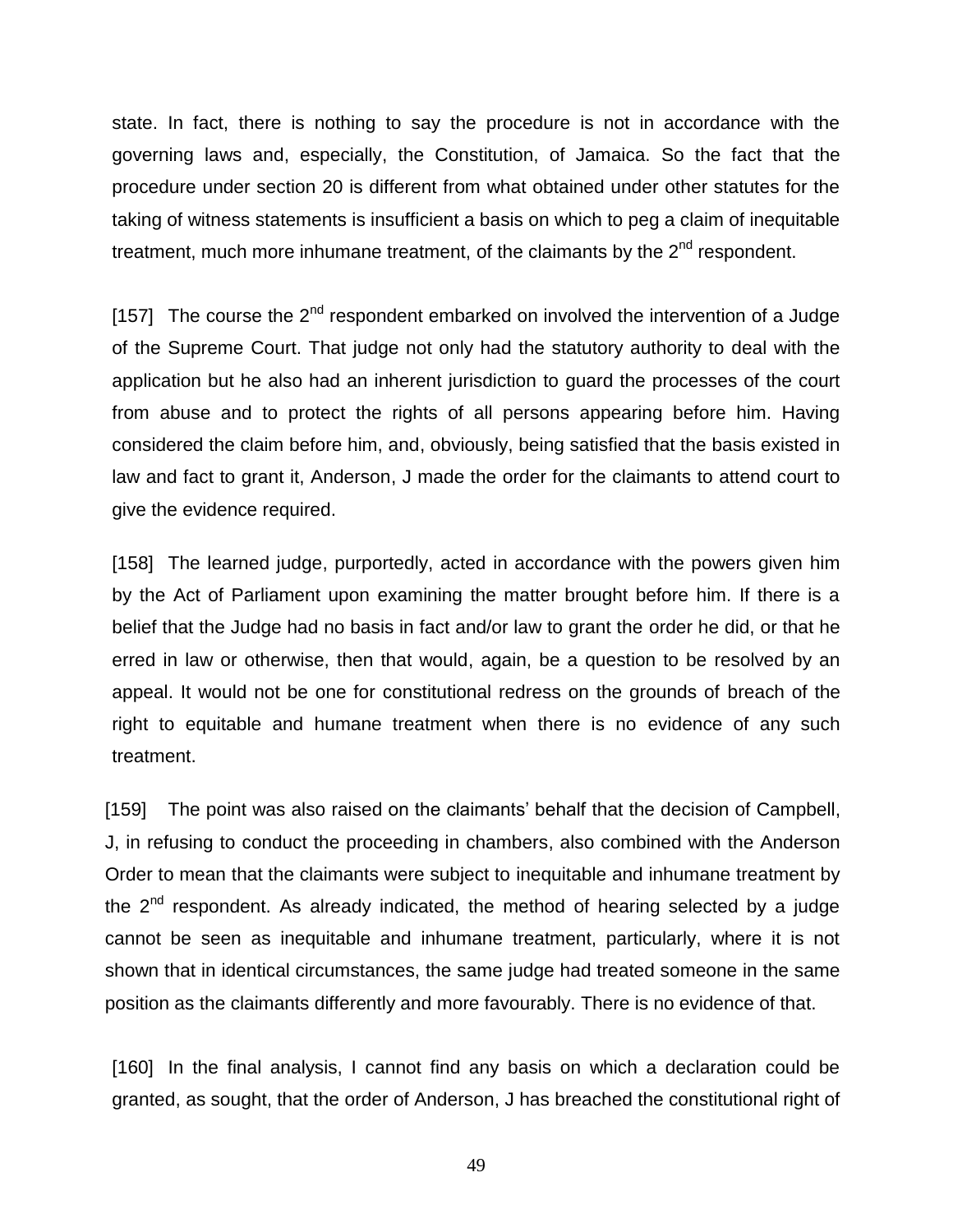state. In fact, there is nothing to say the procedure is not in accordance with the governing laws and, especially, the Constitution, of Jamaica. So the fact that the procedure under section 20 is different from what obtained under other statutes for the taking of witness statements is insufficient a basis on which to peg a claim of inequitable treatment, much more inhumane treatment, of the claimants by the 2nd respondent.

[157] The course the 2nd respondent embarked on involved the intervention of a Judge of the Supreme Court. That judge not only had the statutory authority to deal with the application but he also had an inherent jurisdiction to guard the processes of the court from abuse and to protect the rights of all persons appearing before him. Having considered the claim before him, and, obviously, being satisfied that the basis existed in law and fact to grant it, Anderson, J made the order for the claimants to attend court to give the evidence required.

[158] The learned judge, purportedly, acted in accordance with the powers given him by the Act of Parliament upon examining the matter brought before him. If there is a belief that the Judge had no basis in fact and/or law to grant the order he did, or that he erred in law or otherwise, then that would, again, be a question to be resolved by an appeal. It would not be one for constitutional redress on the grounds of breach of the right to equitable and humane treatment when there is no evidence of any such treatment.

[159] The point was also raised on the claimants' behalf that the decision of Campbell, J, in refusing to conduct the proceeding in chambers, also combined with the Anderson Order to mean that the claimants were subject to inequitable and inhumane treatment by the 2nd respondent. As already indicated, the method of hearing selected by a judge cannot be seen as inequitable and inhumane treatment, particularly, where it is not shown that in identical circumstances, the same judge had treated someone in the same position as the claimants differently and more favourably. There is no evidence of that.

[160] In the final analysis, I cannot find any basis on which a declaration could be granted, as sought, that the order of Anderson, J has breached the constitutional right of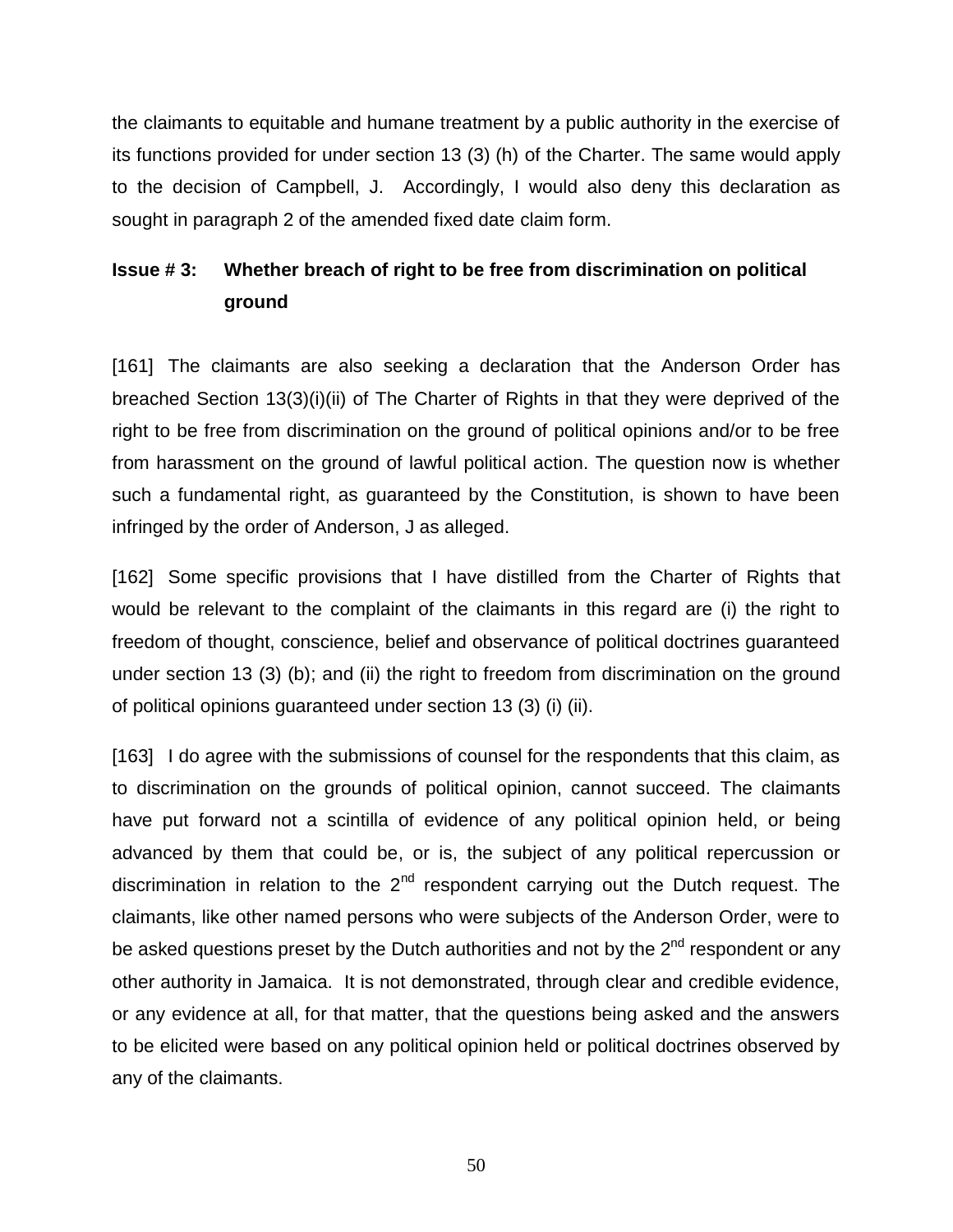the claimants to equitable and humane treatment by a public authority in the exercise of its functions provided for under section 13 (3) (h) of the Charter. The same would apply to the decision of Campbell, J. Accordingly, I would also deny this declaration as sought in paragraph 2 of the amended fixed date claim form.

### Issue # 3: Whether breach of right to be free from discrimination on political ground

[161] The claimants are also seeking a declaration that the Anderson Order has breached Section 13(3)(i)(ii) of The Charter of Rights in that they were deprived of the right to be free from discrimination on the ground of political opinions and/or to be free from harassment on the ground of lawful political action. The question now is whether such a fundamental right, as guaranteed by the Constitution, is shown to have been infringed by the order of Anderson, J as alleged.

[162] Some specific provisions that I have distilled from the Charter of Rights that would be relevant to the complaint of the claimants in this regard are (i) the right to freedom of thought, conscience, belief and observance of political doctrines guaranteed under section 13 (3) (b); and (ii) the right to freedom from discrimination on the ground of political opinions guaranteed under section 13 (3) (i) (ii).

[163] I do agree with the submissions of counsel for the respondents that this claim, as to discrimination on the grounds of political opinion, cannot succeed. The claimants have put forward not a scintilla of evidence of any political opinion held, or being advanced by them that could be, or is, the subject of any political repercussion or discrimination in relation to the 2nd respondent carrying out the Dutch request. The claimants, like other named persons who were subjects of the Anderson Order, were to be asked questions preset by the Dutch authorities and not by the 2nd respondent or any other authority in Jamaica. It is not demonstrated, through clear and credible evidence, or any evidence at all, for that matter, that the questions being asked and the answers to be elicited were based on any political opinion held or political doctrines observed by any of the claimants.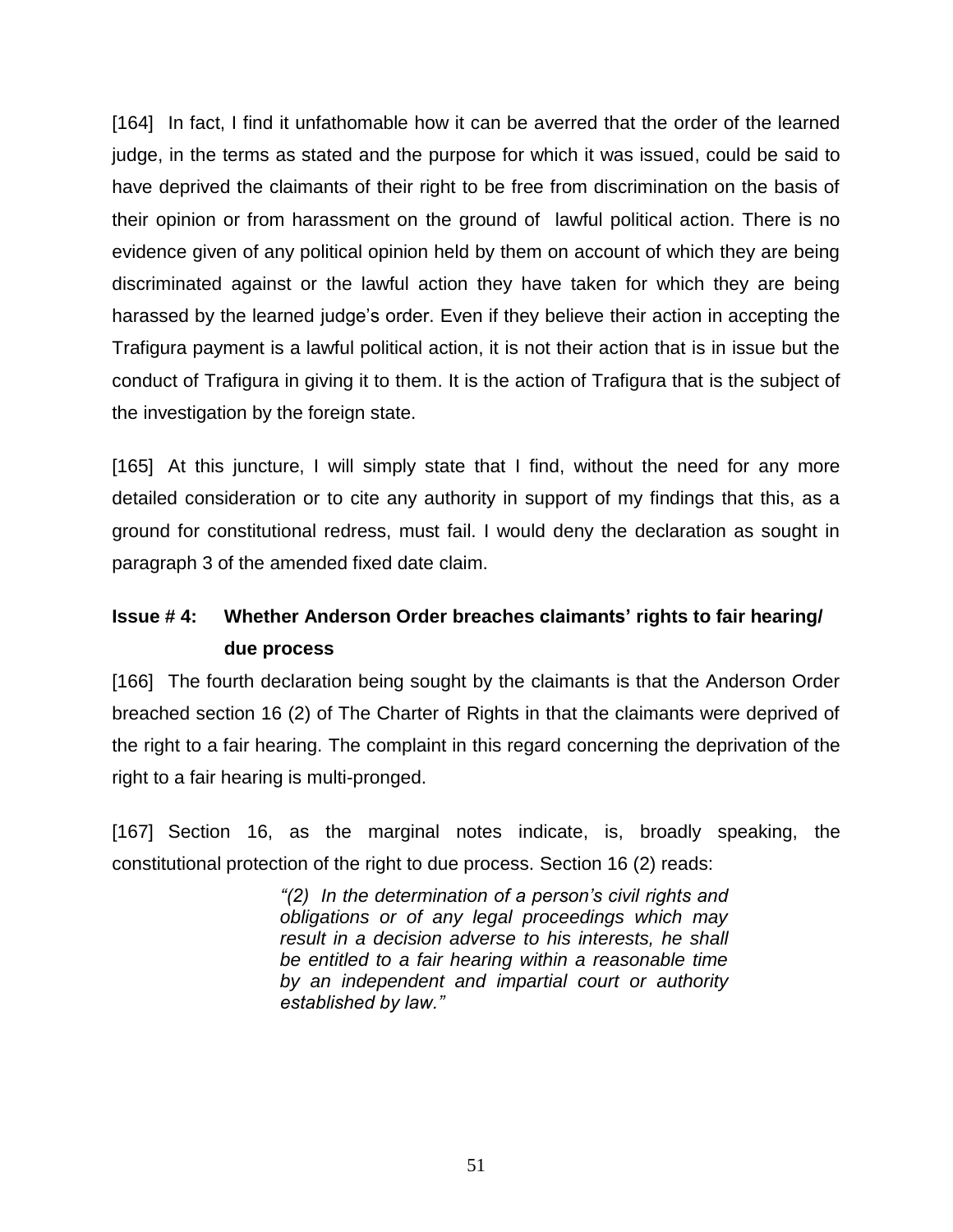[164] In fact, I find it unfathomable how it can be averred that the order of the learned judge, in the terms as stated and the purpose for which it was issued, could be said to have deprived the claimants of their right to be free from discrimination on the basis of their opinion or from harassment on the ground of lawful political action. There is no evidence given of any political opinion held by them on account of which they are being discriminated against or the lawful action they have taken for which they are being harassed by the learned judge's order. Even if they believe their action in accepting the Trafigura payment is a lawful political action, it is not their action that is in issue but the conduct of Trafigura in giving it to them. It is the action of Trafigura that is the subject of the investigation by the foreign state.

[165] At this juncture, I will simply state that I find, without the need for any more detailed consideration or to cite any authority in support of my findings that this, as a ground for constitutional redress, must fail. I would deny the declaration as sought in paragraph 3 of the amended fixed date claim.

### Issue # 4: Whether Anderson Order breaches claimants' rights to fair hearing/ due process

[166] The fourth declaration being sought by the claimants is that the Anderson Order breached section 16 (2) of The Charter of Rights in that the claimants were deprived of the right to a fair hearing. The complaint in this regard concerning the deprivation of the right to a fair hearing is multi-pronged.

[167] Section 16, as the marginal notes indicate, is, broadly speaking, the constitutional protection of the right to due process. Section 16 (2) reads:

> *"(2) In the determination of a person's civil rights and obligations or of any legal proceedings which may result in a decision adverse to his interests, he shall be entitled to a fair hearing within a reasonable time by an independent and impartial court or authority established by law."*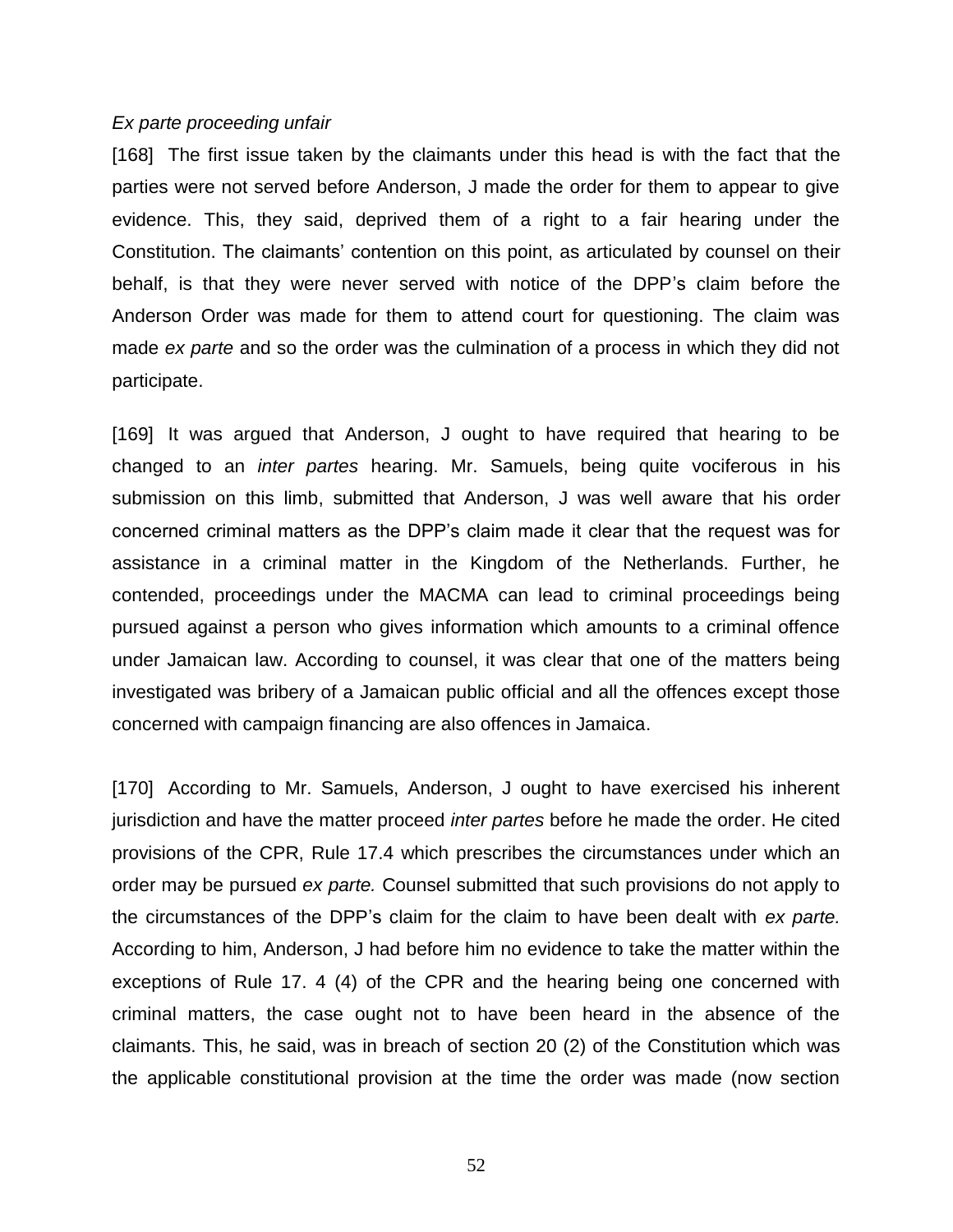*Ex parte proceeding unfair*

[168] The first issue taken by the claimants under this head is with the fact that the parties were not served before Anderson, J made the order for them to appear to give evidence. This, they said, deprived them of a right to a fair hearing under the Constitution. The claimants' contention on this point, as articulated by counsel on their behalf, is that they were never served with notice of the DPP's claim before the Anderson Order was made for them to attend court for questioning. The claim was made *ex parte* and so the order was the culmination of a process in which they did not participate.

[169] It was argued that Anderson, J ought to have required that hearing to be changed to an *inter partes* hearing. Mr. Samuels, being quite vociferous in his submission on this limb, submitted that Anderson, J was well aware that his order concerned criminal matters as the DPP's claim made it clear that the request was for assistance in a criminal matter in the Kingdom of the Netherlands. Further, he contended, proceedings under the MACMA can lead to criminal proceedings being pursued against a person who gives information which amounts to a criminal offence under Jamaican law. According to counsel, it was clear that one of the matters being investigated was bribery of a Jamaican public official and all the offences except those concerned with campaign financing are also offences in Jamaica.

[170] According to Mr. Samuels, Anderson, J ought to have exercised his inherent jurisdiction and have the matter proceed *inter partes* before he made the order. He cited provisions of the CPR, Rule 17.4 which prescribes the circumstances under which an order may be pursued *ex parte.* Counsel submitted that such provisions do not apply to the circumstances of the DPP's claim for the claim to have been dealt with *ex parte.* According to him, Anderson, J had before him no evidence to take the matter within the exceptions of Rule 17. 4 (4) of the CPR and the hearing being one concerned with criminal matters, the case ought not to have been heard in the absence of the claimants. This, he said, was in breach of section 20 (2) of the Constitution which was the applicable constitutional provision at the time the order was made (now section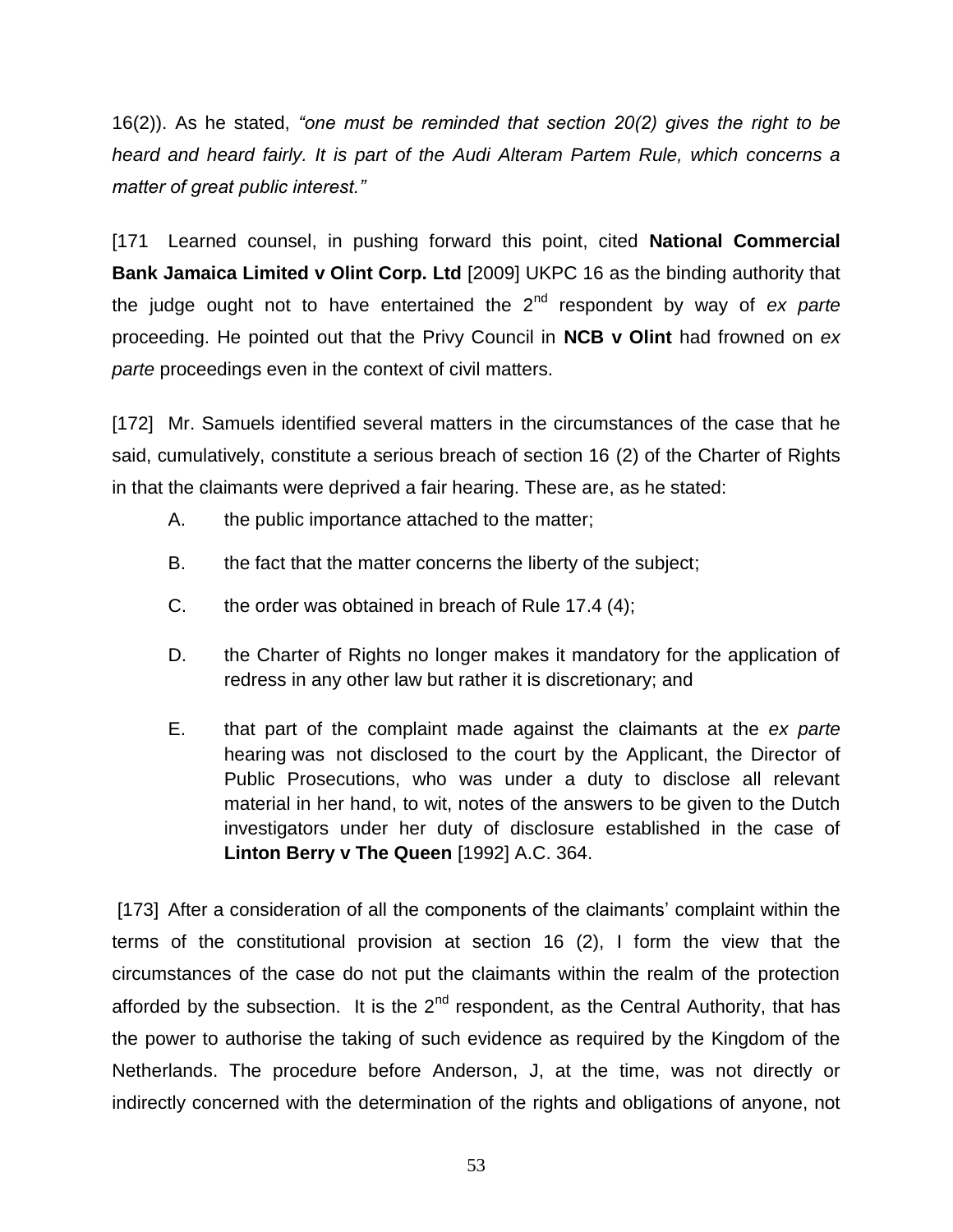16(2)). As he stated, *"one must be reminded that section 20(2) gives the right to be heard and heard fairly. It is part of the Audi Alteram Partem Rule, which concerns a matter of great public interest."*

[171 Learned counsel, in pushing forward this point, cited **National Commercial Bank Jamaica Limited v Olint Corp. Ltd** [2009] UKPC 16 as the binding authority that the judge ought not to have entertained the 2nd respondent by way of *ex parte* proceeding. He pointed out that the Privy Council in **NCB v Olint** had frowned on *ex parte* proceedings even in the context of civil matters.

[172] Mr. Samuels identified several matters in the circumstances of the case that he said, cumulatively, constitute a serious breach of section 16 (2) of the Charter of Rights in that the claimants were deprived a fair hearing. These are, as he stated:

A. the public importance attached to the matter;

B. the fact that the matter concerns the liberty of the subject;

C. the order was obtained in breach of Rule 17.4 (4);

D. the Charter of Rights no longer makes it mandatory for the application of redress in any other law but rather it is discretionary; and

E. that part of the complaint made against the claimants at the *ex parte* hearing was not disclosed to the court by the Applicant, the Director of Public Prosecutions, who was under a duty to disclose all relevant material in her hand, to wit, notes of the answers to be given to the Dutch investigators under her duty of disclosure established in the case of **Linton Berry v The Queen** [1992] A.C. 364.

[173] After a consideration of all the components of the claimants' complaint within the terms of the constitutional provision at section 16 (2), I form the view that the circumstances of the case do not put the claimants within the realm of the protection afforded by the subsection. It is the 2nd respondent, as the Central Authority, that has the power to authorise the taking of such evidence as required by the Kingdom of the Netherlands. The procedure before Anderson, J, at the time, was not directly or indirectly concerned with the determination of the rights and obligations of anyone, not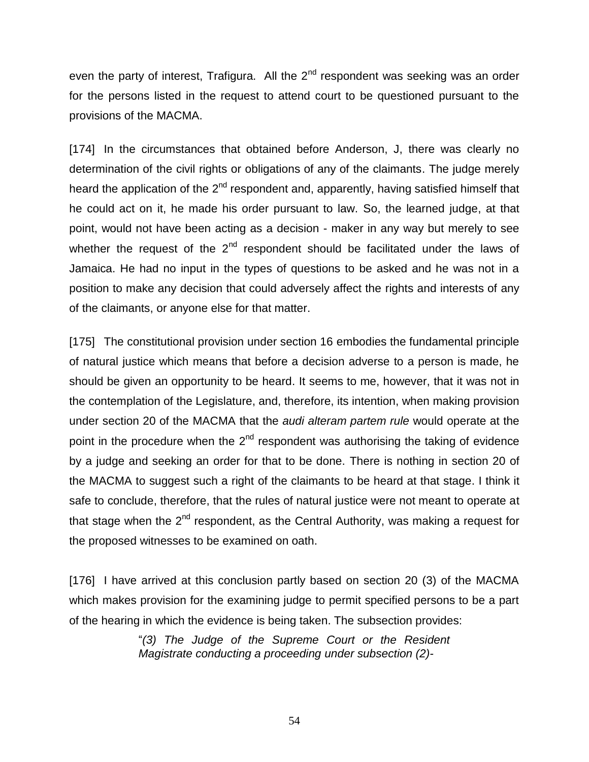even the party of interest, Trafigura. All the 2nd respondent was seeking was an order for the persons listed in the request to attend court to be questioned pursuant to the provisions of the MACMA.

[174] In the circumstances that obtained before Anderson, J, there was clearly no determination of the civil rights or obligations of any of the claimants. The judge merely heard the application of the 2nd respondent and, apparently, having satisfied himself that he could act on it, he made his order pursuant to law. So, the learned judge, at that point, would not have been acting as a decision - maker in any way but merely to see whether the request of the 2nd respondent should be facilitated under the laws of Jamaica. He had no input in the types of questions to be asked and he was not in a position to make any decision that could adversely affect the rights and interests of any of the claimants, or anyone else for that matter.

[175] The constitutional provision under section 16 embodies the fundamental principle of natural justice which means that before a decision adverse to a person is made, he should be given an opportunity to be heard. It seems to me, however, that it was not in the contemplation of the Legislature, and, therefore, its intention, when making provision under section 20 of the MACMA that the *audi alteram partem rule* would operate at the point in the procedure when the 2nd respondent was authorising the taking of evidence by a judge and seeking an order for that to be done. There is nothing in section 20 of the MACMA to suggest such a right of the claimants to be heard at that stage. I think it safe to conclude, therefore, that the rules of natural justice were not meant to operate at that stage when the 2nd respondent, as the Central Authority, was making a request for the proposed witnesses to be examined on oath.

[176] I have arrived at this conclusion partly based on section 20 (3) of the MACMA which makes provision for the examining judge to permit specified persons to be a part of the hearing in which the evidence is being taken. The subsection provides:

> "*(3) The Judge of the Supreme Court or the Resident Magistrate conducting a proceeding under subsection (2)-*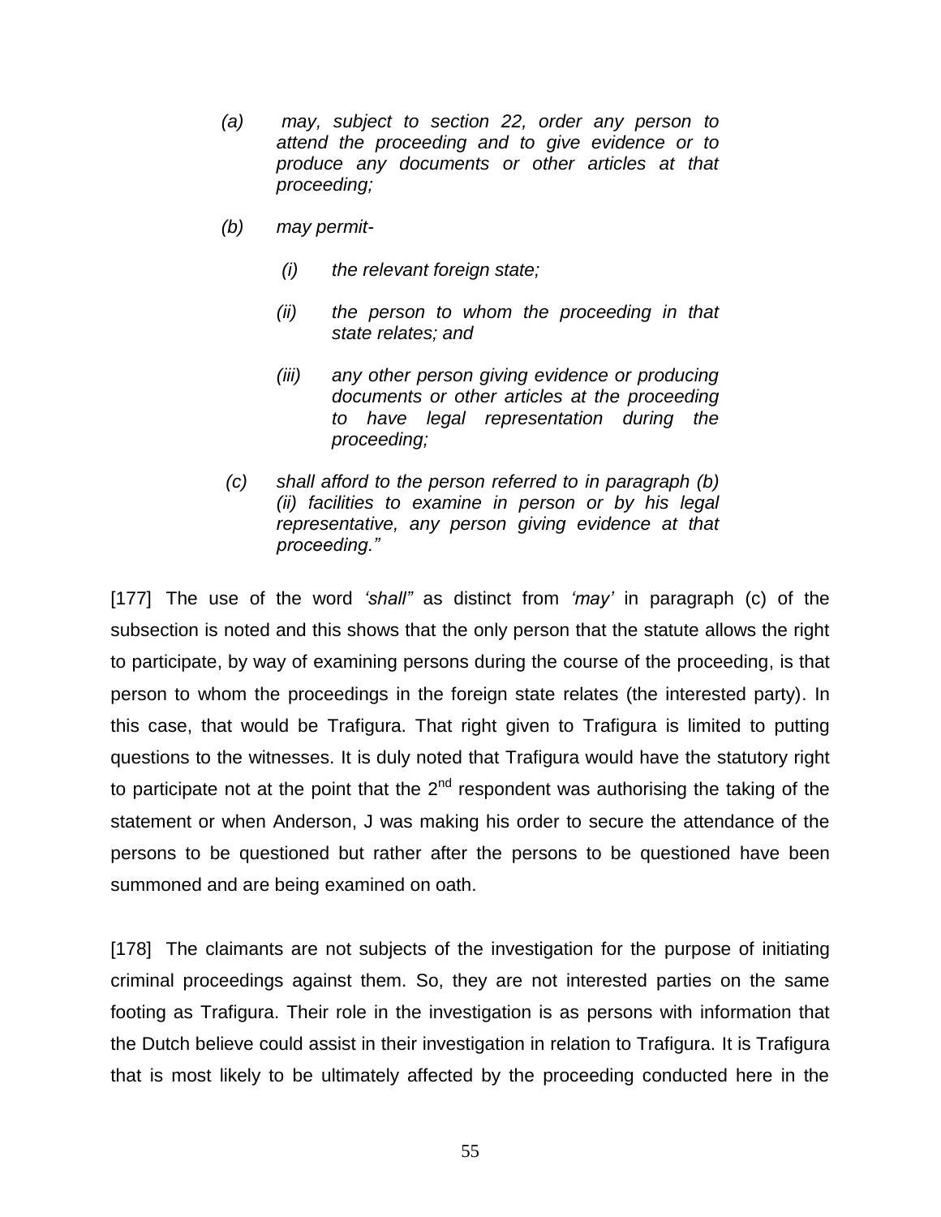> *(a) may, subject to section 22, order any person to attend the proceeding and to give evidence or to produce any documents or other articles at that proceeding;*
>
> *(b) may permit-*
>
> > *(i) the relevant foreign state;*
> >
> > *(ii) the person to whom the proceeding in that state relates; and*
> >
> > *(iii) any other person giving evidence or producing documents or other articles at the proceeding to have legal representation during the proceeding;*
>
> *(c) shall afford to the person referred to in paragraph (b) (ii) facilities to examine in person or by his legal representative, any person giving evidence at that proceeding."*

[177] The use of the word *'shall"* as distinct from *'may'* in paragraph (c) of the subsection is noted and this shows that the only person that the statute allows the right to participate, by way of examining persons during the course of the proceeding, is that person to whom the proceedings in the foreign state relates (the interested party). In this case, that would be Trafigura. That right given to Trafigura is limited to putting questions to the witnesses. It is duly noted that Trafigura would have the statutory right to participate not at the point that the 2nd respondent was authorising the taking of the statement or when Anderson, J was making his order to secure the attendance of the persons to be questioned but rather after the persons to be questioned have been summoned and are being examined on oath.

[178] The claimants are not subjects of the investigation for the purpose of initiating criminal proceedings against them. So, they are not interested parties on the same footing as Trafigura. Their role in the investigation is as persons with information that the Dutch believe could assist in their investigation in relation to Trafigura. It is Trafigura that is most likely to be ultimately affected by the proceeding conducted here in the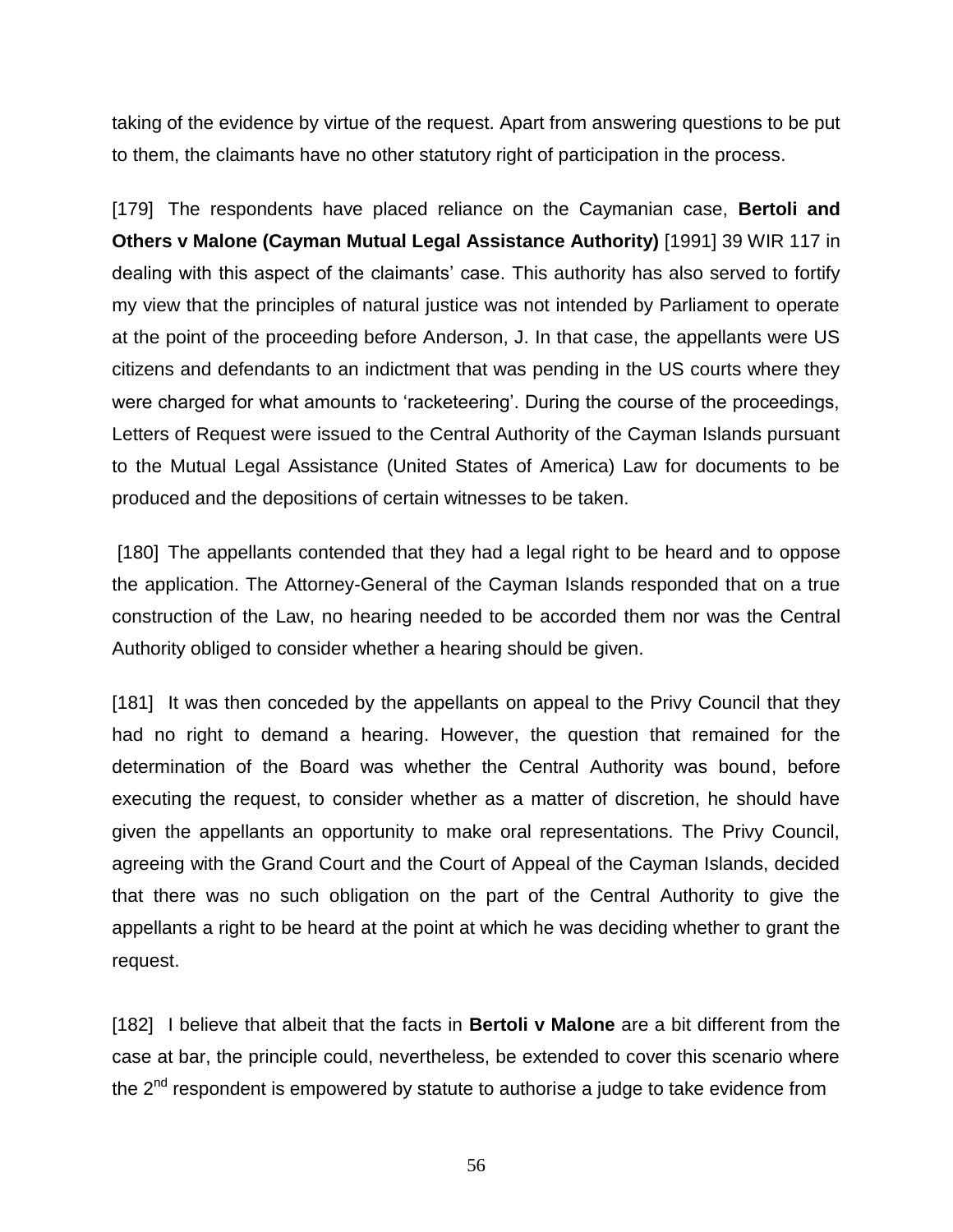taking of the evidence by virtue of the request. Apart from answering questions to be put to them, the claimants have no other statutory right of participation in the process.

[179] The respondents have placed reliance on the Caymanian case, **Bertoli and Others v Malone (Cayman Mutual Legal Assistance Authority)** [1991] 39 WIR 117 in dealing with this aspect of the claimants' case. This authority has also served to fortify my view that the principles of natural justice was not intended by Parliament to operate at the point of the proceeding before Anderson, J. In that case, the appellants were US citizens and defendants to an indictment that was pending in the US courts where they were charged for what amounts to 'racketeering'. During the course of the proceedings, Letters of Request were issued to the Central Authority of the Cayman Islands pursuant to the Mutual Legal Assistance (United States of America) Law for documents to be produced and the depositions of certain witnesses to be taken.

[180] The appellants contended that they had a legal right to be heard and to oppose the application. The Attorney-General of the Cayman Islands responded that on a true construction of the Law, no hearing needed to be accorded them nor was the Central Authority obliged to consider whether a hearing should be given.

[181] It was then conceded by the appellants on appeal to the Privy Council that they had no right to demand a hearing. However, the question that remained for the determination of the Board was whether the Central Authority was bound, before executing the request, to consider whether as a matter of discretion, he should have given the appellants an opportunity to make oral representations. The Privy Council, agreeing with the Grand Court and the Court of Appeal of the Cayman Islands, decided that there was no such obligation on the part of the Central Authority to give the appellants a right to be heard at the point at which he was deciding whether to grant the request.

[182] I believe that albeit that the facts in **Bertoli v Malone** are a bit different from the case at bar, the principle could, nevertheless, be extended to cover this scenario where the 2nd respondent is empowered by statute to authorise a judge to take evidence from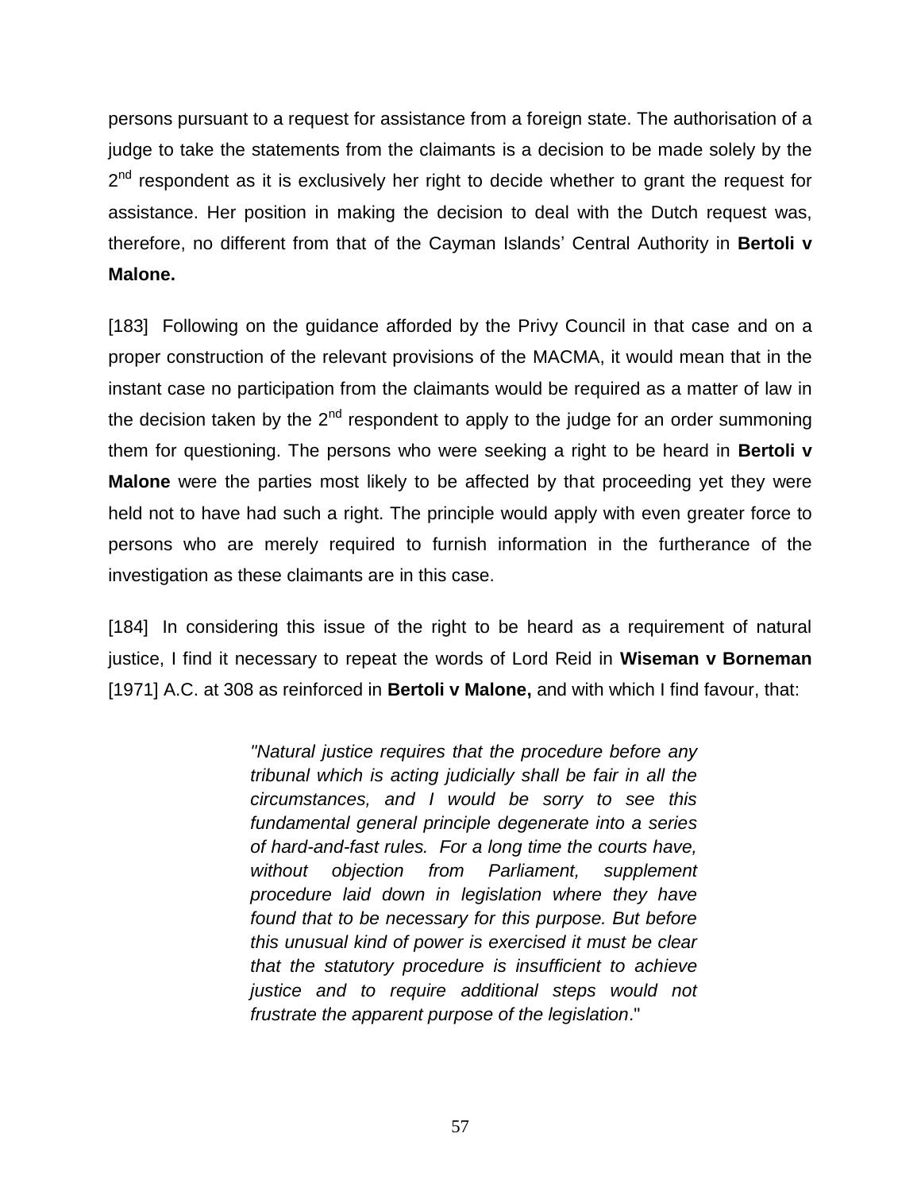persons pursuant to a request for assistance from a foreign state. The authorisation of a judge to take the statements from the claimants is a decision to be made solely by the 2nd respondent as it is exclusively her right to decide whether to grant the request for assistance. Her position in making the decision to deal with the Dutch request was, therefore, no different from that of the Cayman Islands' Central Authority in **Bertoli v Malone.**

[183] Following on the guidance afforded by the Privy Council in that case and on a proper construction of the relevant provisions of the MACMA, it would mean that in the instant case no participation from the claimants would be required as a matter of law in the decision taken by the 2nd respondent to apply to the judge for an order summoning them for questioning. The persons who were seeking a right to be heard in **Bertoli v Malone** were the parties most likely to be affected by that proceeding yet they were held not to have had such a right. The principle would apply with even greater force to persons who are merely required to furnish information in the furtherance of the investigation as these claimants are in this case.

[184] In considering this issue of the right to be heard as a requirement of natural justice, I find it necessary to repeat the words of Lord Reid in **Wiseman v Borneman** [1971] A.C. at 308 as reinforced in **Bertoli v Malone,** and with which I find favour, that:

> *"Natural justice requires that the procedure before any tribunal which is acting judicially shall be fair in all the circumstances, and I would be sorry to see this fundamental general principle degenerate into a series of hard-and-fast rules. For a long time the courts have, without objection from Parliament, supplement procedure laid down in legislation where they have found that to be necessary for this purpose. But before this unusual kind of power is exercised it must be clear that the statutory procedure is insufficient to achieve justice and to require additional steps would not frustrate the apparent purpose of the legislation*."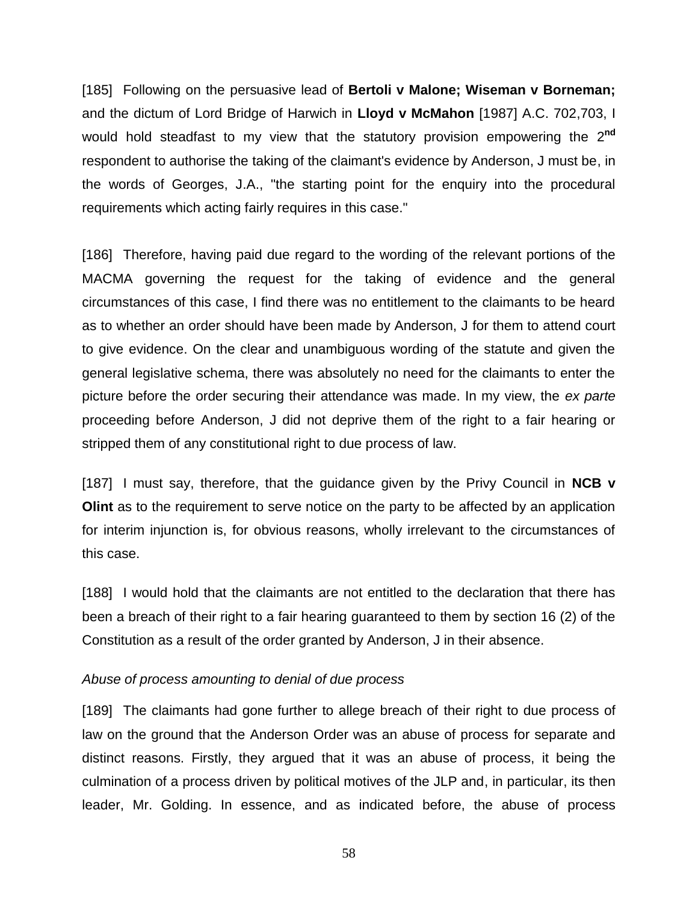[185] Following on the persuasive lead of **Bertoli v Malone; Wiseman v Borneman;** and the dictum of Lord Bridge of Harwich in **Lloyd v McMahon** [1987] A.C. 702,703, I would hold steadfast to my view that the statutory provision empowering the 2nd respondent to authorise the taking of the claimant's evidence by Anderson, J must be, in the words of Georges, J.A., "the starting point for the enquiry into the procedural requirements which acting fairly requires in this case."

[186] Therefore, having paid due regard to the wording of the relevant portions of the MACMA governing the request for the taking of evidence and the general circumstances of this case, I find there was no entitlement to the claimants to be heard as to whether an order should have been made by Anderson, J for them to attend court to give evidence. On the clear and unambiguous wording of the statute and given the general legislative schema, there was absolutely no need for the claimants to enter the picture before the order securing their attendance was made. In my view, the *ex parte* proceeding before Anderson, J did not deprive them of the right to a fair hearing or stripped them of any constitutional right to due process of law.

[187] I must say, therefore, that the guidance given by the Privy Council in **NCB v Olint** as to the requirement to serve notice on the party to be affected by an application for interim injunction is, for obvious reasons, wholly irrelevant to the circumstances of this case.

[188] I would hold that the claimants are not entitled to the declaration that there has been a breach of their right to a fair hearing guaranteed to them by section 16 (2) of the Constitution as a result of the order granted by Anderson, J in their absence.

*Abuse of process amounting to denial of due process*

[189] The claimants had gone further to allege breach of their right to due process of law on the ground that the Anderson Order was an abuse of process for separate and distinct reasons. Firstly, they argued that it was an abuse of process, it being the culmination of a process driven by political motives of the JLP and, in particular, its then leader, Mr. Golding. In essence, and as indicated before, the abuse of process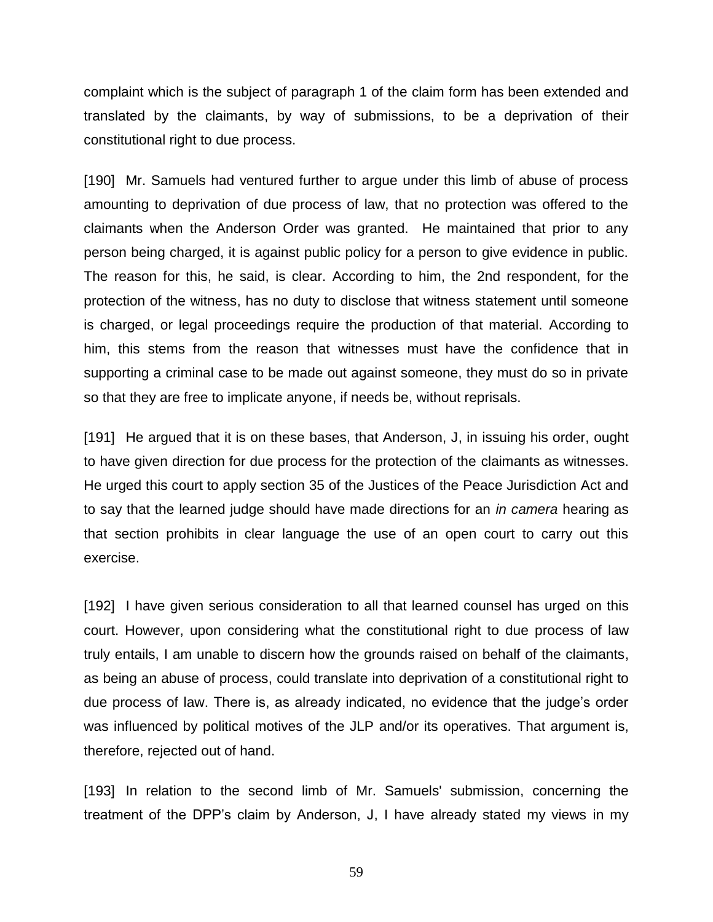complaint which is the subject of paragraph 1 of the claim form has been extended and translated by the claimants, by way of submissions, to be a deprivation of their constitutional right to due process.

[190] Mr. Samuels had ventured further to argue under this limb of abuse of process amounting to deprivation of due process of law, that no protection was offered to the claimants when the Anderson Order was granted. He maintained that prior to any person being charged, it is against public policy for a person to give evidence in public. The reason for this, he said, is clear. According to him, the 2nd respondent, for the protection of the witness, has no duty to disclose that witness statement until someone is charged, or legal proceedings require the production of that material. According to him, this stems from the reason that witnesses must have the confidence that in supporting a criminal case to be made out against someone, they must do so in private so that they are free to implicate anyone, if needs be, without reprisals.

[191] He argued that it is on these bases, that Anderson, J, in issuing his order, ought to have given direction for due process for the protection of the claimants as witnesses. He urged this court to apply section 35 of the Justices of the Peace Jurisdiction Act and to say that the learned judge should have made directions for an *in camera* hearing as that section prohibits in clear language the use of an open court to carry out this exercise.

[192] I have given serious consideration to all that learned counsel has urged on this court. However, upon considering what the constitutional right to due process of law truly entails, I am unable to discern how the grounds raised on behalf of the claimants, as being an abuse of process, could translate into deprivation of a constitutional right to due process of law. There is, as already indicated, no evidence that the judge's order was influenced by political motives of the JLP and/or its operatives. That argument is, therefore, rejected out of hand.

[193] In relation to the second limb of Mr. Samuels' submission, concerning the treatment of the DPP's claim by Anderson, J, I have already stated my views in my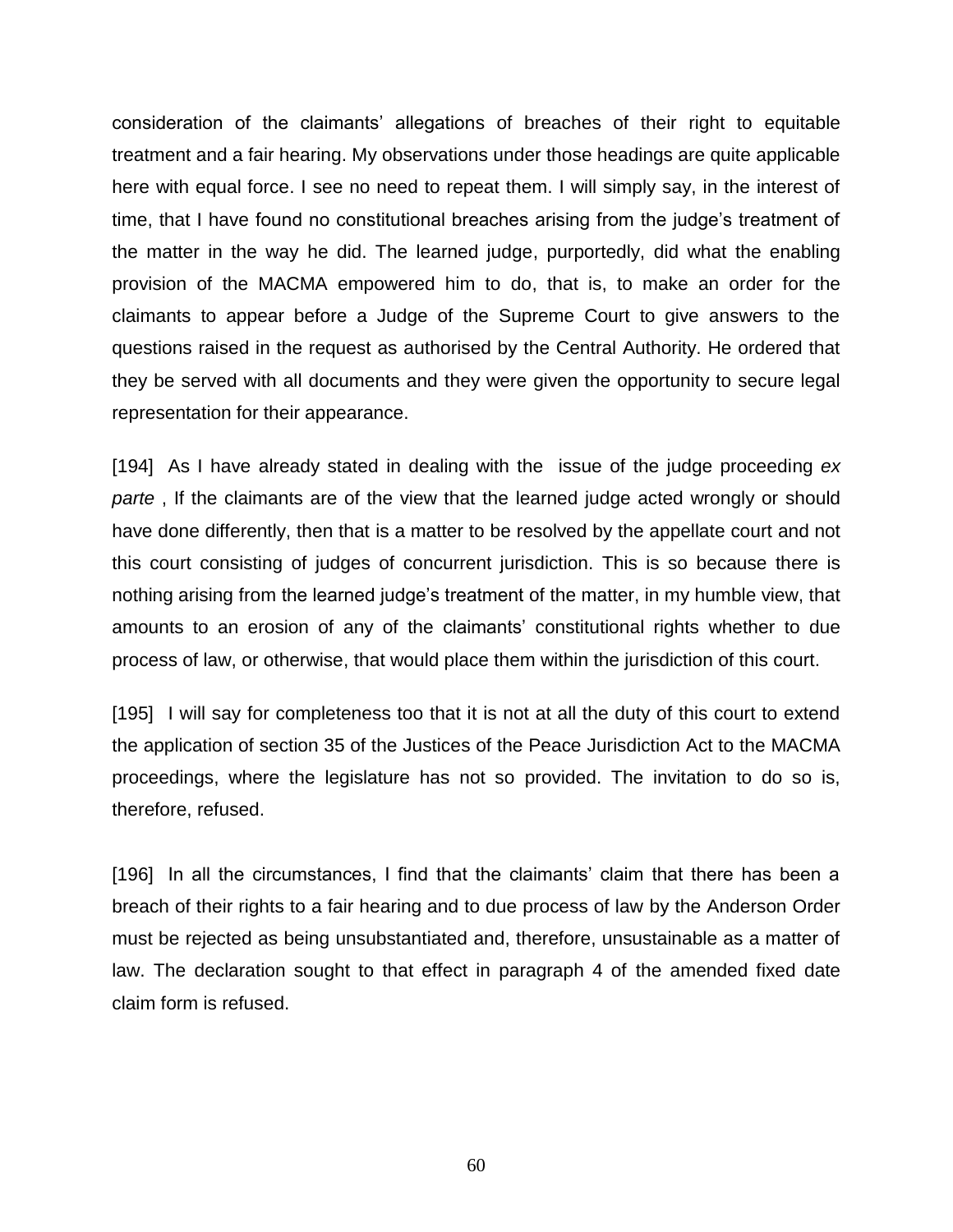consideration of the claimants' allegations of breaches of their right to equitable treatment and a fair hearing. My observations under those headings are quite applicable here with equal force. I see no need to repeat them. I will simply say, in the interest of time, that I have found no constitutional breaches arising from the judge's treatment of the matter in the way he did. The learned judge, purportedly, did what the enabling provision of the MACMA empowered him to do, that is, to make an order for the claimants to appear before a Judge of the Supreme Court to give answers to the questions raised in the request as authorised by the Central Authority. He ordered that they be served with all documents and they were given the opportunity to secure legal representation for their appearance.

[194] As I have already stated in dealing with the issue of the judge proceeding *ex parte* , If the claimants are of the view that the learned judge acted wrongly or should have done differently, then that is a matter to be resolved by the appellate court and not this court consisting of judges of concurrent jurisdiction. This is so because there is nothing arising from the learned judge's treatment of the matter, in my humble view, that amounts to an erosion of any of the claimants' constitutional rights whether to due process of law, or otherwise, that would place them within the jurisdiction of this court.

[195] I will say for completeness too that it is not at all the duty of this court to extend the application of section 35 of the Justices of the Peace Jurisdiction Act to the MACMA proceedings, where the legislature has not so provided. The invitation to do so is, therefore, refused.

[196] In all the circumstances, I find that the claimants' claim that there has been a breach of their rights to a fair hearing and to due process of law by the Anderson Order must be rejected as being unsubstantiated and, therefore, unsustainable as a matter of law. The declaration sought to that effect in paragraph 4 of the amended fixed date claim form is refused.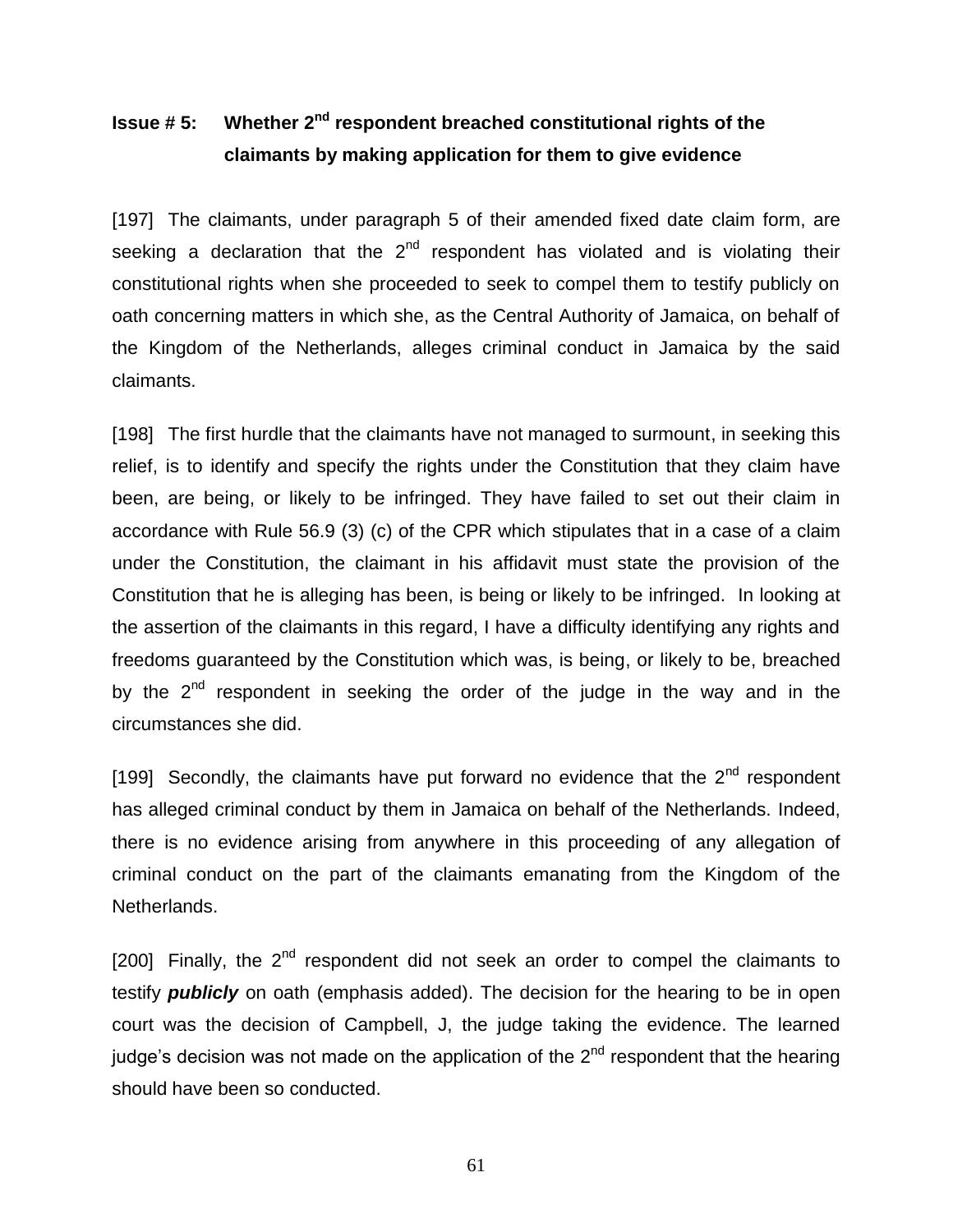### Issue # 5: Whether 2nd respondent breached constitutional rights of the claimants by making application for them to give evidence

[197] The claimants, under paragraph 5 of their amended fixed date claim form, are seeking a declaration that the 2nd respondent has violated and is violating their constitutional rights when she proceeded to seek to compel them to testify publicly on oath concerning matters in which she, as the Central Authority of Jamaica, on behalf of the Kingdom of the Netherlands, alleges criminal conduct in Jamaica by the said claimants.

[198] The first hurdle that the claimants have not managed to surmount, in seeking this relief, is to identify and specify the rights under the Constitution that they claim have been, are being, or likely to be infringed. They have failed to set out their claim in accordance with Rule 56.9 (3) (c) of the CPR which stipulates that in a case of a claim under the Constitution, the claimant in his affidavit must state the provision of the Constitution that he is alleging has been, is being or likely to be infringed. In looking at the assertion of the claimants in this regard, I have a difficulty identifying any rights and freedoms guaranteed by the Constitution which was, is being, or likely to be, breached by the 2nd respondent in seeking the order of the judge in the way and in the circumstances she did.

[199] Secondly, the claimants have put forward no evidence that the 2nd respondent has alleged criminal conduct by them in Jamaica on behalf of the Netherlands. Indeed, there is no evidence arising from anywhere in this proceeding of any allegation of criminal conduct on the part of the claimants emanating from the Kingdom of the Netherlands.

[200] Finally, the 2nd respondent did not seek an order to compel the claimants to testify ***publicly*** on oath (emphasis added). The decision for the hearing to be in open court was the decision of Campbell, J, the judge taking the evidence. The learned judge's decision was not made on the application of the 2nd respondent that the hearing should have been so conducted.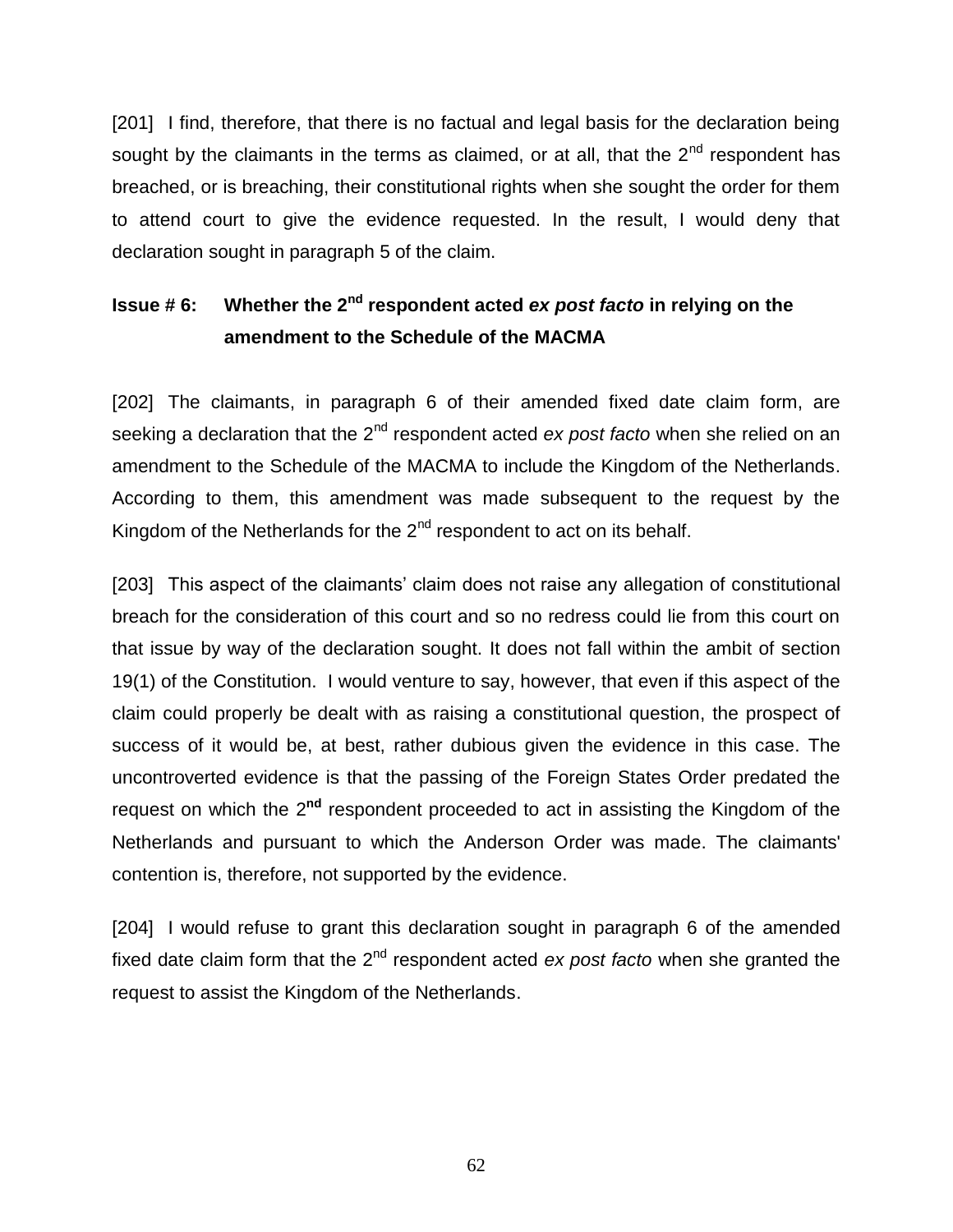[201] I find, therefore, that there is no factual and legal basis for the declaration being sought by the claimants in the terms as claimed, or at all, that the 2nd respondent has breached, or is breaching, their constitutional rights when she sought the order for them to attend court to give the evidence requested. In the result, I would deny that declaration sought in paragraph 5 of the claim.

### Issue # 6: Whether the 2nd respondent acted *ex post facto* in relying on the amendment to the Schedule of the MACMA

[202] The claimants, in paragraph 6 of their amended fixed date claim form, are seeking a declaration that the 2nd respondent acted *ex post facto* when she relied on an amendment to the Schedule of the MACMA to include the Kingdom of the Netherlands. According to them, this amendment was made subsequent to the request by the Kingdom of the Netherlands for the 2nd respondent to act on its behalf.

[203] This aspect of the claimants' claim does not raise any allegation of constitutional breach for the consideration of this court and so no redress could lie from this court on that issue by way of the declaration sought. It does not fall within the ambit of section 19(1) of the Constitution. I would venture to say, however, that even if this aspect of the claim could properly be dealt with as raising a constitutional question, the prospect of success of it would be, at best, rather dubious given the evidence in this case. The uncontroverted evidence is that the passing of the Foreign States Order predated the request on which the 2**nd** respondent proceeded to act in assisting the Kingdom of the Netherlands and pursuant to which the Anderson Order was made. The claimants' contention is, therefore, not supported by the evidence.

[204] I would refuse to grant this declaration sought in paragraph 6 of the amended fixed date claim form that the 2nd respondent acted *ex post facto* when she granted the request to assist the Kingdom of the Netherlands.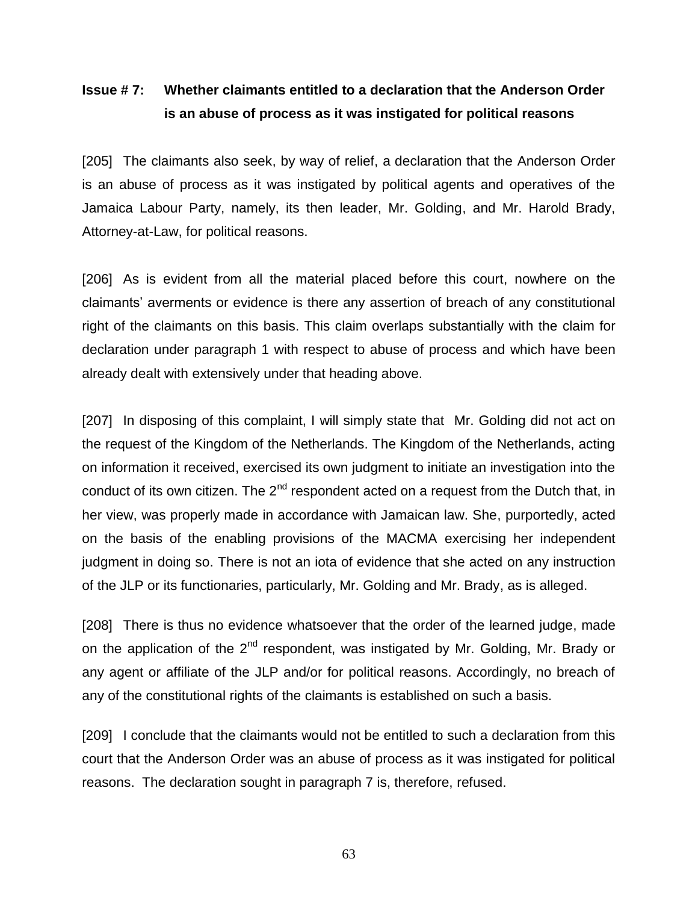**Issue # 7: Whether claimants entitled to a declaration that the Anderson Order is an abuse of process as it was instigated for political reasons**

[205] The claimants also seek, by way of relief, a declaration that the Anderson Order is an abuse of process as it was instigated by political agents and operatives of the Jamaica Labour Party, namely, its then leader, Mr. Golding, and Mr. Harold Brady, Attorney-at-Law, for political reasons.

[206] As is evident from all the material placed before this court, nowhere on the claimants' averments or evidence is there any assertion of breach of any constitutional right of the claimants on this basis. This claim overlaps substantially with the claim for declaration under paragraph 1 with respect to abuse of process and which have been already dealt with extensively under that heading above.

[207] In disposing of this complaint, I will simply state that Mr. Golding did not act on the request of the Kingdom of the Netherlands. The Kingdom of the Netherlands, acting on information it received, exercised its own judgment to initiate an investigation into the conduct of its own citizen. The 2nd respondent acted on a request from the Dutch that, in her view, was properly made in accordance with Jamaican law. She, purportedly, acted on the basis of the enabling provisions of the MACMA exercising her independent judgment in doing so. There is not an iota of evidence that she acted on any instruction of the JLP or its functionaries, particularly, Mr. Golding and Mr. Brady, as is alleged.

[208] There is thus no evidence whatsoever that the order of the learned judge, made on the application of the 2nd respondent, was instigated by Mr. Golding, Mr. Brady or any agent or affiliate of the JLP and/or for political reasons. Accordingly, no breach of any of the constitutional rights of the claimants is established on such a basis.

[209] I conclude that the claimants would not be entitled to such a declaration from this court that the Anderson Order was an abuse of process as it was instigated for political reasons. The declaration sought in paragraph 7 is, therefore, refused.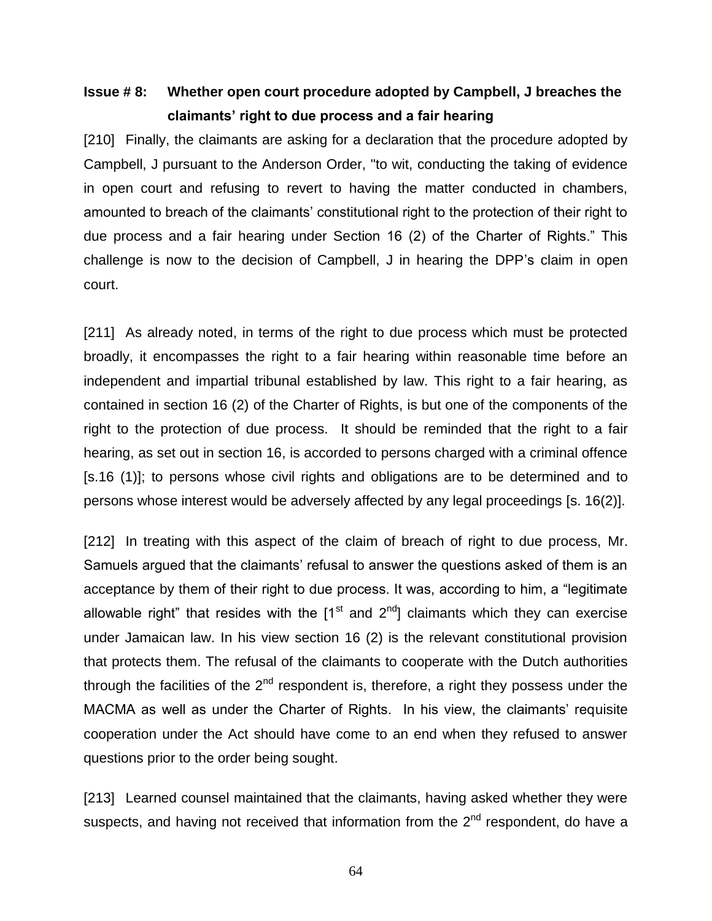**Issue # 8: Whether open court procedure adopted by Campbell, J breaches the claimants' right to due process and a fair hearing**

[210] Finally, the claimants are asking for a declaration that the procedure adopted by Campbell, J pursuant to the Anderson Order, "to wit, conducting the taking of evidence in open court and refusing to revert to having the matter conducted in chambers, amounted to breach of the claimants' constitutional right to the protection of their right to due process and a fair hearing under Section 16 (2) of the Charter of Rights." This challenge is now to the decision of Campbell, J in hearing the DPP's claim in open court.

[211] As already noted, in terms of the right to due process which must be protected broadly, it encompasses the right to a fair hearing within reasonable time before an independent and impartial tribunal established by law. This right to a fair hearing, as contained in section 16 (2) of the Charter of Rights, is but one of the components of the right to the protection of due process. It should be reminded that the right to a fair hearing, as set out in section 16, is accorded to persons charged with a criminal offence [s.16 (1)]; to persons whose civil rights and obligations are to be determined and to persons whose interest would be adversely affected by any legal proceedings [s. 16(2)].

[212] In treating with this aspect of the claim of breach of right to due process, Mr. Samuels argued that the claimants' refusal to answer the questions asked of them is an acceptance by them of their right to due process. It was, according to him, a "legitimate allowable right" that resides with the [1st and 2nd] claimants which they can exercise under Jamaican law. In his view section 16 (2) is the relevant constitutional provision that protects them. The refusal of the claimants to cooperate with the Dutch authorities through the facilities of the 2nd respondent is, therefore, a right they possess under the MACMA as well as under the Charter of Rights. In his view, the claimants' requisite cooperation under the Act should have come to an end when they refused to answer questions prior to the order being sought.

[213] Learned counsel maintained that the claimants, having asked whether they were suspects, and having not received that information from the 2nd respondent, do have a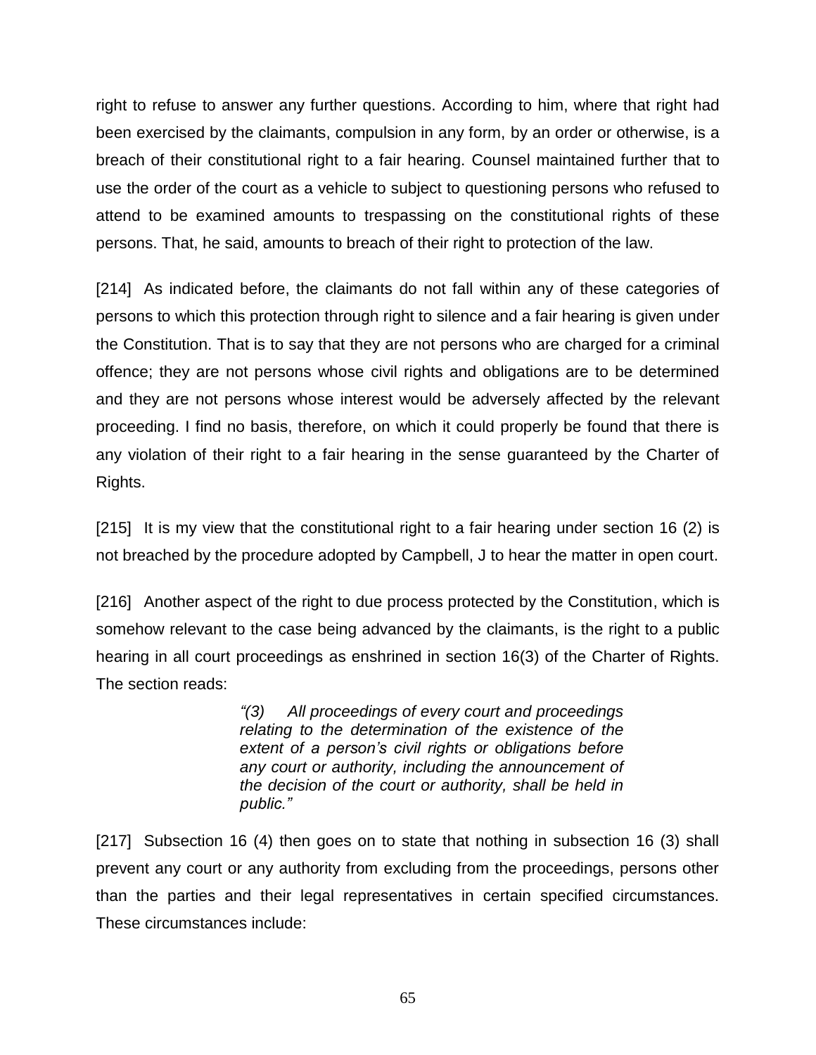right to refuse to answer any further questions. According to him, where that right had been exercised by the claimants, compulsion in any form, by an order or otherwise, is a breach of their constitutional right to a fair hearing. Counsel maintained further that to use the order of the court as a vehicle to subject to questioning persons who refused to attend to be examined amounts to trespassing on the constitutional rights of these persons. That, he said, amounts to breach of their right to protection of the law.

[214] As indicated before, the claimants do not fall within any of these categories of persons to which this protection through right to silence and a fair hearing is given under the Constitution. That is to say that they are not persons who are charged for a criminal offence; they are not persons whose civil rights and obligations are to be determined and they are not persons whose interest would be adversely affected by the relevant proceeding. I find no basis, therefore, on which it could properly be found that there is any violation of their right to a fair hearing in the sense guaranteed by the Charter of Rights.

[215] It is my view that the constitutional right to a fair hearing under section 16 (2) is not breached by the procedure adopted by Campbell, J to hear the matter in open court.

[216] Another aspect of the right to due process protected by the Constitution, which is somehow relevant to the case being advanced by the claimants, is the right to a public hearing in all court proceedings as enshrined in section 16(3) of the Charter of Rights. The section reads:

> *"(3) All proceedings of every court and proceedings relating to the determination of the existence of the extent of a person's civil rights or obligations before any court or authority, including the announcement of the decision of the court or authority, shall be held in public."*

[217] Subsection 16 (4) then goes on to state that nothing in subsection 16 (3) shall prevent any court or any authority from excluding from the proceedings, persons other than the parties and their legal representatives in certain specified circumstances. These circumstances include: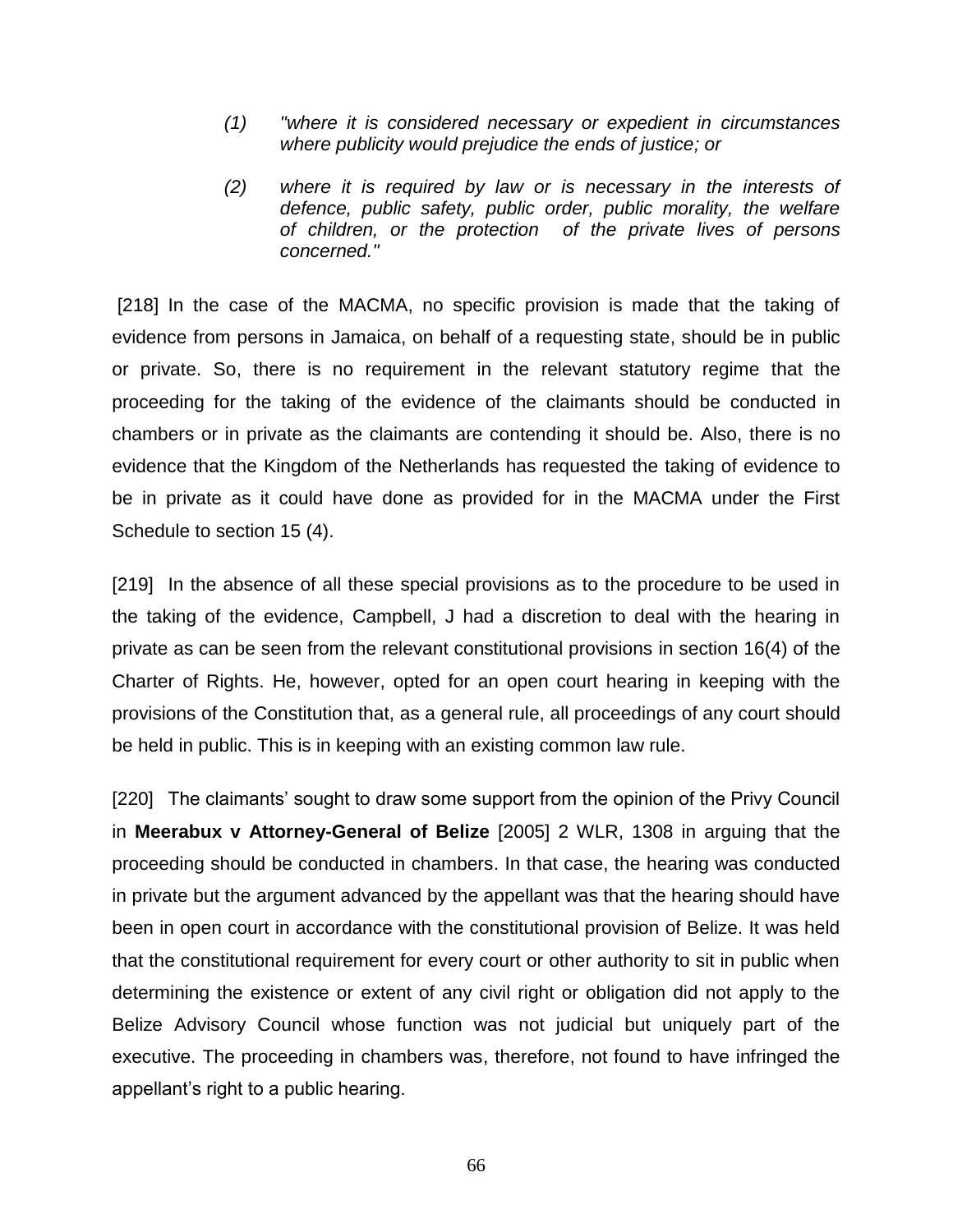> *(1) "where it is considered necessary or expedient in circumstances where publicity would prejudice the ends of justice; or*
>
> *(2) where it is required by law or is necessary in the interests of defence, public safety, public order, public morality, the welfare of children, or the protection of the private lives of persons concerned."*

[218] In the case of the MACMA, no specific provision is made that the taking of evidence from persons in Jamaica, on behalf of a requesting state, should be in public or private. So, there is no requirement in the relevant statutory regime that the proceeding for the taking of the evidence of the claimants should be conducted in chambers or in private as the claimants are contending it should be. Also, there is no evidence that the Kingdom of the Netherlands has requested the taking of evidence to be in private as it could have done as provided for in the MACMA under the First Schedule to section 15 (4).

[219] In the absence of all these special provisions as to the procedure to be used in the taking of the evidence, Campbell, J had a discretion to deal with the hearing in private as can be seen from the relevant constitutional provisions in section 16(4) of the Charter of Rights. He, however, opted for an open court hearing in keeping with the provisions of the Constitution that, as a general rule, all proceedings of any court should be held in public. This is in keeping with an existing common law rule.

[220] The claimants' sought to draw some support from the opinion of the Privy Council in **Meerabux v Attorney-General of Belize** [2005] 2 WLR, 1308 in arguing that the proceeding should be conducted in chambers. In that case, the hearing was conducted in private but the argument advanced by the appellant was that the hearing should have been in open court in accordance with the constitutional provision of Belize. It was held that the constitutional requirement for every court or other authority to sit in public when determining the existence or extent of any civil right or obligation did not apply to the Belize Advisory Council whose function was not judicial but uniquely part of the executive. The proceeding in chambers was, therefore, not found to have infringed the appellant's right to a public hearing.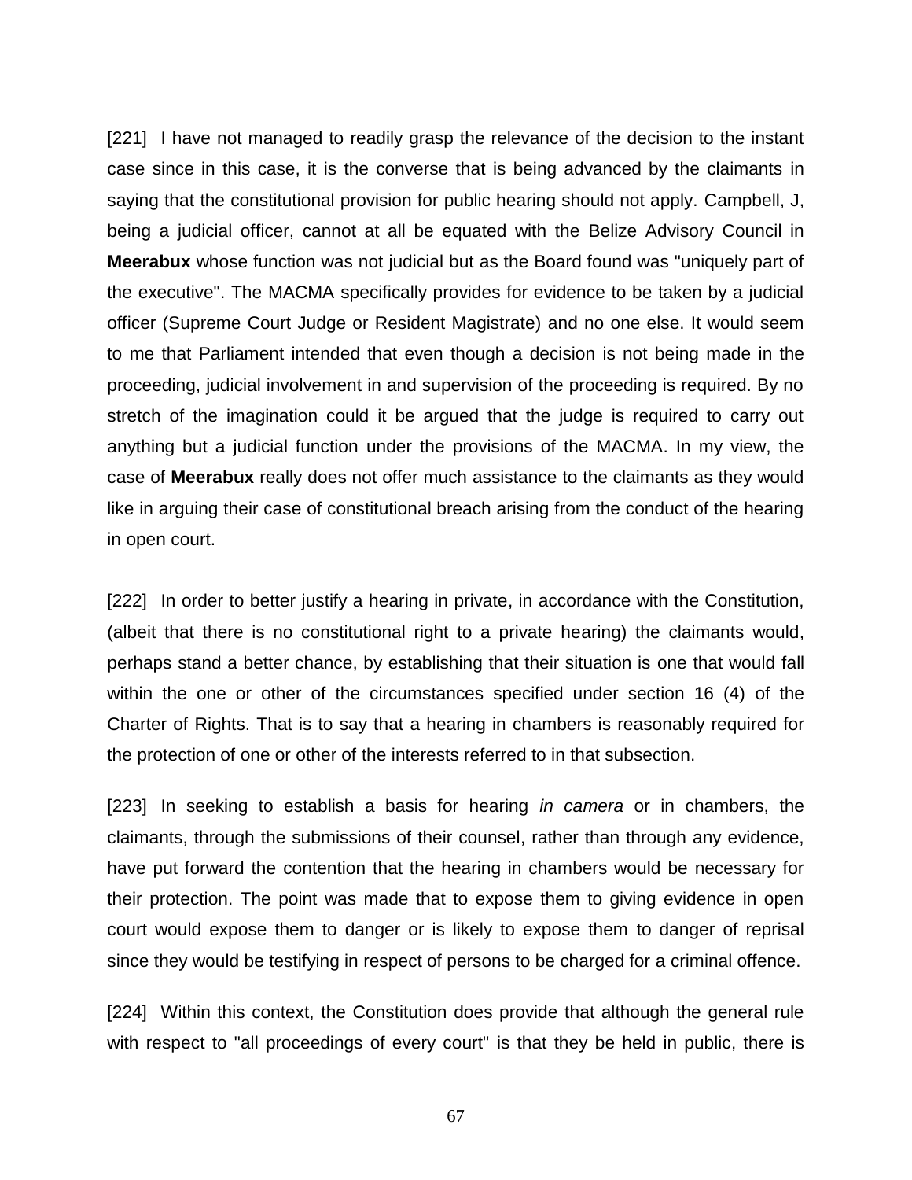[221] I have not managed to readily grasp the relevance of the decision to the instant case since in this case, it is the converse that is being advanced by the claimants in saying that the constitutional provision for public hearing should not apply. Campbell, J, being a judicial officer, cannot at all be equated with the Belize Advisory Council in **Meerabux** whose function was not judicial but as the Board found was "uniquely part of the executive". The MACMA specifically provides for evidence to be taken by a judicial officer (Supreme Court Judge or Resident Magistrate) and no one else. It would seem to me that Parliament intended that even though a decision is not being made in the proceeding, judicial involvement in and supervision of the proceeding is required. By no stretch of the imagination could it be argued that the judge is required to carry out anything but a judicial function under the provisions of the MACMA. In my view, the case of **Meerabux** really does not offer much assistance to the claimants as they would like in arguing their case of constitutional breach arising from the conduct of the hearing in open court.

[222] In order to better justify a hearing in private, in accordance with the Constitution, (albeit that there is no constitutional right to a private hearing) the claimants would, perhaps stand a better chance, by establishing that their situation is one that would fall within the one or other of the circumstances specified under section 16 (4) of the Charter of Rights. That is to say that a hearing in chambers is reasonably required for the protection of one or other of the interests referred to in that subsection.

[223] In seeking to establish a basis for hearing *in camera* or in chambers, the claimants, through the submissions of their counsel, rather than through any evidence, have put forward the contention that the hearing in chambers would be necessary for their protection. The point was made that to expose them to giving evidence in open court would expose them to danger or is likely to expose them to danger of reprisal since they would be testifying in respect of persons to be charged for a criminal offence.

[224] Within this context, the Constitution does provide that although the general rule with respect to "all proceedings of every court" is that they be held in public, there is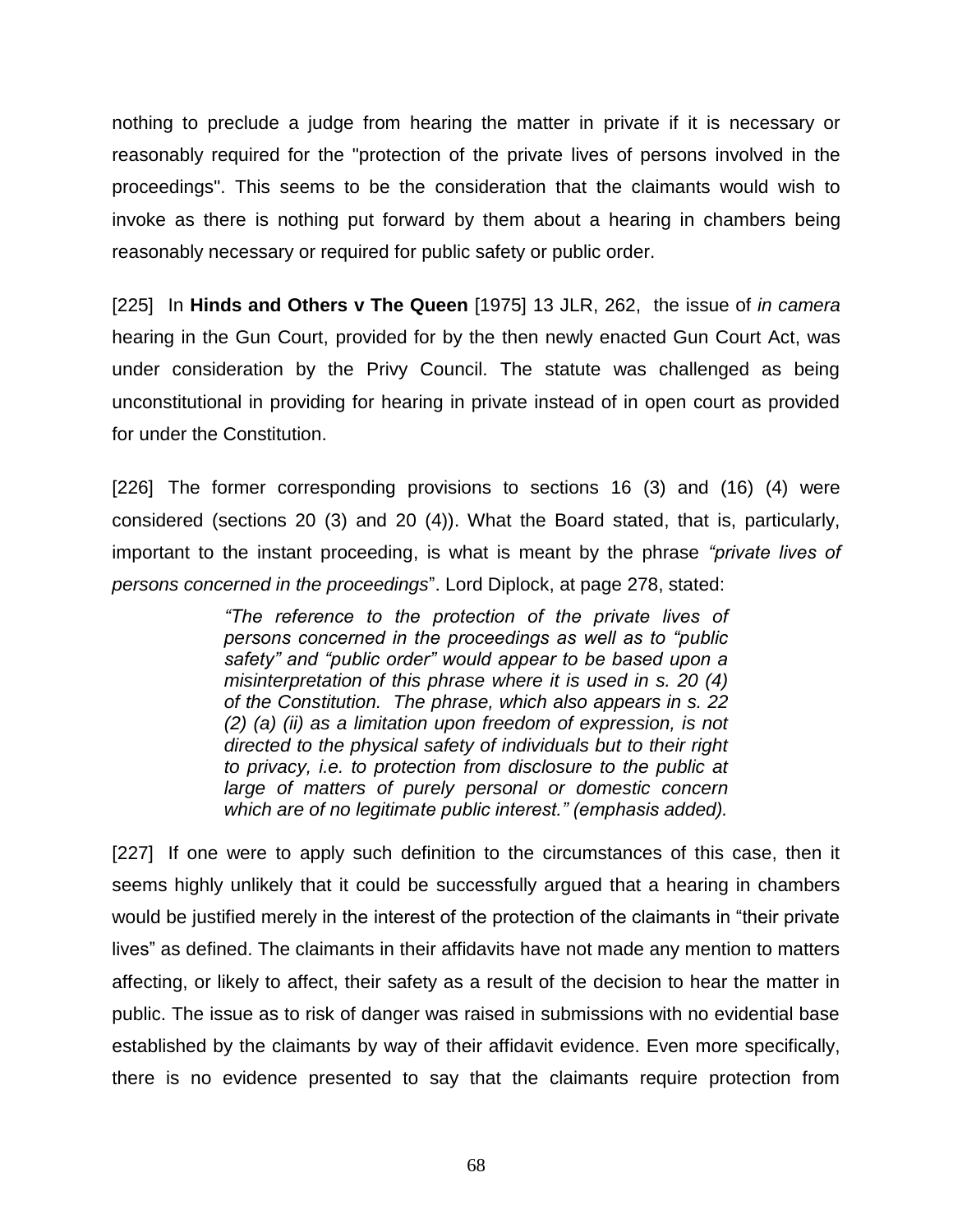nothing to preclude a judge from hearing the matter in private if it is necessary or reasonably required for the "protection of the private lives of persons involved in the proceedings". This seems to be the consideration that the claimants would wish to invoke as there is nothing put forward by them about a hearing in chambers being reasonably necessary or required for public safety or public order.

[225] In **Hinds and Others v The Queen** [1975] 13 JLR, 262, the issue of *in camera* hearing in the Gun Court, provided for by the then newly enacted Gun Court Act, was under consideration by the Privy Council. The statute was challenged as being unconstitutional in providing for hearing in private instead of in open court as provided for under the Constitution.

[226] The former corresponding provisions to sections 16 (3) and (16) (4) were considered (sections 20 (3) and 20 (4)). What the Board stated, that is, particularly, important to the instant proceeding, is what is meant by the phrase *"private lives of persons concerned in the proceedings*". Lord Diplock, at page 278, stated:

> *"The reference to the protection of the private lives of persons concerned in the proceedings as well as to "public safety" and "public order" would appear to be based upon a misinterpretation of this phrase where it is used in s. 20 (4) of the Constitution. The phrase, which also appears in s. 22 (2) (a) (ii) as a limitation upon freedom of expression, is not directed to the physical safety of individuals but to their right to privacy, i.e. to protection from disclosure to the public at large of matters of purely personal or domestic concern which are of no legitimate public interest." (emphasis added).*

[227] If one were to apply such definition to the circumstances of this case, then it seems highly unlikely that it could be successfully argued that a hearing in chambers would be justified merely in the interest of the protection of the claimants in "their private lives" as defined. The claimants in their affidavits have not made any mention to matters affecting, or likely to affect, their safety as a result of the decision to hear the matter in public. The issue as to risk of danger was raised in submissions with no evidential base established by the claimants by way of their affidavit evidence. Even more specifically, there is no evidence presented to say that the claimants require protection from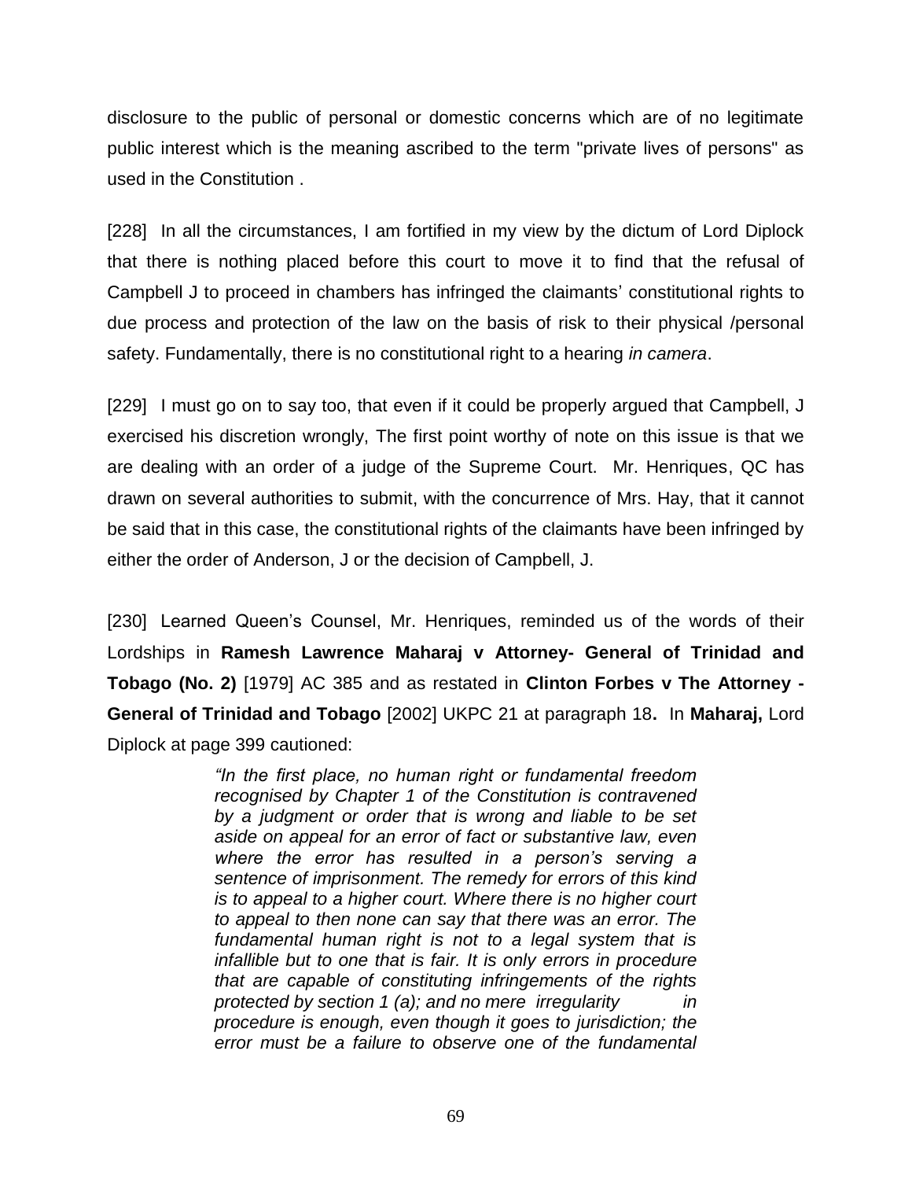disclosure to the public of personal or domestic concerns which are of no legitimate public interest which is the meaning ascribed to the term "private lives of persons" as used in the Constitution .

[228] In all the circumstances, I am fortified in my view by the dictum of Lord Diplock that there is nothing placed before this court to move it to find that the refusal of Campbell J to proceed in chambers has infringed the claimants' constitutional rights to due process and protection of the law on the basis of risk to their physical /personal safety. Fundamentally, there is no constitutional right to a hearing *in camera*.

[229] I must go on to say too, that even if it could be properly argued that Campbell, J exercised his discretion wrongly, The first point worthy of note on this issue is that we are dealing with an order of a judge of the Supreme Court. Mr. Henriques, QC has drawn on several authorities to submit, with the concurrence of Mrs. Hay, that it cannot be said that in this case, the constitutional rights of the claimants have been infringed by either the order of Anderson, J or the decision of Campbell, J.

[230] Learned Queen's Counsel, Mr. Henriques, reminded us of the words of their Lordships in **Ramesh Lawrence Maharaj v Attorney- General of Trinidad and Tobago (No. 2)** [1979] AC 385 and as restated in **Clinton Forbes v The Attorney - General of Trinidad and Tobago** [2002] UKPC 21 at paragraph 18**.** In **Maharaj,** Lord Diplock at page 399 cautioned:

> *"In the first place, no human right or fundamental freedom recognised by Chapter 1 of the Constitution is contravened by a judgment or order that is wrong and liable to be set aside on appeal for an error of fact or substantive law, even where the error has resulted in a person's serving a sentence of imprisonment. The remedy for errors of this kind is to appeal to a higher court. Where there is no higher court to appeal to then none can say that there was an error. The fundamental human right is not to a legal system that is infallible but to one that is fair. It is only errors in procedure that are capable of constituting infringements of the rights protected by section 1 (a); and no mere irregularity in procedure is enough, even though it goes to jurisdiction; the error must be a failure to observe one of the fundamental*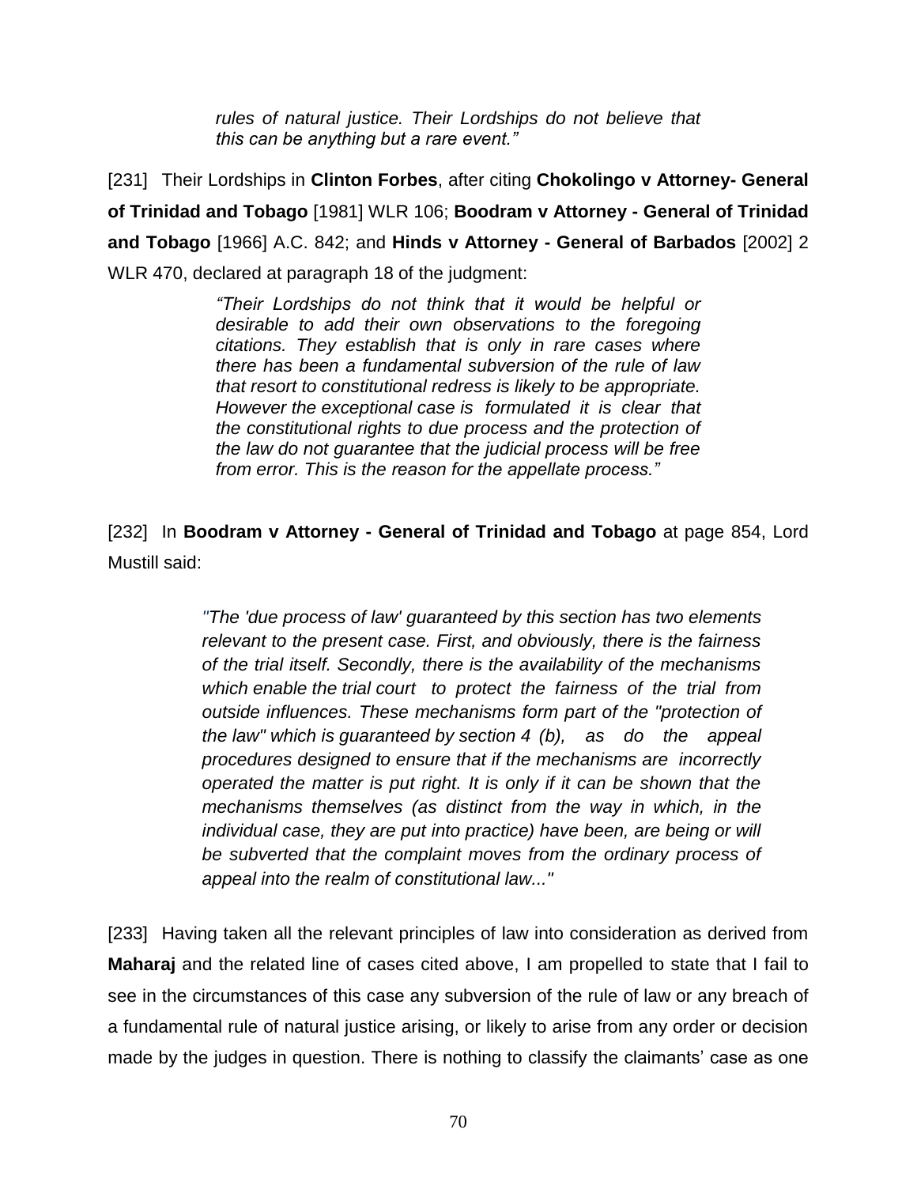> *rules of natural justice. Their Lordships do not believe that this can be anything but a rare event."*

[231] Their Lordships in **Clinton Forbes**, after citing **Chokolingo v Attorney- General of Trinidad and Tobago** [1981] WLR 106; **Boodram v Attorney - General of Trinidad and Tobago** [1966] A.C. 842; and **Hinds v Attorney - General of Barbados** [2002] 2 WLR 470, declared at paragraph 18 of the judgment:

> *"Their Lordships do not think that it would be helpful or desirable to add their own observations to the foregoing citations. They establish that is only in rare cases where there has been a fundamental subversion of the rule of law that resort to constitutional redress is likely to be appropriate. However the exceptional case is formulated it is clear that the constitutional rights to due process and the protection of the law do not guarantee that the judicial process will be free from error. This is the reason for the appellate process."*

[232] In **Boodram v Attorney - General of Trinidad and Tobago** at page 854, Lord Mustill said:

> *"The 'due process of law' guaranteed by this section has two elements relevant to the present case. First, and obviously, there is the fairness of the trial itself. Secondly, there is the availability of the mechanisms which enable the trial court to protect the fairness of the trial from outside influences. These mechanisms form part of the "protection of the law" which is guaranteed by section 4 (b), as do the appeal procedures designed to ensure that if the mechanisms are incorrectly operated the matter is put right. It is only if it can be shown that the mechanisms themselves (as distinct from the way in which, in the individual case, they are put into practice) have been, are being or will be subverted that the complaint moves from the ordinary process of appeal into the realm of constitutional law..."*

[233] Having taken all the relevant principles of law into consideration as derived from **Maharaj** and the related line of cases cited above, I am propelled to state that I fail to see in the circumstances of this case any subversion of the rule of law or any breach of a fundamental rule of natural justice arising, or likely to arise from any order or decision made by the judges in question. There is nothing to classify the claimants' case as one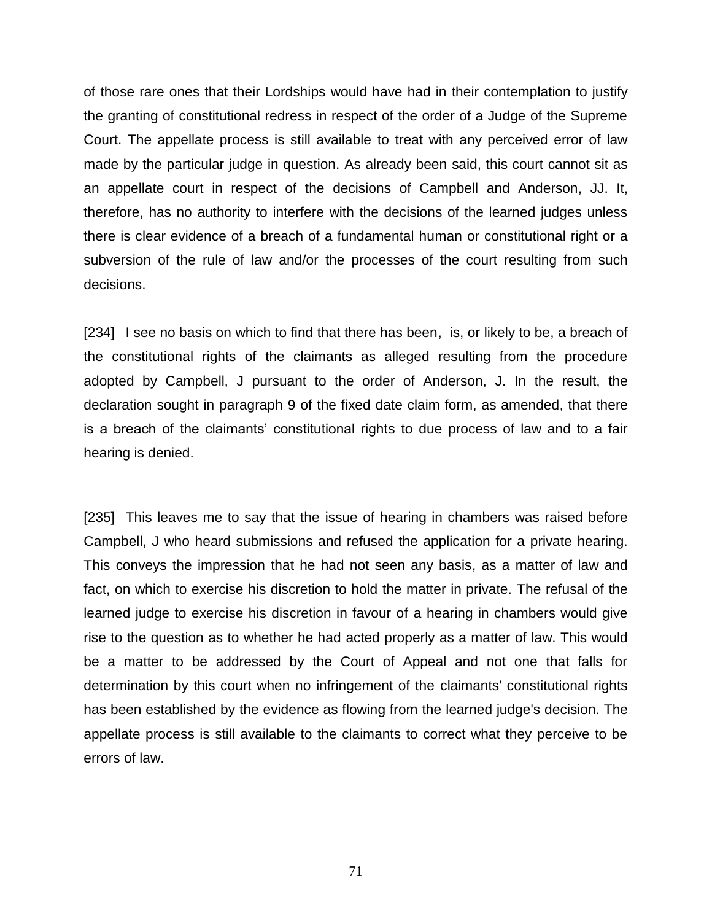of those rare ones that their Lordships would have had in their contemplation to justify the granting of constitutional redress in respect of the order of a Judge of the Supreme Court. The appellate process is still available to treat with any perceived error of law made by the particular judge in question. As already been said, this court cannot sit as an appellate court in respect of the decisions of Campbell and Anderson, JJ. It, therefore, has no authority to interfere with the decisions of the learned judges unless there is clear evidence of a breach of a fundamental human or constitutional right or a subversion of the rule of law and/or the processes of the court resulting from such decisions.

[234] I see no basis on which to find that there has been, is, or likely to be, a breach of the constitutional rights of the claimants as alleged resulting from the procedure adopted by Campbell, J pursuant to the order of Anderson, J. In the result, the declaration sought in paragraph 9 of the fixed date claim form, as amended, that there is a breach of the claimants' constitutional rights to due process of law and to a fair hearing is denied.

[235] This leaves me to say that the issue of hearing in chambers was raised before Campbell, J who heard submissions and refused the application for a private hearing. This conveys the impression that he had not seen any basis, as a matter of law and fact, on which to exercise his discretion to hold the matter in private. The refusal of the learned judge to exercise his discretion in favour of a hearing in chambers would give rise to the question as to whether he had acted properly as a matter of law. This would be a matter to be addressed by the Court of Appeal and not one that falls for determination by this court when no infringement of the claimants' constitutional rights has been established by the evidence as flowing from the learned judge's decision. The appellate process is still available to the claimants to correct what they perceive to be errors of law.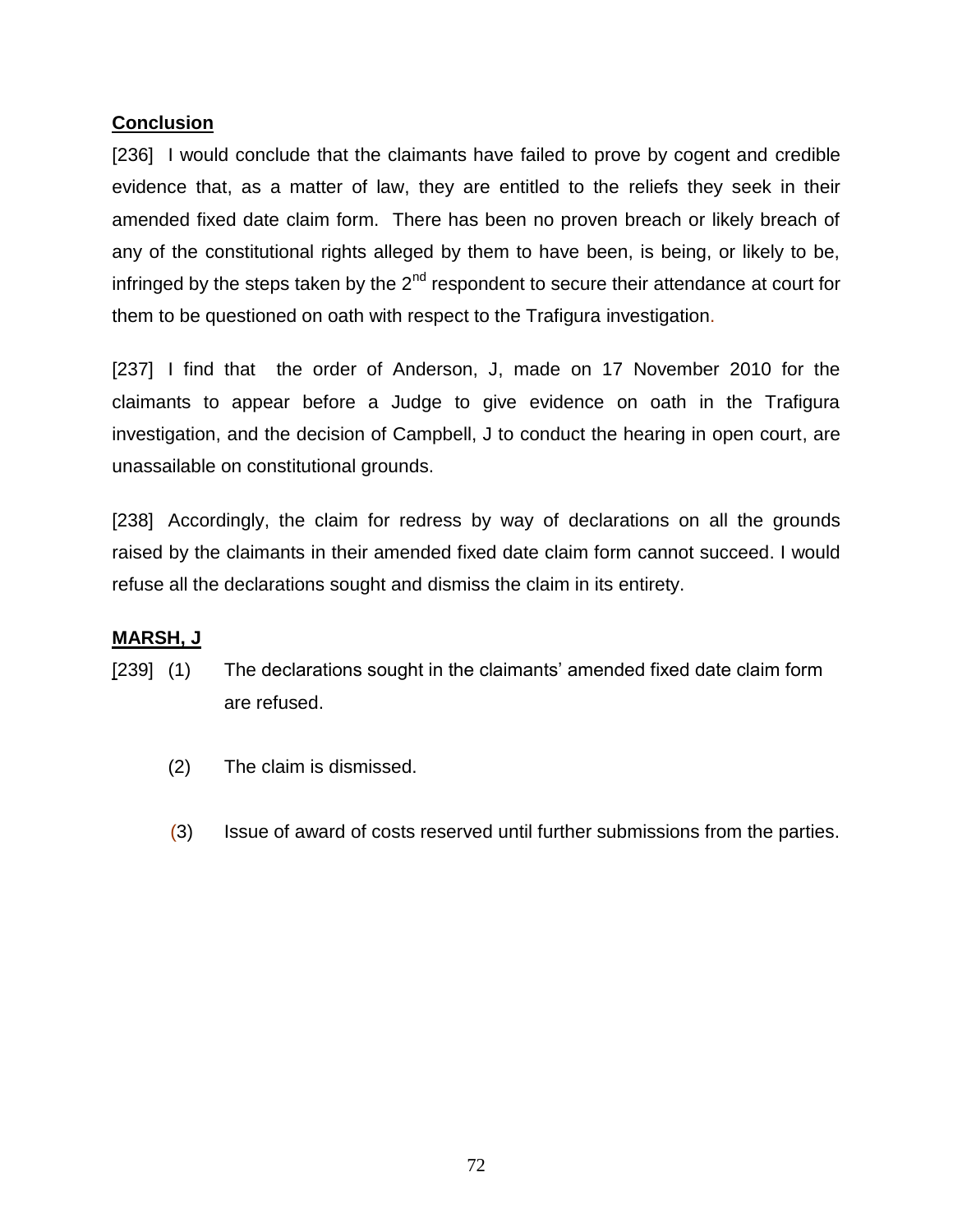**Conclusion**

[236] I would conclude that the claimants have failed to prove by cogent and credible evidence that, as a matter of law, they are entitled to the reliefs they seek in their amended fixed date claim form. There has been no proven breach or likely breach of any of the constitutional rights alleged by them to have been, is being, or likely to be, infringed by the steps taken by the 2nd respondent to secure their attendance at court for them to be questioned on oath with respect to the Trafigura investigation.

[237] I find that the order of Anderson, J, made on 17 November 2010 for the claimants to appear before a Judge to give evidence on oath in the Trafigura investigation, and the decision of Campbell, J to conduct the hearing in open court, are unassailable on constitutional grounds.

[238] Accordingly, the claim for redress by way of declarations on all the grounds raised by the claimants in their amended fixed date claim form cannot succeed. I would refuse all the declarations sought and dismiss the claim in its entirety.

**MARSH, J**

[239] (1) The declarations sought in the claimants' amended fixed date claim form are refused.

(2) The claim is dismissed.

(3) Issue of award of costs reserved until further submissions from the parties.